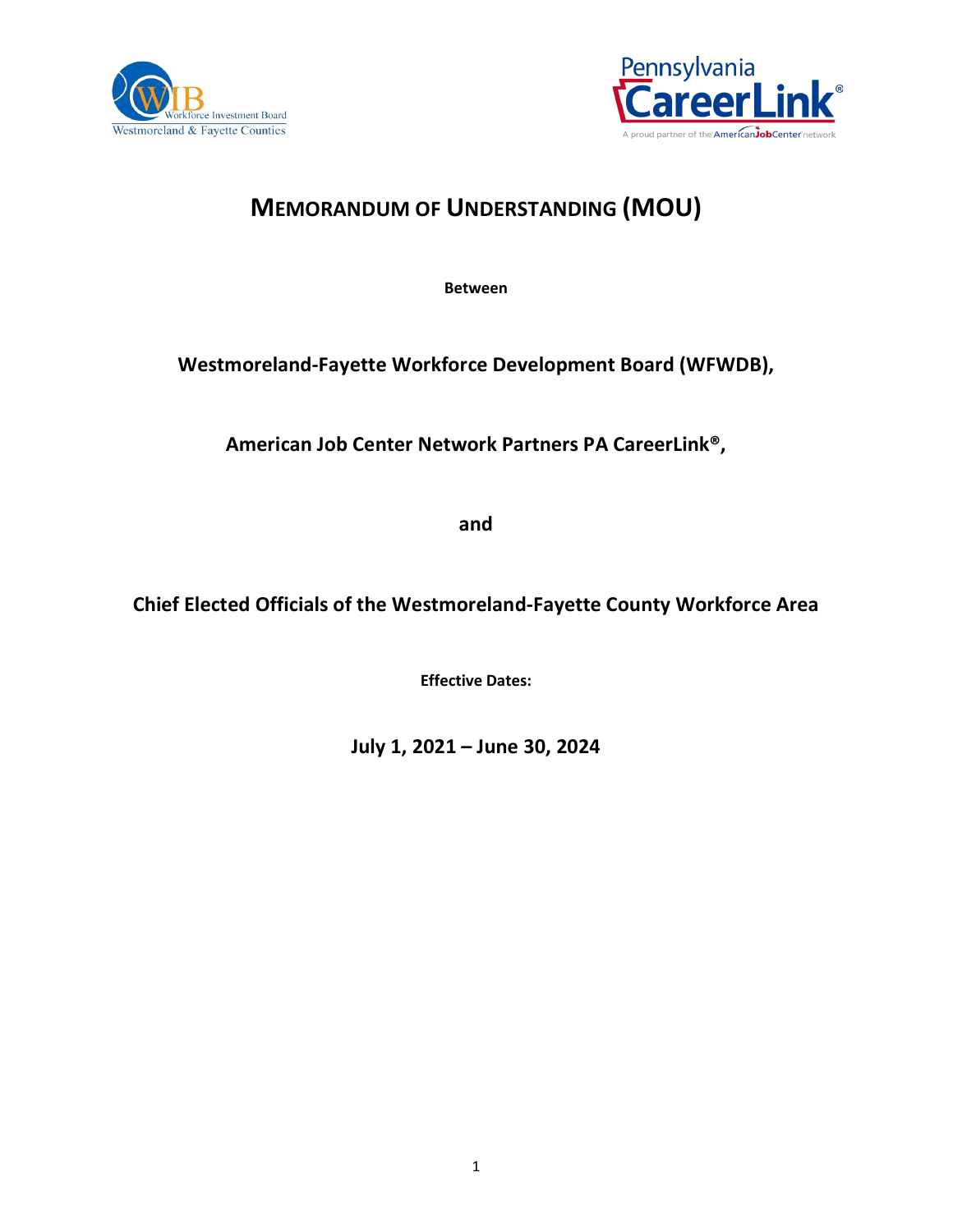# MEMORANDUM OF UNDERSTANDING (MOU)

**Between**

**Westmoreland-Fayette Workforce Development Board (WFWDB),**

**American Job Center Network Partners PA CareerLink®,**

**and**

**Chief Elected Officials of the Westmoreland-Fayette County Workforce Area**

**Effective Dates:**

**July 1, 2021 – June 30, 2024**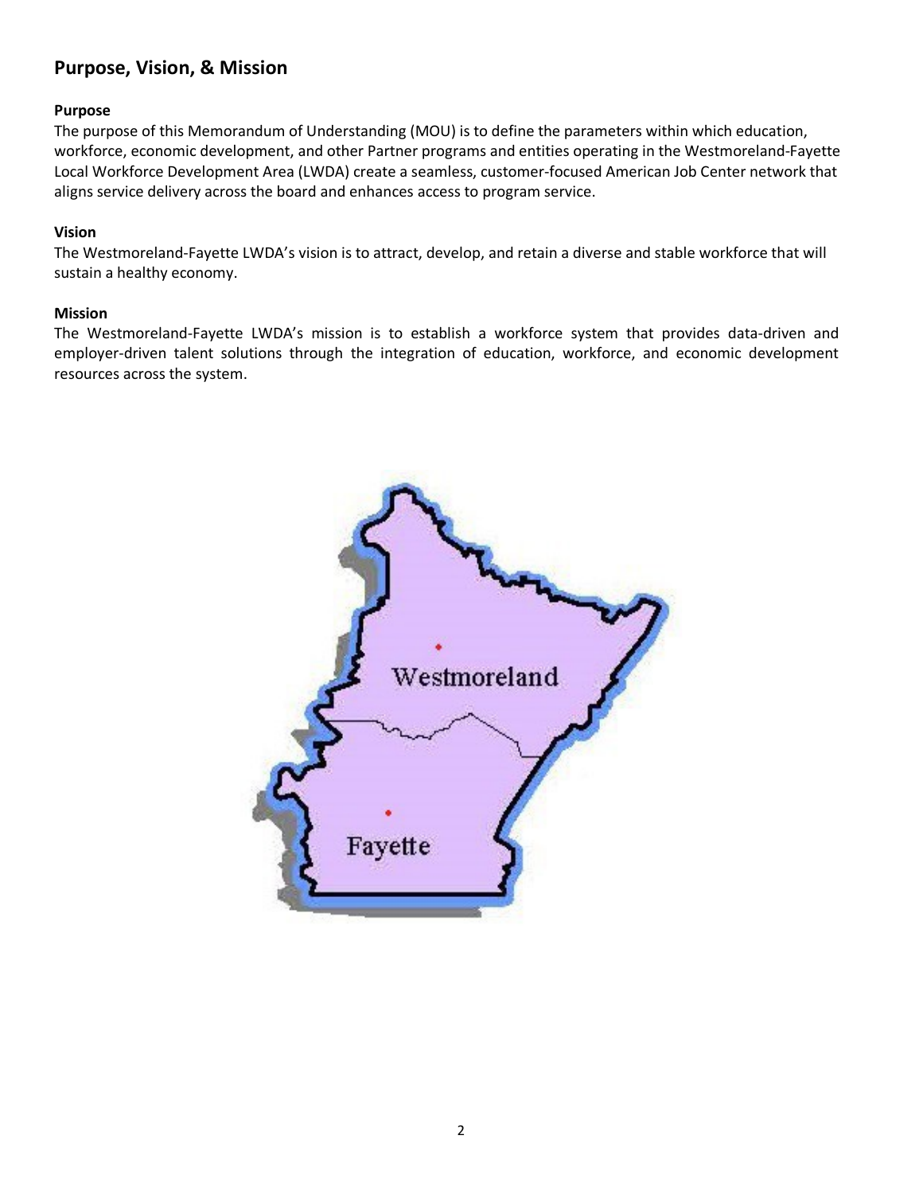## Purpose, Vision, & Mission

**Purpose**

The purpose of this Memorandum of Understanding (MOU) is to define the parameters within which education, workforce, economic development, and other Partner programs and entities operating in the Westmoreland-Fayette Local Workforce Development Area (LWDA) create a seamless, customer-focused American Job Center network that aligns service delivery across the board and enhances access to program service.

**Vision**

The Westmoreland-Fayette LWDA's vision is to attract, develop, and retain a diverse and stable workforce that will sustain a healthy economy.

**Mission**

The Westmoreland-Fayette LWDA's mission is to establish a workforce system that provides data-driven and employer-driven talent solutions through the integration of education, workforce, and economic development resources across the system.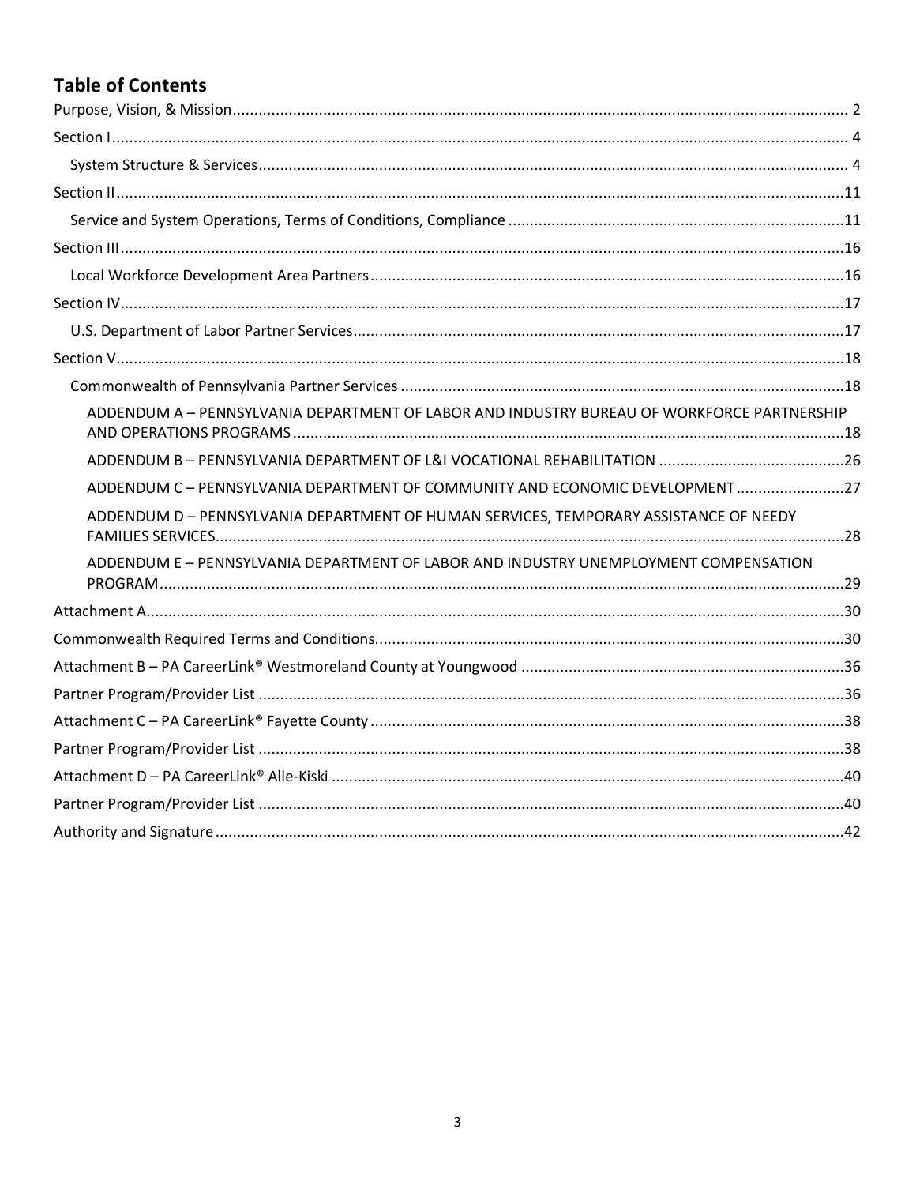## Table of Contents

- Purpose, Vision, & Mission ..... 2
- Section I ..... 4
  - System Structure & Services ..... 4
- Section II ..... 11
  - Service and System Operations, Terms of Conditions, Compliance ..... 11
- Section III ..... 16
  - Local Workforce Development Area Partners ..... 16
- Section IV ..... 17
  - U.S. Department of Labor Partner Services ..... 17
- Section V ..... 18
  - Commonwealth of Pennsylvania Partner Services ..... 18
    - ADDENDUM A – PENNSYLVANIA DEPARTMENT OF LABOR AND INDUSTRY BUREAU OF WORKFORCE PARTNERSHIP AND OPERATIONS PROGRAMS ..... 18
    - ADDENDUM B – PENNSYLVANIA DEPARTMENT OF L&I VOCATIONAL REHABILITATION ..... 26
    - ADDENDUM C – PENNSYLVANIA DEPARTMENT OF COMMUNITY AND ECONOMIC DEVELOPMENT ..... 27
    - ADDENDUM D – PENNSYLVANIA DEPARTMENT OF HUMAN SERVICES, TEMPORARY ASSISTANCE OF NEEDY FAMILIES SERVICES ..... 28
    - ADDENDUM E – PENNSYLVANIA DEPARTMENT OF LABOR AND INDUSTRY UNEMPLOYMENT COMPENSATION PROGRAM ..... 29
- Attachment A ..... 30
- Commonwealth Required Terms and Conditions ..... 30
- Attachment B – PA CareerLink® Westmoreland County at Youngwood ..... 36
- Partner Program/Provider List ..... 36
- Attachment C – PA CareerLink® Fayette County ..... 38
- Partner Program/Provider List ..... 38
- Attachment D – PA CareerLink® Alle-Kiski ..... 40
- Partner Program/Provider List ..... 40
- Authority and Signature ..... 42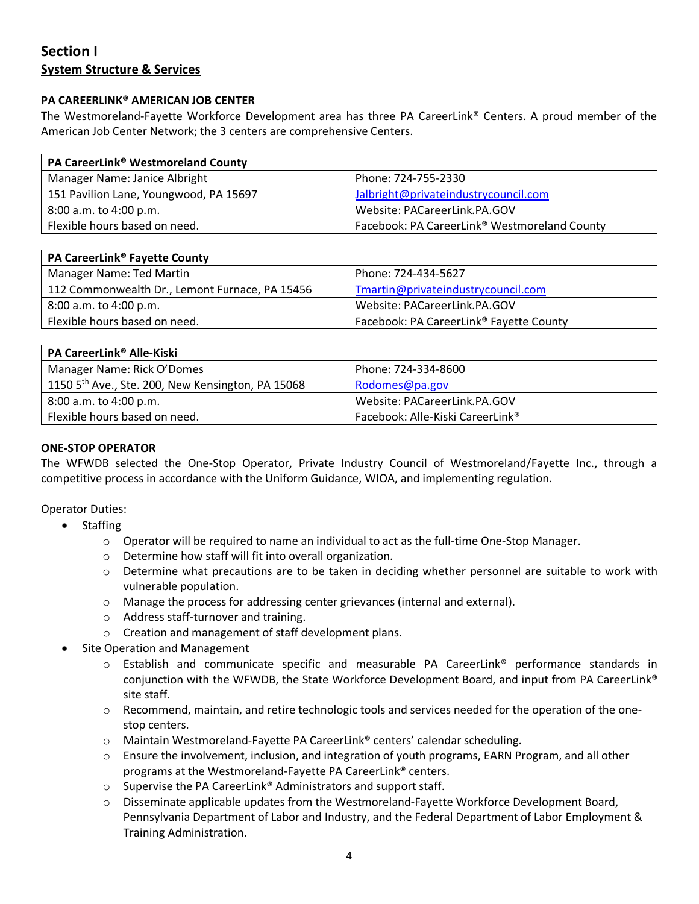## Section I

### System Structure & Services

**PA CAREERLINK® AMERICAN JOB CENTER**

The Westmoreland-Fayette Workforce Development area has three PA CareerLink® Centers. A proud member of the American Job Center Network; the 3 centers are comprehensive Centers.

| **PA CareerLink® Westmoreland County** | |
|---|---|
| Manager Name: Janice Albright | Phone: 724-755-2330 |
| 151 Pavilion Lane, Youngwood, PA 15697 | Jalbright@privateindustrycouncil.com |
| 8:00 a.m. to 4:00 p.m. | Website: PACareerLink.PA.GOV |
| Flexible hours based on need. | Facebook: PA CareerLink® Westmoreland County |

| **PA CareerLink® Fayette County** | |
|---|---|
| Manager Name: Ted Martin | Phone: 724-434-5627 |
| 112 Commonwealth Dr., Lemont Furnace, PA 15456 | Tmartin@privateindustrycouncil.com |
| 8:00 a.m. to 4:00 p.m. | Website: PACareerLink.PA.GOV |
| Flexible hours based on need. | Facebook: PA CareerLink® Fayette County |

| **PA CareerLink® Alle-Kiski** | |
|---|---|
| Manager Name: Rick O'Domes | Phone: 724-334-8600 |
| 1150 5th Ave., Ste. 200, New Kensington, PA 15068 | Rodomes@pa.gov |
| 8:00 a.m. to 4:00 p.m. | Website: PACareerLink.PA.GOV |
| Flexible hours based on need. | Facebook: Alle-Kiski CareerLink® |

**ONE-STOP OPERATOR**

The WFWDB selected the One-Stop Operator, Private Industry Council of Westmoreland/Fayette Inc., through a competitive process in accordance with the Uniform Guidance, WIOA, and implementing regulation.

Operator Duties:

- Staffing
  - Operator will be required to name an individual to act as the full-time One-Stop Manager.
  - Determine how staff will fit into overall organization.
  - Determine what precautions are to be taken in deciding whether personnel are suitable to work with vulnerable population.
  - Manage the process for addressing center grievances (internal and external).
  - Address staff-turnover and training.
  - Creation and management of staff development plans.
- Site Operation and Management
  - Establish and communicate specific and measurable PA CareerLink® performance standards in conjunction with the WFWDB, the State Workforce Development Board, and input from PA CareerLink® site staff.
  - Recommend, maintain, and retire technologic tools and services needed for the operation of the one-stop centers.
  - Maintain Westmoreland-Fayette PA CareerLink® centers' calendar scheduling.
  - Ensure the involvement, inclusion, and integration of youth programs, EARN Program, and all other programs at the Westmoreland-Fayette PA CareerLink® centers.
  - Supervise the PA CareerLink® Administrators and support staff.
  - Disseminate applicable updates from the Westmoreland-Fayette Workforce Development Board, Pennsylvania Department of Labor and Industry, and the Federal Department of Labor Employment & Training Administration.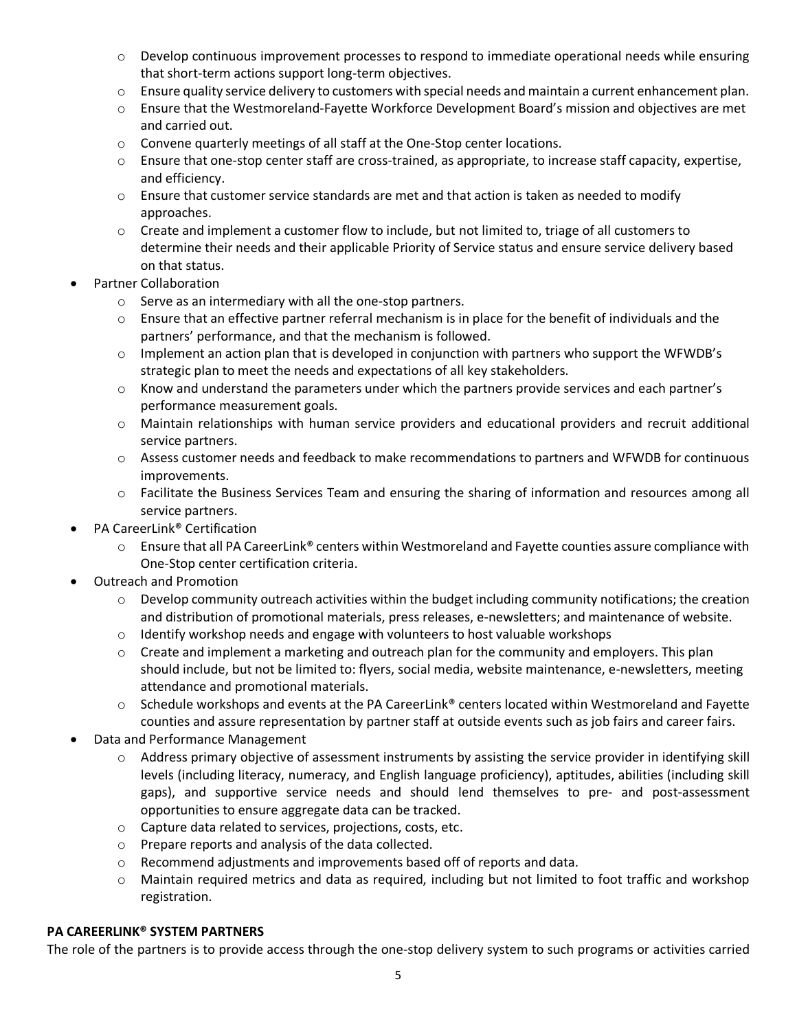- Develop continuous improvement processes to respond to immediate operational needs while ensuring that short-term actions support long-term objectives.
- Ensure quality service delivery to customers with special needs and maintain a current enhancement plan.
- Ensure that the Westmoreland-Fayette Workforce Development Board's mission and objectives are met and carried out.
- Convene quarterly meetings of all staff at the One-Stop center locations.
- Ensure that one-stop center staff are cross-trained, as appropriate, to increase staff capacity, expertise, and efficiency.
- Ensure that customer service standards are met and that action is taken as needed to modify approaches.
- Create and implement a customer flow to include, but not limited to, triage of all customers to determine their needs and their applicable Priority of Service status and ensure service delivery based on that status.

- Partner Collaboration
  - Serve as an intermediary with all the one-stop partners.
  - Ensure that an effective partner referral mechanism is in place for the benefit of individuals and the partners' performance, and that the mechanism is followed.
  - Implement an action plan that is developed in conjunction with partners who support the WFWDB's strategic plan to meet the needs and expectations of all key stakeholders.
  - Know and understand the parameters under which the partners provide services and each partner's performance measurement goals.
  - Maintain relationships with human service providers and educational providers and recruit additional service partners.
  - Assess customer needs and feedback to make recommendations to partners and WFWDB for continuous improvements.
  - Facilitate the Business Services Team and ensuring the sharing of information and resources among all service partners.
- PA CareerLink® Certification
  - Ensure that all PA CareerLink® centers within Westmoreland and Fayette counties assure compliance with One-Stop center certification criteria.
- Outreach and Promotion
  - Develop community outreach activities within the budget including community notifications; the creation and distribution of promotional materials, press releases, e-newsletters; and maintenance of website.
  - Identify workshop needs and engage with volunteers to host valuable workshops
  - Create and implement a marketing and outreach plan for the community and employers. This plan should include, but not be limited to: flyers, social media, website maintenance, e-newsletters, meeting attendance and promotional materials.
  - Schedule workshops and events at the PA CareerLink® centers located within Westmoreland and Fayette counties and assure representation by partner staff at outside events such as job fairs and career fairs.
- Data and Performance Management
  - Address primary objective of assessment instruments by assisting the service provider in identifying skill levels (including literacy, numeracy, and English language proficiency), aptitudes, abilities (including skill gaps), and supportive service needs and should lend themselves to pre- and post-assessment opportunities to ensure aggregate data can be tracked.
  - Capture data related to services, projections, costs, etc.
  - Prepare reports and analysis of the data collected.
  - Recommend adjustments and improvements based off of reports and data.
  - Maintain required metrics and data as required, including but not limited to foot traffic and workshop registration.

**PA CAREERLINK® SYSTEM PARTNERS**

The role of the partners is to provide access through the one-stop delivery system to such programs or activities carried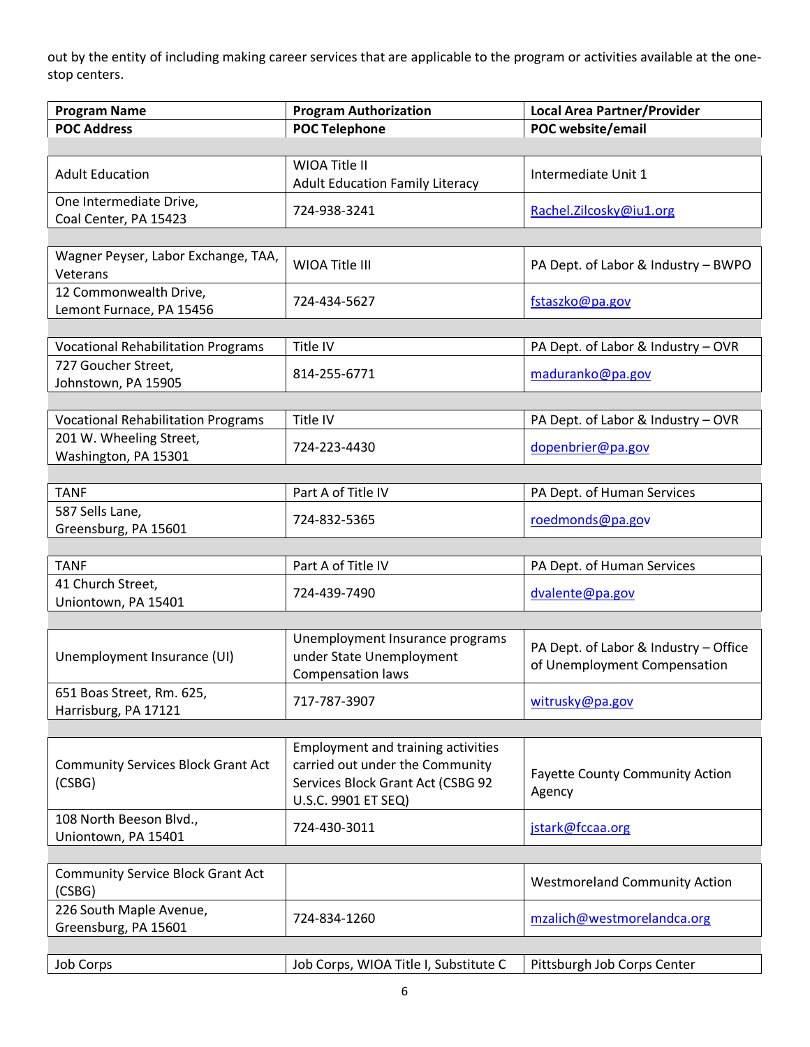out by the entity of including making career services that are applicable to the program or activities available at the one-stop centers.

| Program Name | Program Authorization | Local Area Partner/Provider |
|---|---|---|
| **POC Address** | **POC Telephone** | **POC website/email** |
| | | |
| Adult Education | WIOA Title II<br>Adult Education Family Literacy | Intermediate Unit 1 |
| One Intermediate Drive,<br>Coal Center, PA 15423 | 724-938-3241 | Rachel.Zilcosky@iu1.org |
| | | |
| Wagner Peyser, Labor Exchange, TAA, Veterans | WIOA Title III | PA Dept. of Labor & Industry – BWPO |
| 12 Commonwealth Drive,<br>Lemont Furnace, PA 15456 | 724-434-5627 | fstaszko@pa.gov |
| | | |
| Vocational Rehabilitation Programs | Title IV | PA Dept. of Labor & Industry – OVR |
| 727 Goucher Street,<br>Johnstown, PA 15905 | 814-255-6771 | maduranko@pa.gov |
| | | |
| Vocational Rehabilitation Programs | Title IV | PA Dept. of Labor & Industry – OVR |
| 201 W. Wheeling Street,<br>Washington, PA 15301 | 724-223-4430 | dopenbrier@pa.gov |
| | | |
| TANF | Part A of Title IV | PA Dept. of Human Services |
| 587 Sells Lane,<br>Greensburg, PA 15601 | 724-832-5365 | roedmonds@pa.gov |
| | | |
| TANF | Part A of Title IV | PA Dept. of Human Services |
| 41 Church Street,<br>Uniontown, PA 15401 | 724-439-7490 | dvalente@pa.gov |
| | | |
| Unemployment Insurance (UI) | Unemployment Insurance programs under State Unemployment Compensation laws | PA Dept. of Labor & Industry – Office of Unemployment Compensation |
| 651 Boas Street, Rm. 625,<br>Harrisburg, PA 17121 | 717-787-3907 | witrusky@pa.gov |
| | | |
| Community Services Block Grant Act (CSBG) | Employment and training activities carried out under the Community Services Block Grant Act (CSBG 92 U.S.C. 9901 ET SEQ) | Fayette County Community Action Agency |
| 108 North Beeson Blvd.,<br>Uniontown, PA 15401 | 724-430-3011 | jstark@fccaa.org |
| | | |
| Community Service Block Grant Act (CSBG) | | Westmoreland Community Action |
| 226 South Maple Avenue,<br>Greensburg, PA 15601 | 724-834-1260 | mzalich@westmorelandca.org |
| | | |
| Job Corps | Job Corps, WIOA Title I, Substitute C | Pittsburgh Job Corps Center |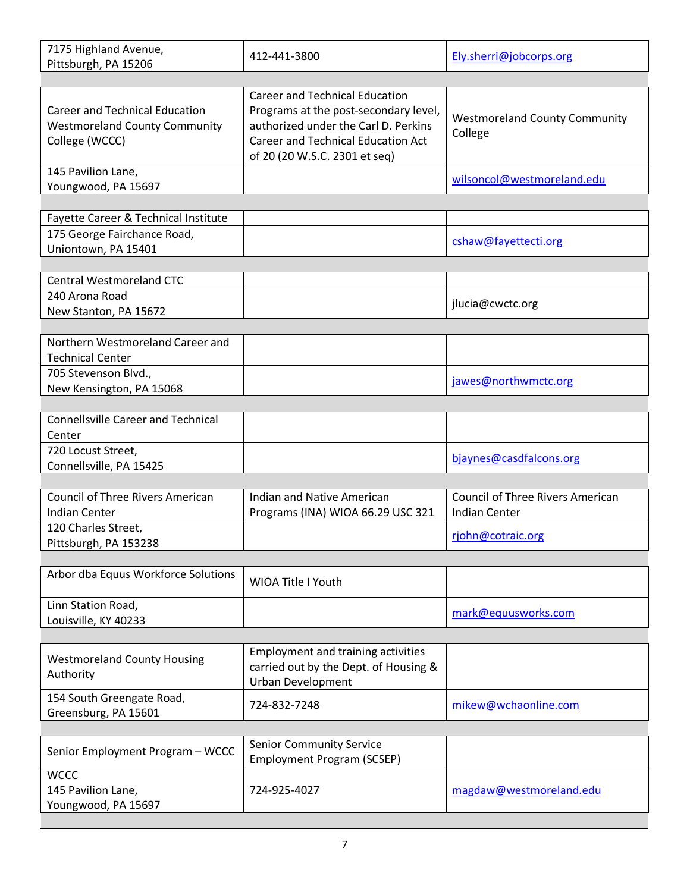| | | |
|---|---|---|
| 7175 Highland Avenue, Pittsburgh, PA 15206 | 412-441-3800 | Ely.sherri@jobcorps.org |
| | | |
| Career and Technical Education Westmoreland County Community College (WCCC) | Career and Technical Education Programs at the post-secondary level, authorized under the Carl D. Perkins Career and Technical Education Act of 20 (20 W.S.C. 2301 et seq) | Westmoreland County Community College |
| 145 Pavilion Lane, Youngwood, PA 15697 | | wilsoncol@westmoreland.edu |
| | | |
| Fayette Career & Technical Institute | | |
| 175 George Fairchance Road, Uniontown, PA 15401 | | cshaw@fayettecti.org |
| | | |
| Central Westmoreland CTC | | |
| 240 Arona Road New Stanton, PA 15672 | | jlucia@cwctc.org |
| | | |
| Northern Westmoreland Career and Technical Center | | |
| 705 Stevenson Blvd., New Kensington, PA 15068 | | jawes@northwmctc.org |
| | | |
| Connellsville Career and Technical Center | | |
| 720 Locust Street, Connellsville, PA 15425 | | bjaynes@casdfalcons.org |
| | | |
| Council of Three Rivers American Indian Center | Indian and Native American Programs (INA) WIOA 66.29 USC 321 | Council of Three Rivers American Indian Center |
| 120 Charles Street, Pittsburgh, PA 153238 | | rjohn@cotraic.org |
| | | |
| Arbor dba Equus Workforce Solutions | WIOA Title I Youth | |
| Linn Station Road, Louisville, KY 40233 | | mark@equusworks.com |
| | | |
| Westmoreland County Housing Authority | Employment and training activities carried out by the Dept. of Housing & Urban Development | |
| 154 South Greengate Road, Greensburg, PA 15601 | 724-832-7248 | mikew@wchaonline.com |
| | | |
| Senior Employment Program – WCCC | Senior Community Service Employment Program (SCSEP) | |
| WCCC 145 Pavilion Lane, Youngwood, PA 15697 | 724-925-4027 | magdaw@westmoreland.edu |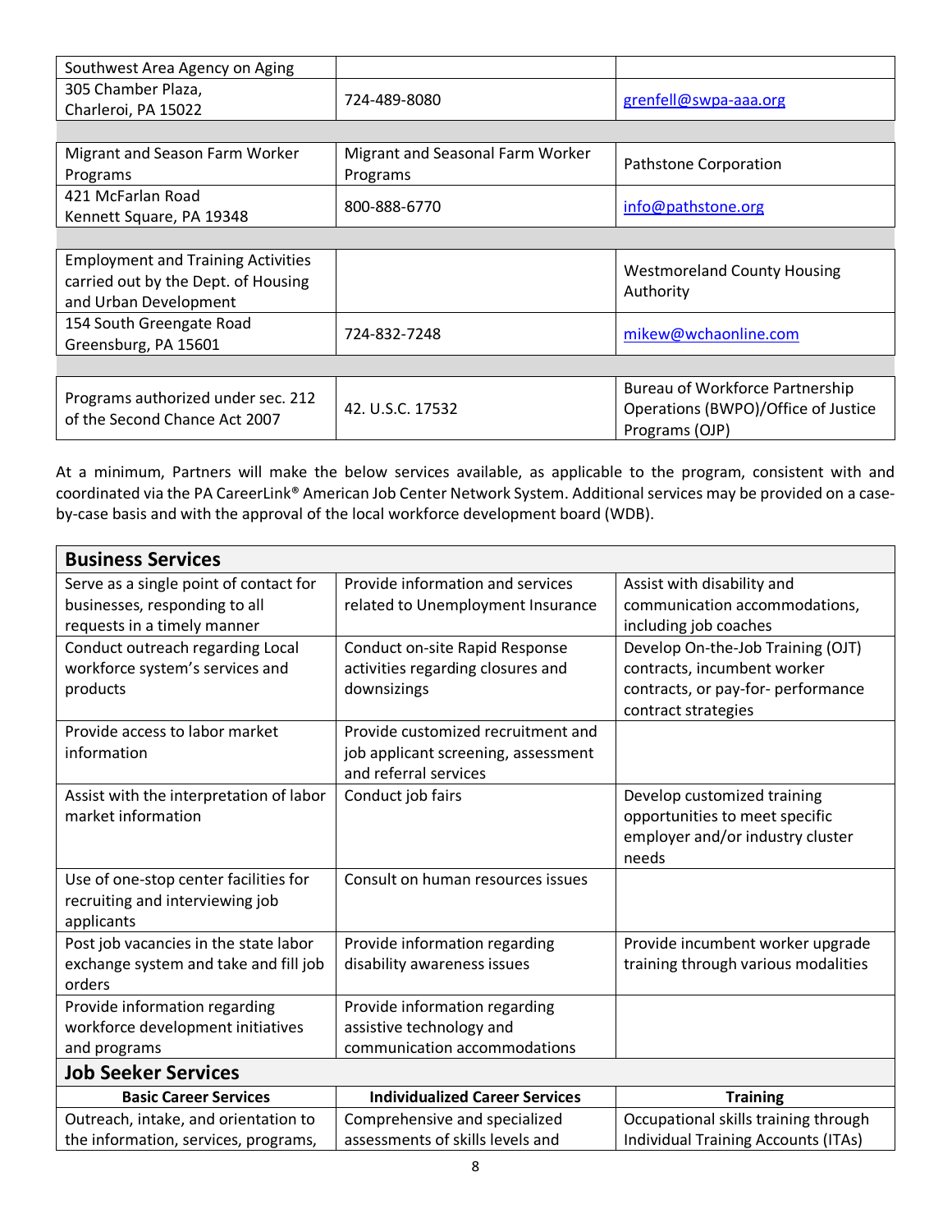| | | |
|---|---|---|
| Southwest Area Agency on Aging | | |
| 305 Chamber Plaza, Charleroi, PA 15022 | 724-489-8080 | grenfell@swpa-aaa.org |
| | | |
| Migrant and Season Farm Worker Programs | Migrant and Seasonal Farm Worker Programs | Pathstone Corporation |
| 421 McFarlan Road Kennett Square, PA 19348 | 800-888-6770 | info@pathstone.org |
| | | |
| Employment and Training Activities carried out by the Dept. of Housing and Urban Development | | Westmoreland County Housing Authority |
| 154 South Greengate Road Greensburg, PA 15601 | 724-832-7248 | mikew@wchaonline.com |
| | | |
| Programs authorized under sec. 212 of the Second Chance Act 2007 | 42. U.S.C. 17532 | Bureau of Workforce Partnership Operations (BWPO)/Office of Justice Programs (OJP) |

At a minimum, Partners will make the below services available, as applicable to the program, consistent with and coordinated via the PA CareerLink® American Job Center Network System. Additional services may be provided on a case-by-case basis and with the approval of the local workforce development board (WDB).

| **Business Services** | | |
|---|---|---|
| Serve as a single point of contact for businesses, responding to all requests in a timely manner | Provide information and services related to Unemployment Insurance | Assist with disability and communication accommodations, including job coaches |
| Conduct outreach regarding Local workforce system's services and products | Conduct on-site Rapid Response activities regarding closures and downsizings | Develop On-the-Job Training (OJT) contracts, incumbent worker contracts, or pay-for- performance contract strategies |
| Provide access to labor market information | Provide customized recruitment and job applicant screening, assessment and referral services | |
| Assist with the interpretation of labor market information | Conduct job fairs | Develop customized training opportunities to meet specific employer and/or industry cluster needs |
| Use of one-stop center facilities for recruiting and interviewing job applicants | Consult on human resources issues | |
| Post job vacancies in the state labor exchange system and take and fill job orders | Provide information regarding disability awareness issues | Provide incumbent worker upgrade training through various modalities |
| Provide information regarding workforce development initiatives and programs | Provide information regarding assistive technology and communication accommodations | |
| **Job Seeker Services** | | |
| **Basic Career Services** | **Individualized Career Services** | **Training** |
| Outreach, intake, and orientation to the information, services, programs, | Comprehensive and specialized assessments of skills levels and | Occupational skills training through Individual Training Accounts (ITAs) |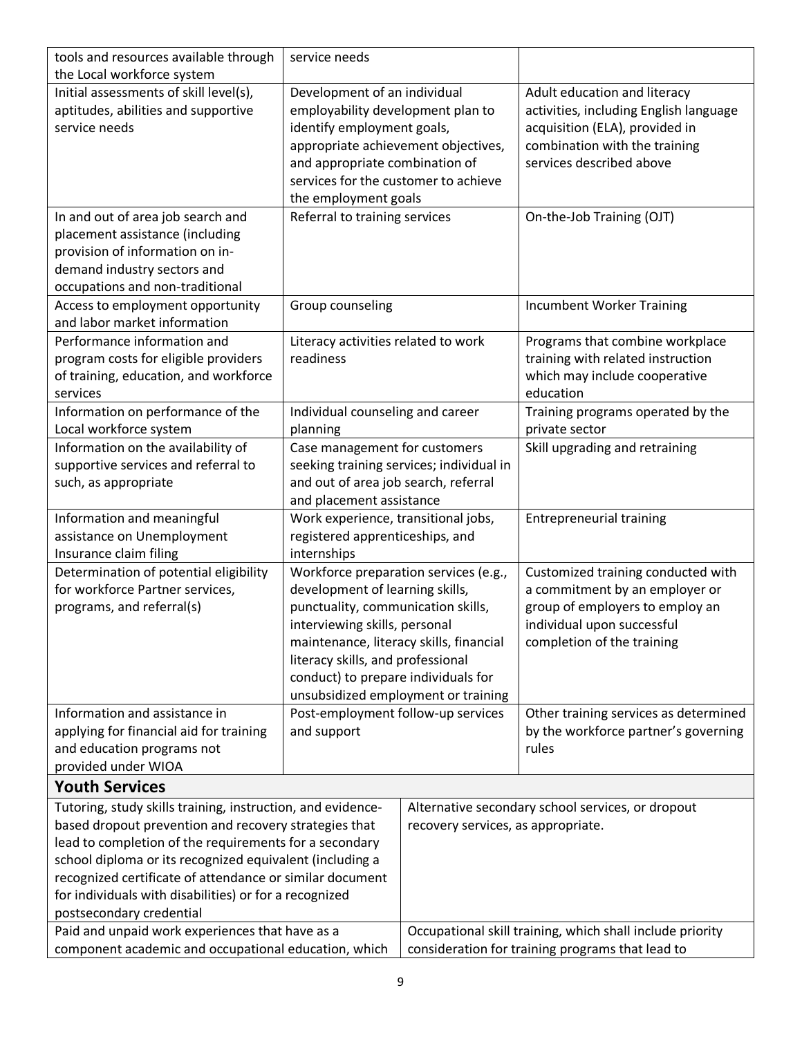| | | |
|---|---|---|
| tools and resources available through the Local workforce system | service needs | |
| Initial assessments of skill level(s), aptitudes, abilities and supportive service needs | Development of an individual employability development plan to identify employment goals, appropriate achievement objectives, and appropriate combination of services for the customer to achieve the employment goals | Adult education and literacy activities, including English language acquisition (ELA), provided in combination with the training services described above |
| In and out of area job search and placement assistance (including provision of information on in-demand industry sectors and occupations and non-traditional | Referral to training services | On-the-Job Training (OJT) |
| Access to employment opportunity and labor market information | Group counseling | Incumbent Worker Training |
| Performance information and program costs for eligible providers of training, education, and workforce services | Literacy activities related to work readiness | Programs that combine workplace training with related instruction which may include cooperative education |
| Information on performance of the Local workforce system | Individual counseling and career planning | Training programs operated by the private sector |
| Information on the availability of supportive services and referral to such, as appropriate | Case management for customers seeking training services; individual in and out of area job search, referral and placement assistance | Skill upgrading and retraining |
| Information and meaningful assistance on Unemployment Insurance claim filing | Work experience, transitional jobs, registered apprenticeships, and internships | Entrepreneurial training |
| Determination of potential eligibility for workforce Partner services, programs, and referral(s) | Workforce preparation services (e.g., development of learning skills, punctuality, communication skills, interviewing skills, personal maintenance, literacy skills, financial literacy skills, and professional conduct) to prepare individuals for unsubsidized employment or training | Customized training conducted with a commitment by an employer or group of employers to employ an individual upon successful completion of the training |
| Information and assistance in applying for financial aid for training and education programs not provided under WIOA | Post-employment follow-up services and support | Other training services as determined by the workforce partner's governing rules |

**Youth Services**

| | |
|---|---|
| Tutoring, study skills training, instruction, and evidence-based dropout prevention and recovery strategies that lead to completion of the requirements for a secondary school diploma or its recognized equivalent (including a recognized certificate of attendance or similar document for individuals with disabilities) or for a recognized postsecondary credential | Alternative secondary school services, or dropout recovery services, as appropriate. |
| Paid and unpaid work experiences that have as a component academic and occupational education, which | Occupational skill training, which shall include priority consideration for training programs that lead to |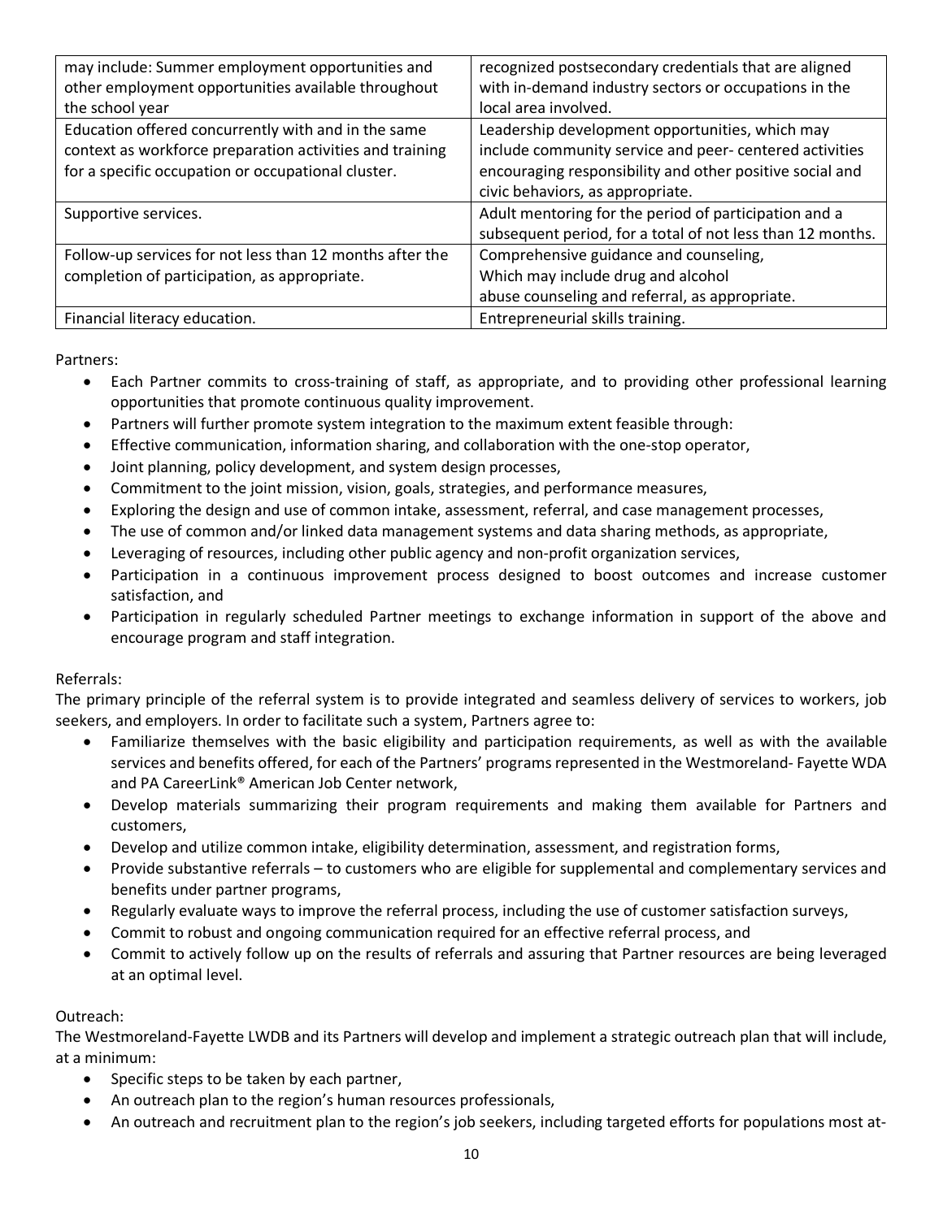| | |
|---|---|
| may include: Summer employment opportunities and other employment opportunities available throughout the school year | recognized postsecondary credentials that are aligned with in-demand industry sectors or occupations in the local area involved. |
| Education offered concurrently with and in the same context as workforce preparation activities and training for a specific occupation or occupational cluster. | Leadership development opportunities, which may include community service and peer- centered activities encouraging responsibility and other positive social and civic behaviors, as appropriate. |
| Supportive services. | Adult mentoring for the period of participation and a subsequent period, for a total of not less than 12 months. |
| Follow-up services for not less than 12 months after the completion of participation, as appropriate. | Comprehensive guidance and counseling, Which may include drug and alcohol abuse counseling and referral, as appropriate. |
| Financial literacy education. | Entrepreneurial skills training. |

Partners:

- Each Partner commits to cross-training of staff, as appropriate, and to providing other professional learning opportunities that promote continuous quality improvement.
- Partners will further promote system integration to the maximum extent feasible through:
- Effective communication, information sharing, and collaboration with the one-stop operator,
- Joint planning, policy development, and system design processes,
- Commitment to the joint mission, vision, goals, strategies, and performance measures,
- Exploring the design and use of common intake, assessment, referral, and case management processes,
- The use of common and/or linked data management systems and data sharing methods, as appropriate,
- Leveraging of resources, including other public agency and non-profit organization services,
- Participation in a continuous improvement process designed to boost outcomes and increase customer satisfaction, and
- Participation in regularly scheduled Partner meetings to exchange information in support of the above and encourage program and staff integration.

Referrals:

The primary principle of the referral system is to provide integrated and seamless delivery of services to workers, job seekers, and employers. In order to facilitate such a system, Partners agree to:

- Familiarize themselves with the basic eligibility and participation requirements, as well as with the available services and benefits offered, for each of the Partners' programs represented in the Westmoreland- Fayette WDA and PA CareerLink® American Job Center network,
- Develop materials summarizing their program requirements and making them available for Partners and customers,
- Develop and utilize common intake, eligibility determination, assessment, and registration forms,
- Provide substantive referrals – to customers who are eligible for supplemental and complementary services and benefits under partner programs,
- Regularly evaluate ways to improve the referral process, including the use of customer satisfaction surveys,
- Commit to robust and ongoing communication required for an effective referral process, and
- Commit to actively follow up on the results of referrals and assuring that Partner resources are being leveraged at an optimal level.

Outreach:

The Westmoreland-Fayette LWDB and its Partners will develop and implement a strategic outreach plan that will include, at a minimum:

- Specific steps to be taken by each partner,
- An outreach plan to the region's human resources professionals,
- An outreach and recruitment plan to the region's job seekers, including targeted efforts for populations most at-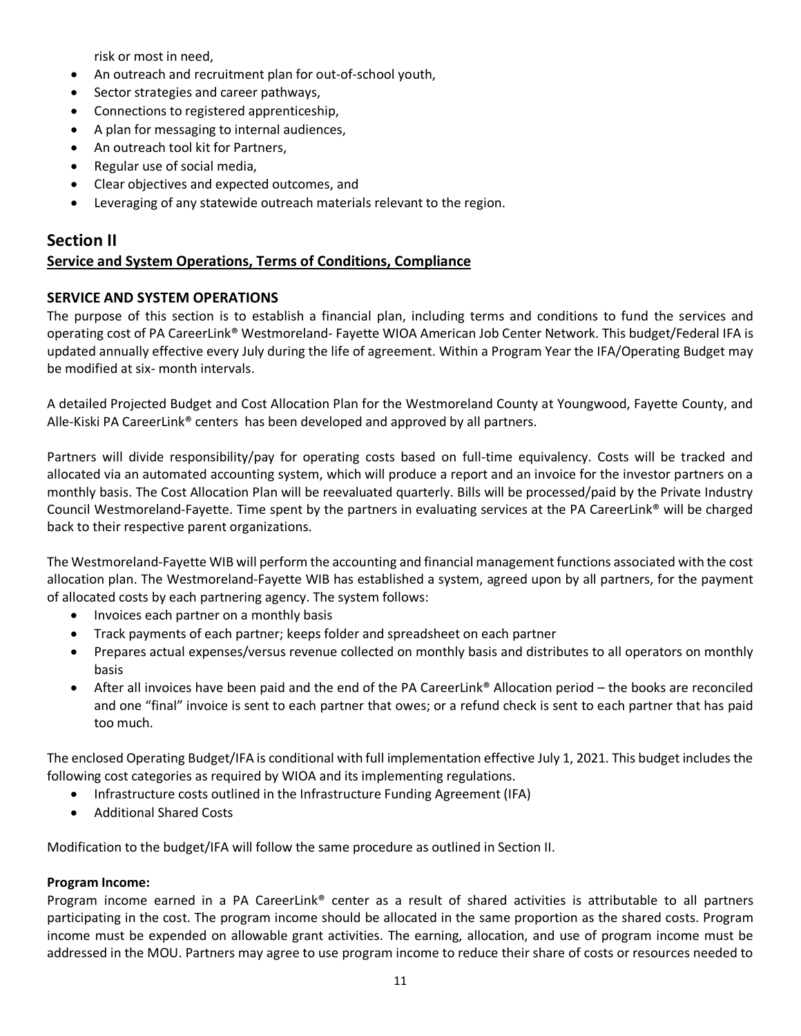risk or most in need,

- An outreach and recruitment plan for out-of-school youth,
- Sector strategies and career pathways,
- Connections to registered apprenticeship,
- A plan for messaging to internal audiences,
- An outreach tool kit for Partners,
- Regular use of social media,
- Clear objectives and expected outcomes, and
- Leveraging of any statewide outreach materials relevant to the region.

## Section II

### Service and System Operations, Terms of Conditions, Compliance

### SERVICE AND SYSTEM OPERATIONS

The purpose of this section is to establish a financial plan, including terms and conditions to fund the services and operating cost of PA CareerLink® Westmoreland- Fayette WIOA American Job Center Network. This budget/Federal IFA is updated annually effective every July during the life of agreement. Within a Program Year the IFA/Operating Budget may be modified at six- month intervals.

A detailed Projected Budget and Cost Allocation Plan for the Westmoreland County at Youngwood, Fayette County, and Alle-Kiski PA CareerLink® centers has been developed and approved by all partners.

Partners will divide responsibility/pay for operating costs based on full-time equivalency. Costs will be tracked and allocated via an automated accounting system, which will produce a report and an invoice for the investor partners on a monthly basis. The Cost Allocation Plan will be reevaluated quarterly. Bills will be processed/paid by the Private Industry Council Westmoreland-Fayette. Time spent by the partners in evaluating services at the PA CareerLink® will be charged back to their respective parent organizations.

The Westmoreland-Fayette WIB will perform the accounting and financial management functions associated with the cost allocation plan. The Westmoreland-Fayette WIB has established a system, agreed upon by all partners, for the payment of allocated costs by each partnering agency. The system follows:

- Invoices each partner on a monthly basis
- Track payments of each partner; keeps folder and spreadsheet on each partner
- Prepares actual expenses/versus revenue collected on monthly basis and distributes to all operators on monthly basis
- After all invoices have been paid and the end of the PA CareerLink® Allocation period – the books are reconciled and one "final" invoice is sent to each partner that owes; or a refund check is sent to each partner that has paid too much.

The enclosed Operating Budget/IFA is conditional with full implementation effective July 1, 2021. This budget includes the following cost categories as required by WIOA and its implementing regulations.

- Infrastructure costs outlined in the Infrastructure Funding Agreement (IFA)
- Additional Shared Costs

Modification to the budget/IFA will follow the same procedure as outlined in Section II.

**Program Income:**

Program income earned in a PA CareerLink® center as a result of shared activities is attributable to all partners participating in the cost. The program income should be allocated in the same proportion as the shared costs. Program income must be expended on allowable grant activities. The earning, allocation, and use of program income must be addressed in the MOU. Partners may agree to use program income to reduce their share of costs or resources needed to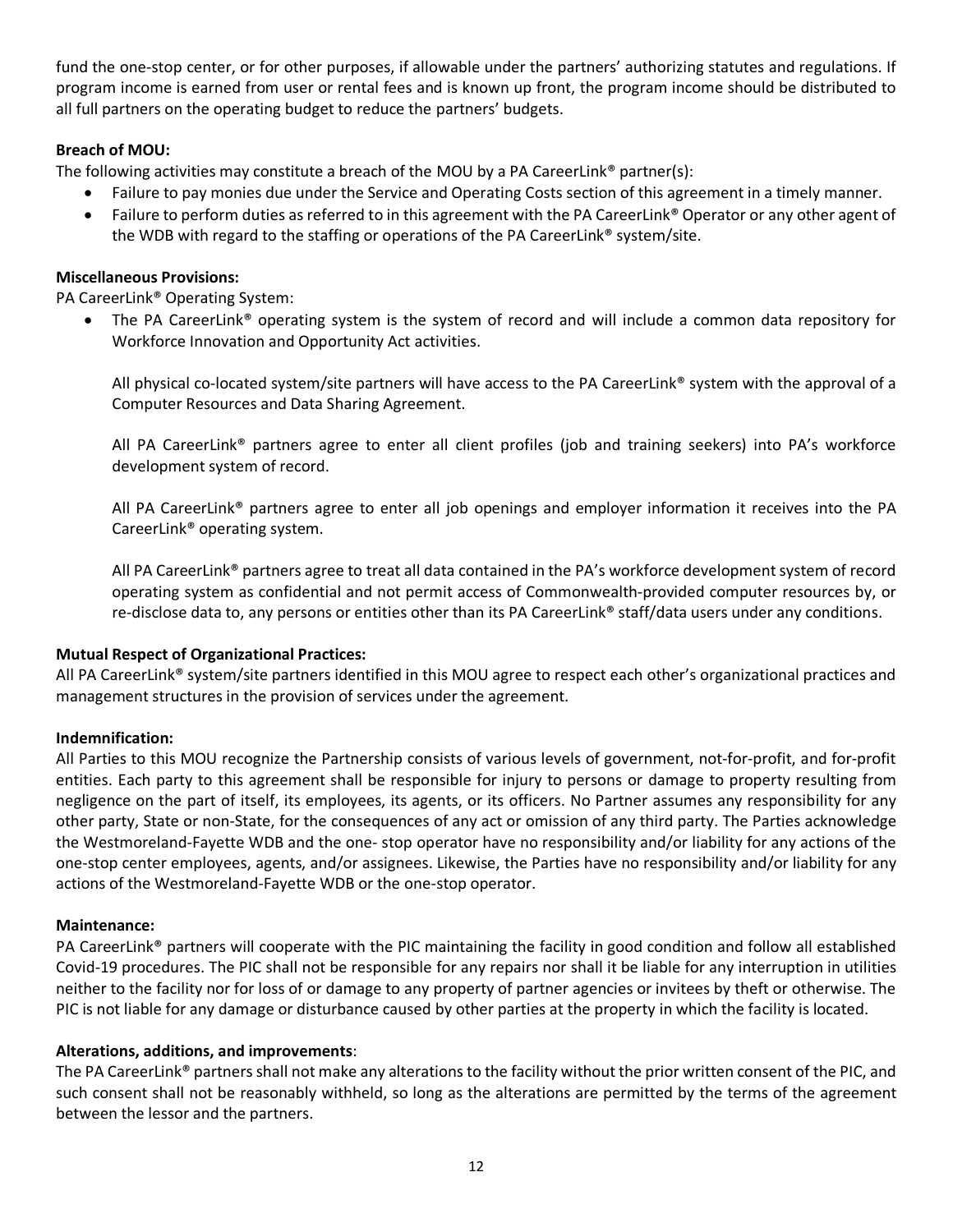fund the one-stop center, or for other purposes, if allowable under the partners' authorizing statutes and regulations. If program income is earned from user or rental fees and is known up front, the program income should be distributed to all full partners on the operating budget to reduce the partners' budgets.

**Breach of MOU:**

The following activities may constitute a breach of the MOU by a PA CareerLink® partner(s):

- Failure to pay monies due under the Service and Operating Costs section of this agreement in a timely manner.
- Failure to perform duties as referred to in this agreement with the PA CareerLink® Operator or any other agent of the WDB with regard to the staffing or operations of the PA CareerLink® system/site.

**Miscellaneous Provisions:**

PA CareerLink® Operating System:

- The PA CareerLink® operating system is the system of record and will include a common data repository for Workforce Innovation and Opportunity Act activities.

  All physical co-located system/site partners will have access to the PA CareerLink® system with the approval of a Computer Resources and Data Sharing Agreement.

  All PA CareerLink® partners agree to enter all client profiles (job and training seekers) into PA's workforce development system of record.

  All PA CareerLink® partners agree to enter all job openings and employer information it receives into the PA CareerLink® operating system.

  All PA CareerLink® partners agree to treat all data contained in the PA's workforce development system of record operating system as confidential and not permit access of Commonwealth-provided computer resources by, or re-disclose data to, any persons or entities other than its PA CareerLink® staff/data users under any conditions.

**Mutual Respect of Organizational Practices:**

All PA CareerLink® system/site partners identified in this MOU agree to respect each other's organizational practices and management structures in the provision of services under the agreement.

**Indemnification:**

All Parties to this MOU recognize the Partnership consists of various levels of government, not-for-profit, and for-profit entities. Each party to this agreement shall be responsible for injury to persons or damage to property resulting from negligence on the part of itself, its employees, its agents, or its officers. No Partner assumes any responsibility for any other party, State or non-State, for the consequences of any act or omission of any third party. The Parties acknowledge the Westmoreland-Fayette WDB and the one- stop operator have no responsibility and/or liability for any actions of the one-stop center employees, agents, and/or assignees. Likewise, the Parties have no responsibility and/or liability for any actions of the Westmoreland-Fayette WDB or the one-stop operator.

**Maintenance:**

PA CareerLink® partners will cooperate with the PIC maintaining the facility in good condition and follow all established Covid-19 procedures. The PIC shall not be responsible for any repairs nor shall it be liable for any interruption in utilities neither to the facility nor for loss of or damage to any property of partner agencies or invitees by theft or otherwise. The PIC is not liable for any damage or disturbance caused by other parties at the property in which the facility is located.

**Alterations, additions, and improvements**:

The PA CareerLink® partners shall not make any alterations to the facility without the prior written consent of the PIC, and such consent shall not be reasonably withheld, so long as the alterations are permitted by the terms of the agreement between the lessor and the partners.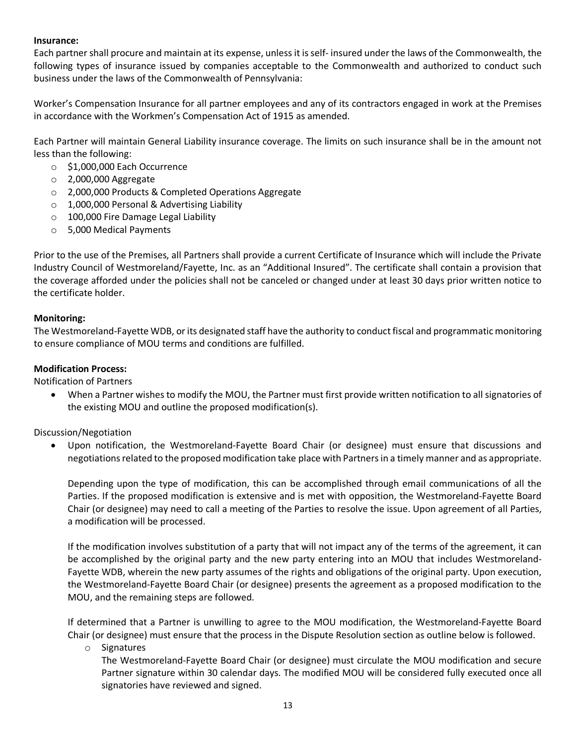**Insurance:**
Each partner shall procure and maintain at its expense, unless it is self- insured under the laws of the Commonwealth, the following types of insurance issued by companies acceptable to the Commonwealth and authorized to conduct such business under the laws of the Commonwealth of Pennsylvania:

Worker's Compensation Insurance for all partner employees and any of its contractors engaged in work at the Premises in accordance with the Workmen's Compensation Act of 1915 as amended.

Each Partner will maintain General Liability insurance coverage. The limits on such insurance shall be in the amount not less than the following:

- $1,000,000 Each Occurrence
- 2,000,000 Aggregate
- 2,000,000 Products & Completed Operations Aggregate
- 1,000,000 Personal & Advertising Liability
- 100,000 Fire Damage Legal Liability
- 5,000 Medical Payments

Prior to the use of the Premises, all Partners shall provide a current Certificate of Insurance which will include the Private Industry Council of Westmoreland/Fayette, Inc. as an "Additional Insured". The certificate shall contain a provision that the coverage afforded under the policies shall not be canceled or changed under at least 30 days prior written notice to the certificate holder.

**Monitoring:**
The Westmoreland-Fayette WDB, or its designated staff have the authority to conduct fiscal and programmatic monitoring to ensure compliance of MOU terms and conditions are fulfilled.

**Modification Process:**
Notification of Partners

- When a Partner wishes to modify the MOU, the Partner must first provide written notification to all signatories of the existing MOU and outline the proposed modification(s).

Discussion/Negotiation

- Upon notification, the Westmoreland-Fayette Board Chair (or designee) must ensure that discussions and negotiations related to the proposed modification take place with Partners in a timely manner and as appropriate.

  Depending upon the type of modification, this can be accomplished through email communications of all the Parties. If the proposed modification is extensive and is met with opposition, the Westmoreland-Fayette Board Chair (or designee) may need to call a meeting of the Parties to resolve the issue. Upon agreement of all Parties, a modification will be processed.

  If the modification involves substitution of a party that will not impact any of the terms of the agreement, it can be accomplished by the original party and the new party entering into an MOU that includes Westmoreland-Fayette WDB, wherein the new party assumes of the rights and obligations of the original party. Upon execution, the Westmoreland-Fayette Board Chair (or designee) presents the agreement as a proposed modification to the MOU, and the remaining steps are followed.

  If determined that a Partner is unwilling to agree to the MOU modification, the Westmoreland-Fayette Board Chair (or designee) must ensure that the process in the Dispute Resolution section as outline below is followed.

  - Signatures
    The Westmoreland-Fayette Board Chair (or designee) must circulate the MOU modification and secure Partner signature within 30 calendar days. The modified MOU will be considered fully executed once all signatories have reviewed and signed.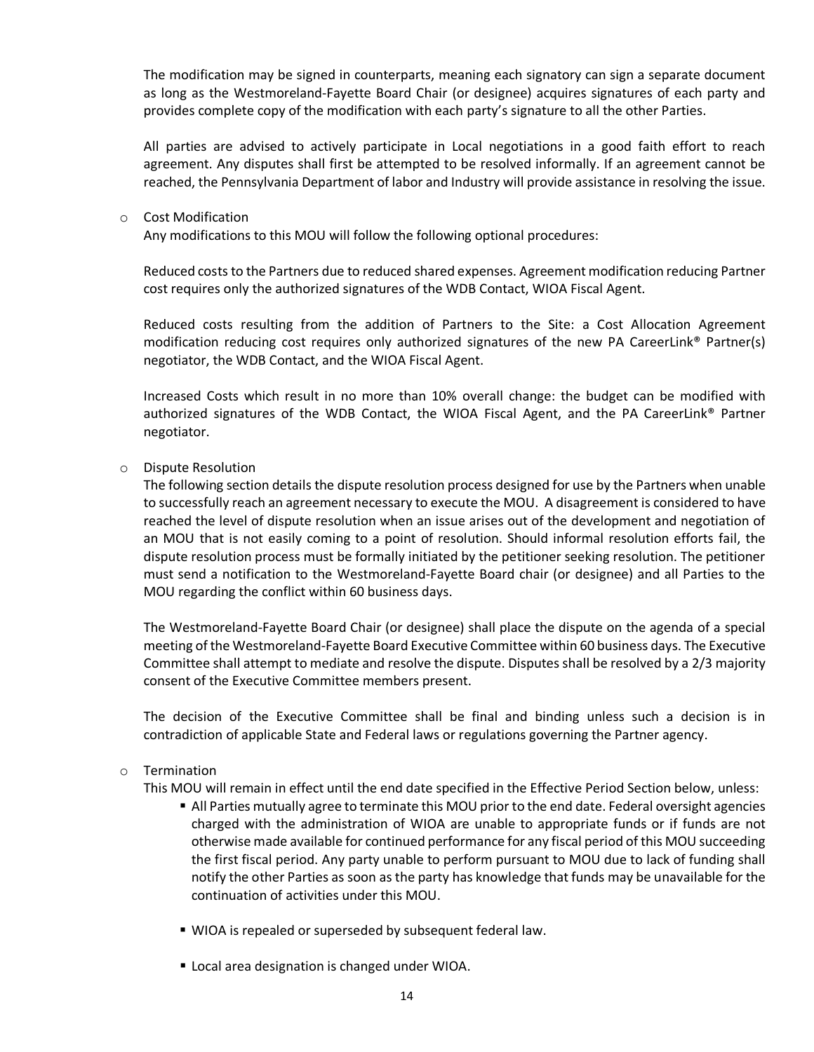The modification may be signed in counterparts, meaning each signatory can sign a separate document as long as the Westmoreland-Fayette Board Chair (or designee) acquires signatures of each party and provides complete copy of the modification with each party's signature to all the other Parties.

All parties are advised to actively participate in Local negotiations in a good faith effort to reach agreement. Any disputes shall first be attempted to be resolved informally. If an agreement cannot be reached, the Pennsylvania Department of labor and Industry will provide assistance in resolving the issue.

- Cost Modification

  Any modifications to this MOU will follow the following optional procedures:

  Reduced costs to the Partners due to reduced shared expenses. Agreement modification reducing Partner cost requires only the authorized signatures of the WDB Contact, WIOA Fiscal Agent.

  Reduced costs resulting from the addition of Partners to the Site: a Cost Allocation Agreement modification reducing cost requires only authorized signatures of the new PA CareerLink® Partner(s) negotiator, the WDB Contact, and the WIOA Fiscal Agent.

  Increased Costs which result in no more than 10% overall change: the budget can be modified with authorized signatures of the WDB Contact, the WIOA Fiscal Agent, and the PA CareerLink® Partner negotiator.

- Dispute Resolution

  The following section details the dispute resolution process designed for use by the Partners when unable to successfully reach an agreement necessary to execute the MOU. A disagreement is considered to have reached the level of dispute resolution when an issue arises out of the development and negotiation of an MOU that is not easily coming to a point of resolution. Should informal resolution efforts fail, the dispute resolution process must be formally initiated by the petitioner seeking resolution. The petitioner must send a notification to the Westmoreland-Fayette Board chair (or designee) and all Parties to the MOU regarding the conflict within 60 business days.

  The Westmoreland-Fayette Board Chair (or designee) shall place the dispute on the agenda of a special meeting of the Westmoreland-Fayette Board Executive Committee within 60 business days. The Executive Committee shall attempt to mediate and resolve the dispute. Disputes shall be resolved by a 2/3 majority consent of the Executive Committee members present.

  The decision of the Executive Committee shall be final and binding unless such a decision is in contradiction of applicable State and Federal laws or regulations governing the Partner agency.

- Termination

  This MOU will remain in effect until the end date specified in the Effective Period Section below, unless:

  - All Parties mutually agree to terminate this MOU prior to the end date. Federal oversight agencies charged with the administration of WIOA are unable to appropriate funds or if funds are not otherwise made available for continued performance for any fiscal period of this MOU succeeding the first fiscal period. Any party unable to perform pursuant to MOU due to lack of funding shall notify the other Parties as soon as the party has knowledge that funds may be unavailable for the continuation of activities under this MOU.

  - WIOA is repealed or superseded by subsequent federal law.

  - Local area designation is changed under WIOA.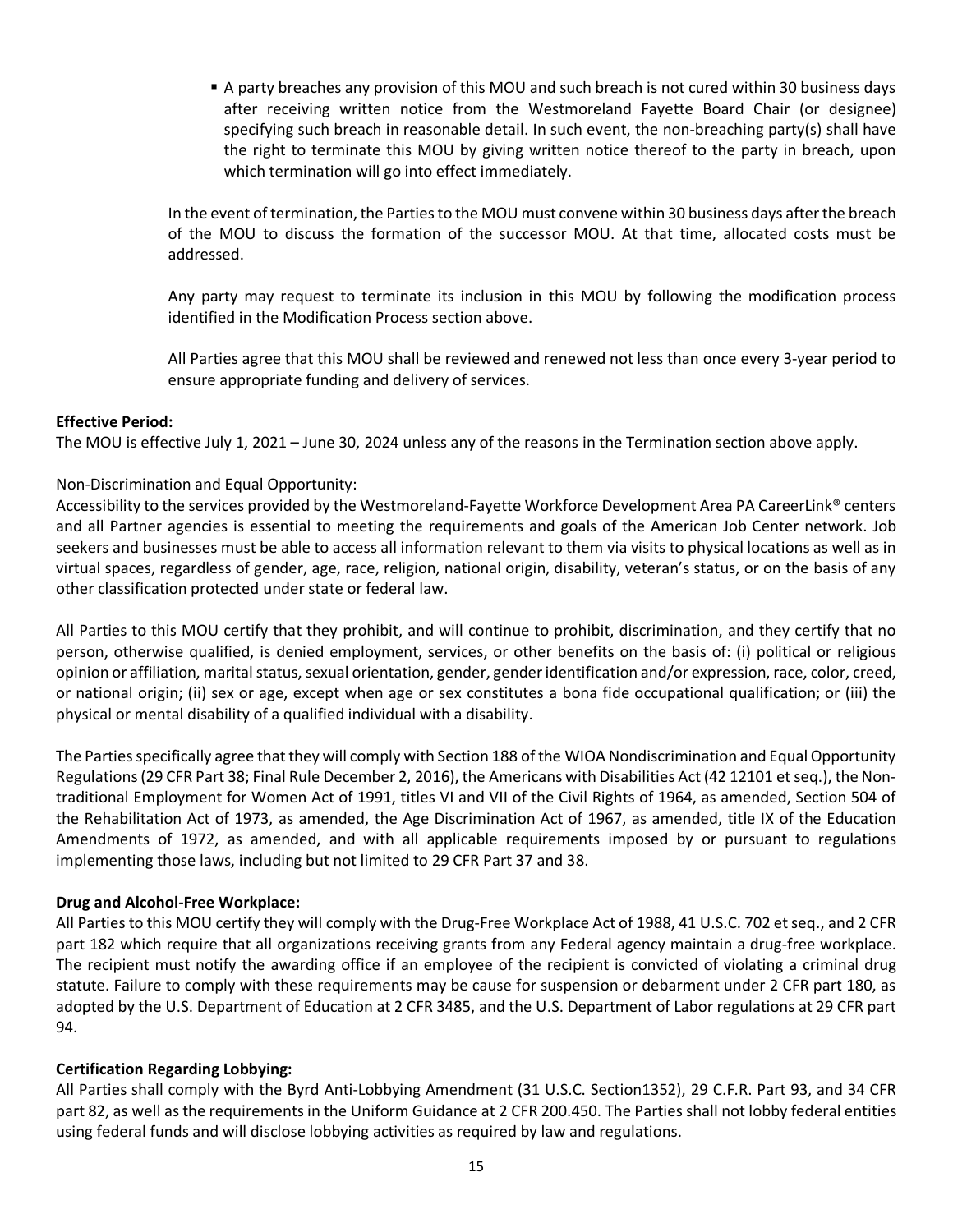- A party breaches any provision of this MOU and such breach is not cured within 30 business days after receiving written notice from the Westmoreland Fayette Board Chair (or designee) specifying such breach in reasonable detail. In such event, the non-breaching party(s) shall have the right to terminate this MOU by giving written notice thereof to the party in breach, upon which termination will go into effect immediately.

In the event of termination, the Parties to the MOU must convene within 30 business days after the breach of the MOU to discuss the formation of the successor MOU. At that time, allocated costs must be addressed.

Any party may request to terminate its inclusion in this MOU by following the modification process identified in the Modification Process section above.

All Parties agree that this MOU shall be reviewed and renewed not less than once every 3-year period to ensure appropriate funding and delivery of services.

**Effective Period:**
The MOU is effective July 1, 2021 – June 30, 2024 unless any of the reasons in the Termination section above apply.

Non-Discrimination and Equal Opportunity:
Accessibility to the services provided by the Westmoreland-Fayette Workforce Development Area PA CareerLink® centers and all Partner agencies is essential to meeting the requirements and goals of the American Job Center network. Job seekers and businesses must be able to access all information relevant to them via visits to physical locations as well as in virtual spaces, regardless of gender, age, race, religion, national origin, disability, veteran's status, or on the basis of any other classification protected under state or federal law.

All Parties to this MOU certify that they prohibit, and will continue to prohibit, discrimination, and they certify that no person, otherwise qualified, is denied employment, services, or other benefits on the basis of: (i) political or religious opinion or affiliation, marital status, sexual orientation, gender, gender identification and/or expression, race, color, creed, or national origin; (ii) sex or age, except when age or sex constitutes a bona fide occupational qualification; or (iii) the physical or mental disability of a qualified individual with a disability.

The Parties specifically agree that they will comply with Section 188 of the WIOA Nondiscrimination and Equal Opportunity Regulations (29 CFR Part 38; Final Rule December 2, 2016), the Americans with Disabilities Act (42 12101 et seq.), the Non-traditional Employment for Women Act of 1991, titles VI and VII of the Civil Rights of 1964, as amended, Section 504 of the Rehabilitation Act of 1973, as amended, the Age Discrimination Act of 1967, as amended, title IX of the Education Amendments of 1972, as amended, and with all applicable requirements imposed by or pursuant to regulations implementing those laws, including but not limited to 29 CFR Part 37 and 38.

**Drug and Alcohol-Free Workplace:**
All Parties to this MOU certify they will comply with the Drug-Free Workplace Act of 1988, 41 U.S.C. 702 et seq., and 2 CFR part 182 which require that all organizations receiving grants from any Federal agency maintain a drug-free workplace. The recipient must notify the awarding office if an employee of the recipient is convicted of violating a criminal drug statute. Failure to comply with these requirements may be cause for suspension or debarment under 2 CFR part 180, as adopted by the U.S. Department of Education at 2 CFR 3485, and the U.S. Department of Labor regulations at 29 CFR part 94.

**Certification Regarding Lobbying:**
All Parties shall comply with the Byrd Anti-Lobbying Amendment (31 U.S.C. Section1352), 29 C.F.R. Part 93, and 34 CFR part 82, as well as the requirements in the Uniform Guidance at 2 CFR 200.450. The Parties shall not lobby federal entities using federal funds and will disclose lobbying activities as required by law and regulations.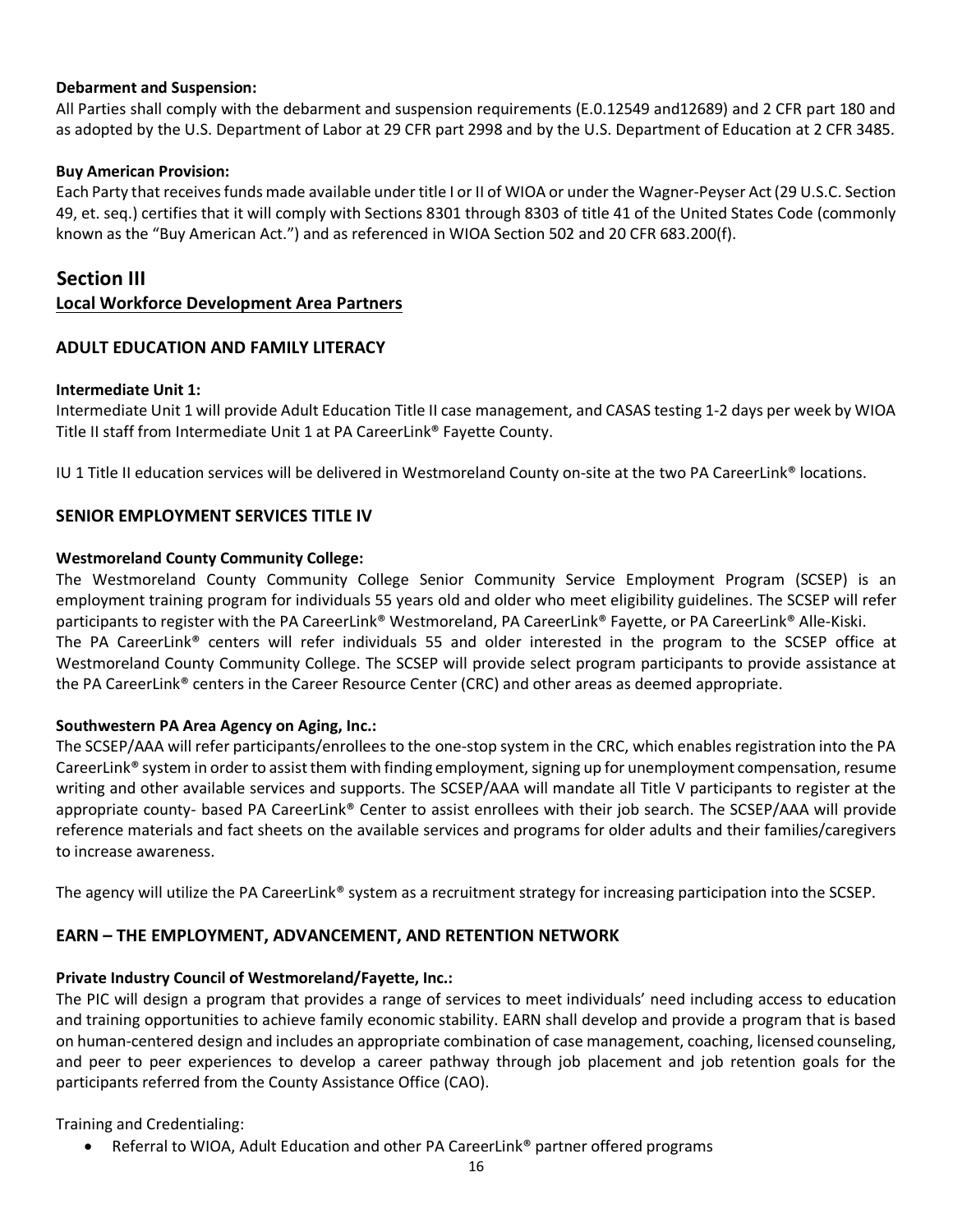**Debarment and Suspension:**
All Parties shall comply with the debarment and suspension requirements (E.0.12549 and12689) and 2 CFR part 180 and as adopted by the U.S. Department of Labor at 29 CFR part 2998 and by the U.S. Department of Education at 2 CFR 3485.

**Buy American Provision:**
Each Party that receives funds made available under title I or II of WIOA or under the Wagner-Peyser Act (29 U.S.C. Section 49, et. seq.) certifies that it will comply with Sections 8301 through 8303 of title 41 of the United States Code (commonly known as the "Buy American Act.") and as referenced in WIOA Section 502 and 20 CFR 683.200(f).

## Section III

**Local Workforce Development Area Partners**

### ADULT EDUCATION AND FAMILY LITERACY

**Intermediate Unit 1:**
Intermediate Unit 1 will provide Adult Education Title II case management, and CASAS testing 1-2 days per week by WIOA Title II staff from Intermediate Unit 1 at PA CareerLink® Fayette County.

IU 1 Title II education services will be delivered in Westmoreland County on-site at the two PA CareerLink® locations.

### SENIOR EMPLOYMENT SERVICES TITLE IV

**Westmoreland County Community College:**
The Westmoreland County Community College Senior Community Service Employment Program (SCSEP) is an employment training program for individuals 55 years old and older who meet eligibility guidelines. The SCSEP will refer participants to register with the PA CareerLink® Westmoreland, PA CareerLink® Fayette, or PA CareerLink® Alle-Kiski. The PA CareerLink® centers will refer individuals 55 and older interested in the program to the SCSEP office at Westmoreland County Community College. The SCSEP will provide select program participants to provide assistance at the PA CareerLink® centers in the Career Resource Center (CRC) and other areas as deemed appropriate.

**Southwestern PA Area Agency on Aging, Inc.:**
The SCSEP/AAA will refer participants/enrollees to the one-stop system in the CRC, which enables registration into the PA CareerLink® system in order to assist them with finding employment, signing up for unemployment compensation, resume writing and other available services and supports. The SCSEP/AAA will mandate all Title V participants to register at the appropriate county- based PA CareerLink® Center to assist enrollees with their job search. The SCSEP/AAA will provide reference materials and fact sheets on the available services and programs for older adults and their families/caregivers to increase awareness.

The agency will utilize the PA CareerLink® system as a recruitment strategy for increasing participation into the SCSEP.

### EARN – THE EMPLOYMENT, ADVANCEMENT, AND RETENTION NETWORK

**Private Industry Council of Westmoreland/Fayette, Inc.:**
The PIC will design a program that provides a range of services to meet individuals' need including access to education and training opportunities to achieve family economic stability. EARN shall develop and provide a program that is based on human-centered design and includes an appropriate combination of case management, coaching, licensed counseling, and peer to peer experiences to develop a career pathway through job placement and job retention goals for the participants referred from the County Assistance Office (CAO).

Training and Credentialing:

- Referral to WIOA, Adult Education and other PA CareerLink® partner offered programs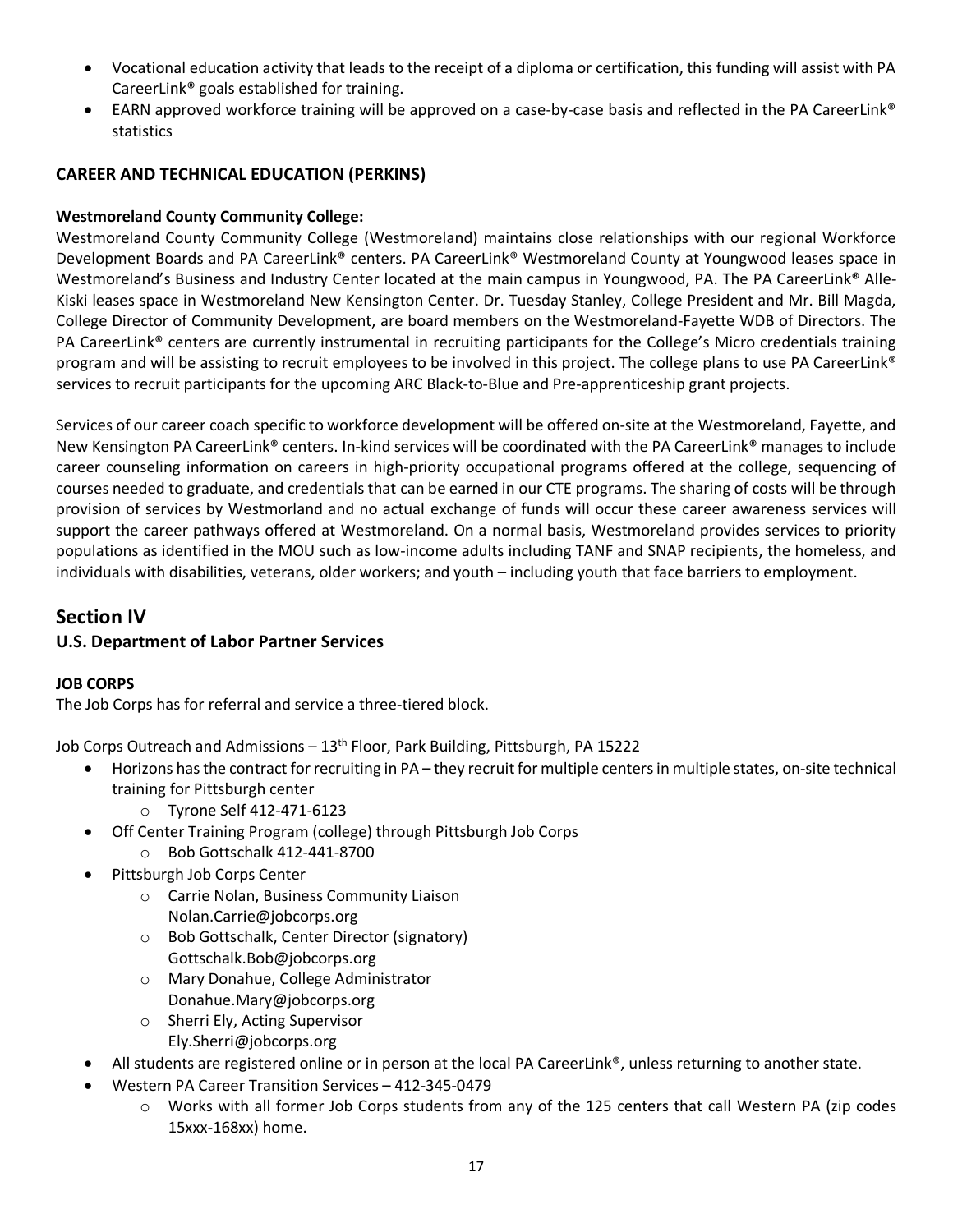- Vocational education activity that leads to the receipt of a diploma or certification, this funding will assist with PA CareerLink® goals established for training.
- EARN approved workforce training will be approved on a case-by-case basis and reflected in the PA CareerLink® statistics

### CAREER AND TECHNICAL EDUCATION (PERKINS)

**Westmoreland County Community College:**

Westmoreland County Community College (Westmoreland) maintains close relationships with our regional Workforce Development Boards and PA CareerLink® centers. PA CareerLink® Westmoreland County at Youngwood leases space in Westmoreland's Business and Industry Center located at the main campus in Youngwood, PA. The PA CareerLink® Alle-Kiski leases space in Westmoreland New Kensington Center. Dr. Tuesday Stanley, College President and Mr. Bill Magda, College Director of Community Development, are board members on the Westmoreland-Fayette WDB of Directors. The PA CareerLink® centers are currently instrumental in recruiting participants for the College's Micro credentials training program and will be assisting to recruit employees to be involved in this project. The college plans to use PA CareerLink® services to recruit participants for the upcoming ARC Black-to-Blue and Pre-apprenticeship grant projects.

Services of our career coach specific to workforce development will be offered on-site at the Westmoreland, Fayette, and New Kensington PA CareerLink® centers. In-kind services will be coordinated with the PA CareerLink® manages to include career counseling information on careers in high-priority occupational programs offered at the college, sequencing of courses needed to graduate, and credentials that can be earned in our CTE programs. The sharing of costs will be through provision of services by Westmorland and no actual exchange of funds will occur these career awareness services will support the career pathways offered at Westmoreland. On a normal basis, Westmoreland provides services to priority populations as identified in the MOU such as low-income adults including TANF and SNAP recipients, the homeless, and individuals with disabilities, veterans, older workers; and youth – including youth that face barriers to employment.

## Section IV

### U.S. Department of Labor Partner Services

**JOB CORPS**

The Job Corps has for referral and service a three-tiered block.

Job Corps Outreach and Admissions – 13th Floor, Park Building, Pittsburgh, PA 15222

- Horizons has the contract for recruiting in PA – they recruit for multiple centers in multiple states, on-site technical training for Pittsburgh center
  - Tyrone Self 412-471-6123
- Off Center Training Program (college) through Pittsburgh Job Corps
  - Bob Gottschalk 412-441-8700
- Pittsburgh Job Corps Center
  - Carrie Nolan, Business Community Liaison
    Nolan.Carrie@jobcorps.org
  - Bob Gottschalk, Center Director (signatory)
    Gottschalk.Bob@jobcorps.org
  - Mary Donahue, College Administrator
    Donahue.Mary@jobcorps.org
  - Sherri Ely, Acting Supervisor
    Ely.Sherri@jobcorps.org
- All students are registered online or in person at the local PA CareerLink®, unless returning to another state.
- Western PA Career Transition Services – 412-345-0479
  - Works with all former Job Corps students from any of the 125 centers that call Western PA (zip codes 15xxx-168xx) home.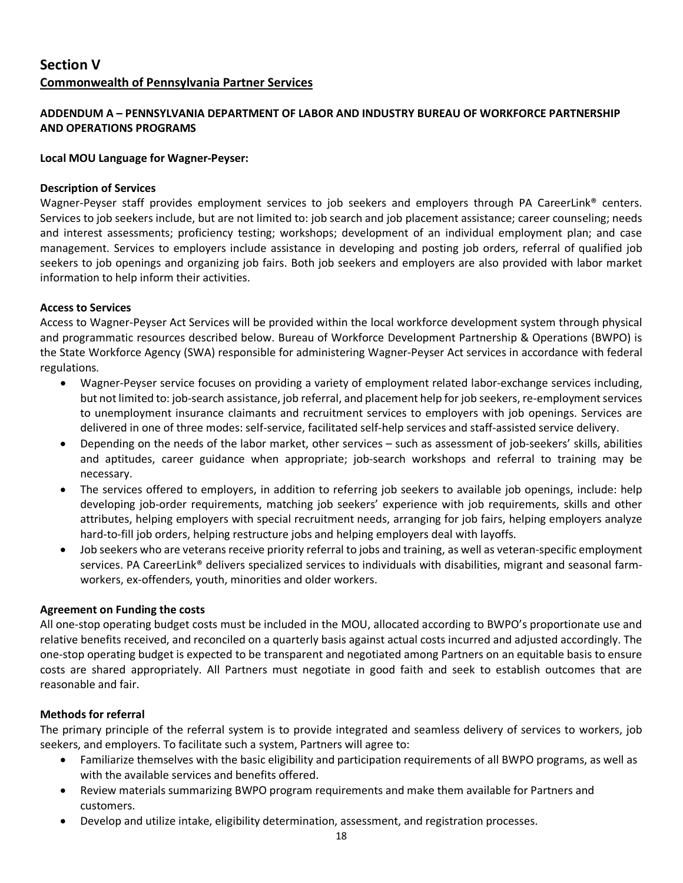## Section V

## Commonwealth of Pennsylvania Partner Services

### ADDENDUM A – PENNSYLVANIA DEPARTMENT OF LABOR AND INDUSTRY BUREAU OF WORKFORCE PARTNERSHIP AND OPERATIONS PROGRAMS

**Local MOU Language for Wagner-Peyser:**

**Description of Services**

Wagner-Peyser staff provides employment services to job seekers and employers through PA CareerLink® centers. Services to job seekers include, but are not limited to: job search and job placement assistance; career counseling; needs and interest assessments; proficiency testing; workshops; development of an individual employment plan; and case management. Services to employers include assistance in developing and posting job orders, referral of qualified job seekers to job openings and organizing job fairs. Both job seekers and employers are also provided with labor market information to help inform their activities.

**Access to Services**

Access to Wagner-Peyser Act Services will be provided within the local workforce development system through physical and programmatic resources described below. Bureau of Workforce Development Partnership & Operations (BWPO) is the State Workforce Agency (SWA) responsible for administering Wagner-Peyser Act services in accordance with federal regulations.

- Wagner-Peyser service focuses on providing a variety of employment related labor-exchange services including, but not limited to: job-search assistance, job referral, and placement help for job seekers, re-employment services to unemployment insurance claimants and recruitment services to employers with job openings. Services are delivered in one of three modes: self-service, facilitated self-help services and staff-assisted service delivery.
- Depending on the needs of the labor market, other services – such as assessment of job-seekers' skills, abilities and aptitudes, career guidance when appropriate; job-search workshops and referral to training may be necessary.
- The services offered to employers, in addition to referring job seekers to available job openings, include: help developing job-order requirements, matching job seekers' experience with job requirements, skills and other attributes, helping employers with special recruitment needs, arranging for job fairs, helping employers analyze hard-to-fill job orders, helping restructure jobs and helping employers deal with layoffs.
- Job seekers who are veterans receive priority referral to jobs and training, as well as veteran-specific employment services. PA CareerLink® delivers specialized services to individuals with disabilities, migrant and seasonal farm-workers, ex-offenders, youth, minorities and older workers.

**Agreement on Funding the costs**

All one-stop operating budget costs must be included in the MOU, allocated according to BWPO's proportionate use and relative benefits received, and reconciled on a quarterly basis against actual costs incurred and adjusted accordingly. The one-stop operating budget is expected to be transparent and negotiated among Partners on an equitable basis to ensure costs are shared appropriately. All Partners must negotiate in good faith and seek to establish outcomes that are reasonable and fair.

**Methods for referral**

The primary principle of the referral system is to provide integrated and seamless delivery of services to workers, job seekers, and employers. To facilitate such a system, Partners will agree to:

- Familiarize themselves with the basic eligibility and participation requirements of all BWPO programs, as well as with the available services and benefits offered.
- Review materials summarizing BWPO program requirements and make them available for Partners and customers.
- Develop and utilize intake, eligibility determination, assessment, and registration processes.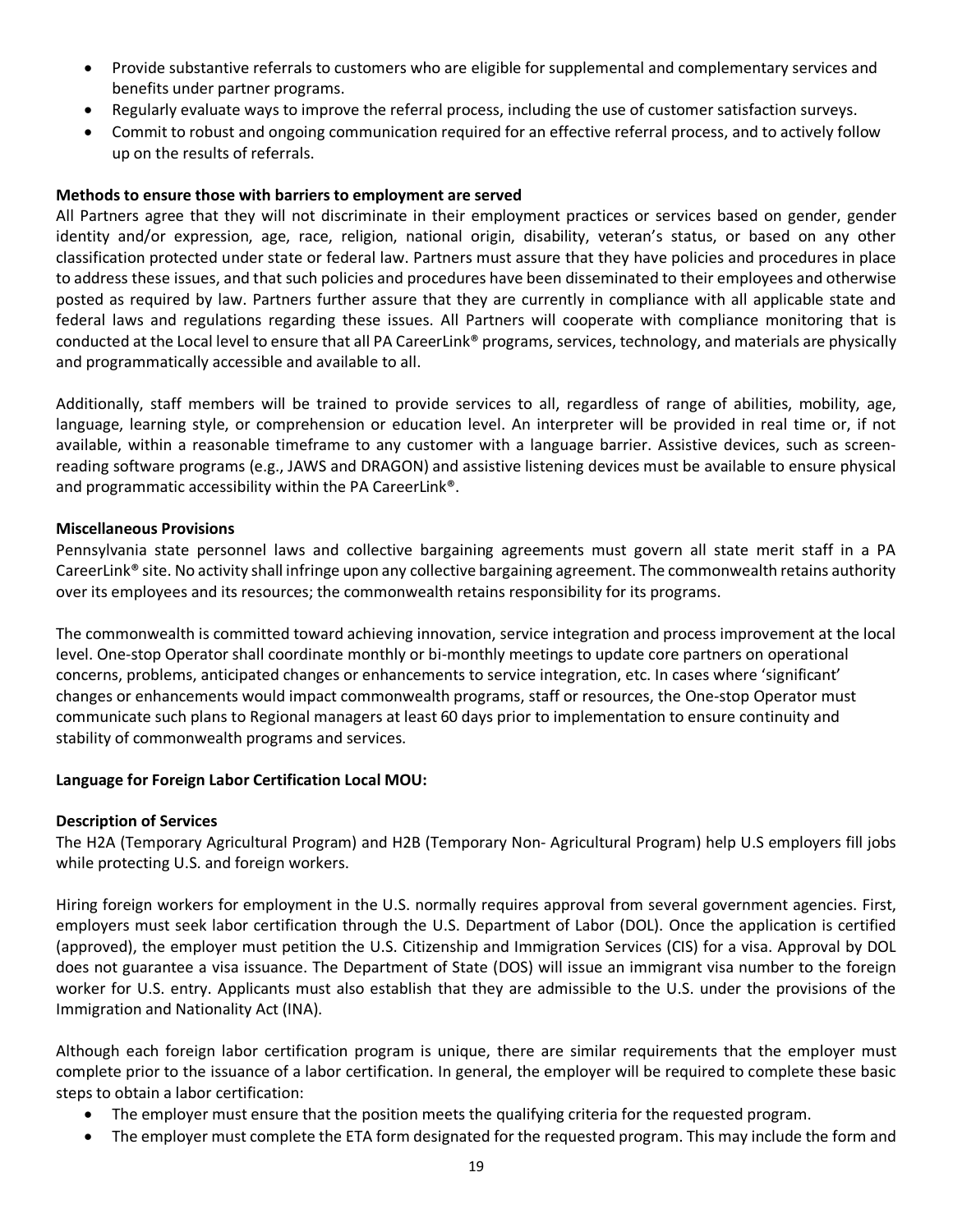- Provide substantive referrals to customers who are eligible for supplemental and complementary services and benefits under partner programs.
- Regularly evaluate ways to improve the referral process, including the use of customer satisfaction surveys.
- Commit to robust and ongoing communication required for an effective referral process, and to actively follow up on the results of referrals.

**Methods to ensure those with barriers to employment are served**

All Partners agree that they will not discriminate in their employment practices or services based on gender, gender identity and/or expression, age, race, religion, national origin, disability, veteran's status, or based on any other classification protected under state or federal law. Partners must assure that they have policies and procedures in place to address these issues, and that such policies and procedures have been disseminated to their employees and otherwise posted as required by law. Partners further assure that they are currently in compliance with all applicable state and federal laws and regulations regarding these issues. All Partners will cooperate with compliance monitoring that is conducted at the Local level to ensure that all PA CareerLink® programs, services, technology, and materials are physically and programmatically accessible and available to all.

Additionally, staff members will be trained to provide services to all, regardless of range of abilities, mobility, age, language, learning style, or comprehension or education level. An interpreter will be provided in real time or, if not available, within a reasonable timeframe to any customer with a language barrier. Assistive devices, such as screen-reading software programs (e.g., JAWS and DRAGON) and assistive listening devices must be available to ensure physical and programmatic accessibility within the PA CareerLink®.

**Miscellaneous Provisions**

Pennsylvania state personnel laws and collective bargaining agreements must govern all state merit staff in a PA CareerLink® site. No activity shall infringe upon any collective bargaining agreement. The commonwealth retains authority over its employees and its resources; the commonwealth retains responsibility for its programs.

The commonwealth is committed toward achieving innovation, service integration and process improvement at the local level. One-stop Operator shall coordinate monthly or bi-monthly meetings to update core partners on operational concerns, problems, anticipated changes or enhancements to service integration, etc. In cases where 'significant' changes or enhancements would impact commonwealth programs, staff or resources, the One-stop Operator must communicate such plans to Regional managers at least 60 days prior to implementation to ensure continuity and stability of commonwealth programs and services.

**Language for Foreign Labor Certification Local MOU:**

**Description of Services**

The H2A (Temporary Agricultural Program) and H2B (Temporary Non- Agricultural Program) help U.S employers fill jobs while protecting U.S. and foreign workers.

Hiring foreign workers for employment in the U.S. normally requires approval from several government agencies. First, employers must seek labor certification through the U.S. Department of Labor (DOL). Once the application is certified (approved), the employer must petition the U.S. Citizenship and Immigration Services (CIS) for a visa. Approval by DOL does not guarantee a visa issuance. The Department of State (DOS) will issue an immigrant visa number to the foreign worker for U.S. entry. Applicants must also establish that they are admissible to the U.S. under the provisions of the Immigration and Nationality Act (INA).

Although each foreign labor certification program is unique, there are similar requirements that the employer must complete prior to the issuance of a labor certification. In general, the employer will be required to complete these basic steps to obtain a labor certification:

- The employer must ensure that the position meets the qualifying criteria for the requested program.
- The employer must complete the ETA form designated for the requested program. This may include the form and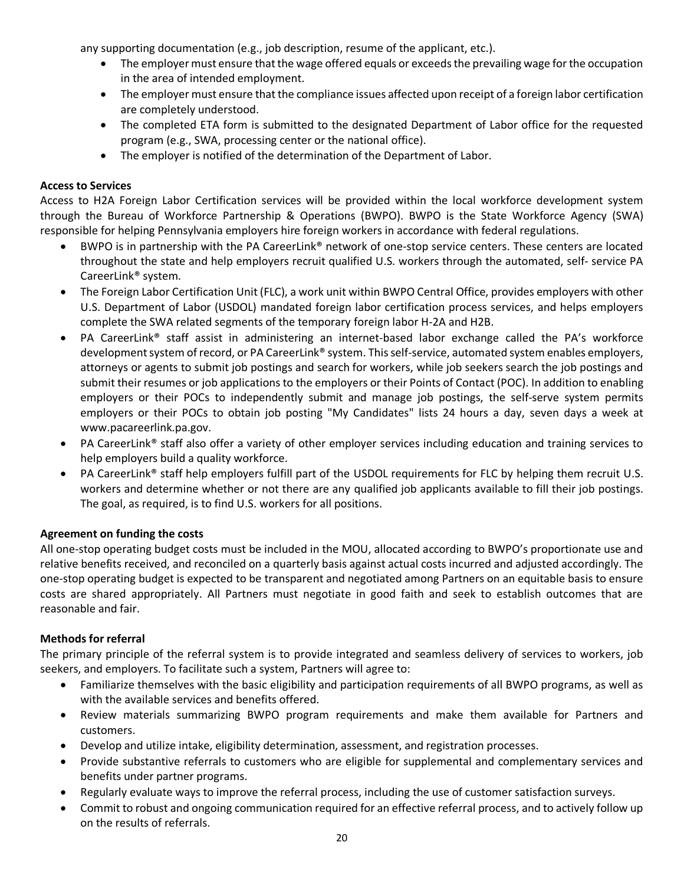any supporting documentation (e.g., job description, resume of the applicant, etc.).

- The employer must ensure that the wage offered equals or exceeds the prevailing wage for the occupation in the area of intended employment.
- The employer must ensure that the compliance issues affected upon receipt of a foreign labor certification are completely understood.
- The completed ETA form is submitted to the designated Department of Labor office for the requested program (e.g., SWA, processing center or the national office).
- The employer is notified of the determination of the Department of Labor.

**Access to Services**

Access to H2A Foreign Labor Certification services will be provided within the local workforce development system through the Bureau of Workforce Partnership & Operations (BWPO). BWPO is the State Workforce Agency (SWA) responsible for helping Pennsylvania employers hire foreign workers in accordance with federal regulations.

- BWPO is in partnership with the PA CareerLink® network of one-stop service centers. These centers are located throughout the state and help employers recruit qualified U.S. workers through the automated, self- service PA CareerLink® system.
- The Foreign Labor Certification Unit (FLC), a work unit within BWPO Central Office, provides employers with other U.S. Department of Labor (USDOL) mandated foreign labor certification process services, and helps employers complete the SWA related segments of the temporary foreign labor H-2A and H2B.
- PA CareerLink® staff assist in administering an internet-based labor exchange called the PA's workforce development system of record, or PA CareerLink® system. This self-service, automated system enables employers, attorneys or agents to submit job postings and search for workers, while job seekers search the job postings and submit their resumes or job applications to the employers or their Points of Contact (POC). In addition to enabling employers or their POCs to independently submit and manage job postings, the self-serve system permits employers or their POCs to obtain job posting "My Candidates" lists 24 hours a day, seven days a week at www.pacareerlink.pa.gov.
- PA CareerLink® staff also offer a variety of other employer services including education and training services to help employers build a quality workforce.
- PA CareerLink® staff help employers fulfill part of the USDOL requirements for FLC by helping them recruit U.S. workers and determine whether or not there are any qualified job applicants available to fill their job postings. The goal, as required, is to find U.S. workers for all positions.

**Agreement on funding the costs**

All one-stop operating budget costs must be included in the MOU, allocated according to BWPO's proportionate use and relative benefits received, and reconciled on a quarterly basis against actual costs incurred and adjusted accordingly. The one-stop operating budget is expected to be transparent and negotiated among Partners on an equitable basis to ensure costs are shared appropriately. All Partners must negotiate in good faith and seek to establish outcomes that are reasonable and fair.

**Methods for referral**

The primary principle of the referral system is to provide integrated and seamless delivery of services to workers, job seekers, and employers. To facilitate such a system, Partners will agree to:

- Familiarize themselves with the basic eligibility and participation requirements of all BWPO programs, as well as with the available services and benefits offered.
- Review materials summarizing BWPO program requirements and make them available for Partners and customers.
- Develop and utilize intake, eligibility determination, assessment, and registration processes.
- Provide substantive referrals to customers who are eligible for supplemental and complementary services and benefits under partner programs.
- Regularly evaluate ways to improve the referral process, including the use of customer satisfaction surveys.
- Commit to robust and ongoing communication required for an effective referral process, and to actively follow up on the results of referrals.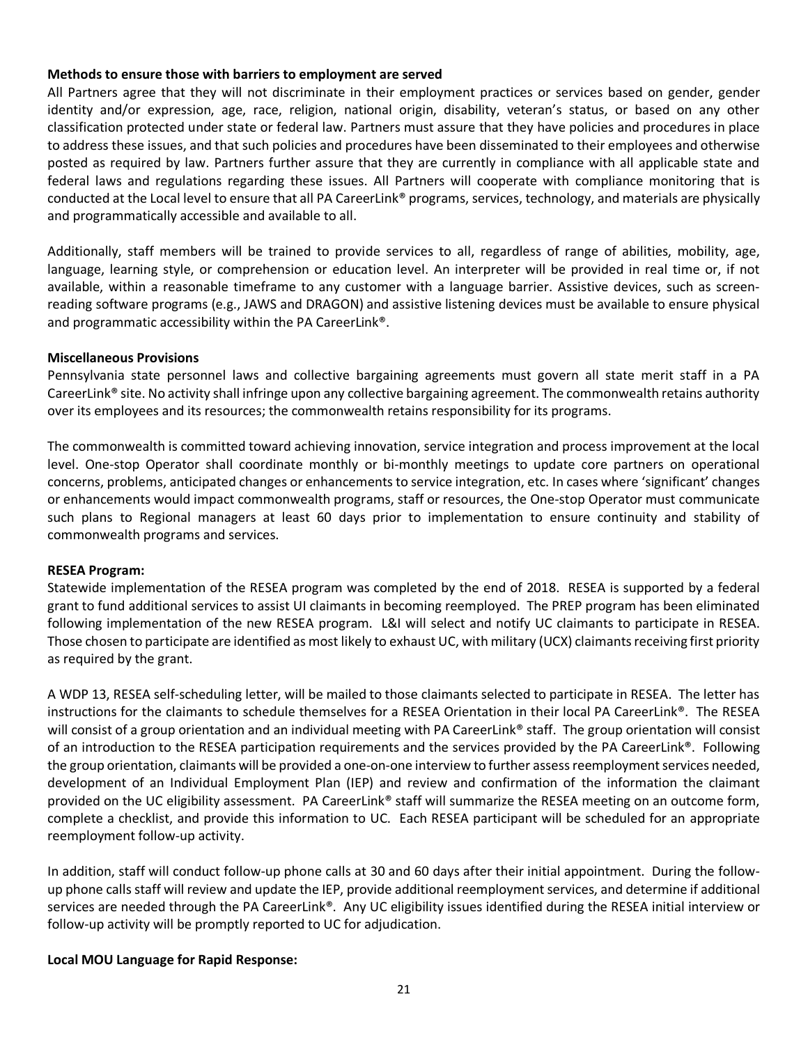**Methods to ensure those with barriers to employment are served**

All Partners agree that they will not discriminate in their employment practices or services based on gender, gender identity and/or expression, age, race, religion, national origin, disability, veteran's status, or based on any other classification protected under state or federal law. Partners must assure that they have policies and procedures in place to address these issues, and that such policies and procedures have been disseminated to their employees and otherwise posted as required by law. Partners further assure that they are currently in compliance with all applicable state and federal laws and regulations regarding these issues. All Partners will cooperate with compliance monitoring that is conducted at the Local level to ensure that all PA CareerLink® programs, services, technology, and materials are physically and programmatically accessible and available to all.

Additionally, staff members will be trained to provide services to all, regardless of range of abilities, mobility, age, language, learning style, or comprehension or education level. An interpreter will be provided in real time or, if not available, within a reasonable timeframe to any customer with a language barrier. Assistive devices, such as screen-reading software programs (e.g., JAWS and DRAGON) and assistive listening devices must be available to ensure physical and programmatic accessibility within the PA CareerLink®.

**Miscellaneous Provisions**

Pennsylvania state personnel laws and collective bargaining agreements must govern all state merit staff in a PA CareerLink® site. No activity shall infringe upon any collective bargaining agreement. The commonwealth retains authority over its employees and its resources; the commonwealth retains responsibility for its programs.

The commonwealth is committed toward achieving innovation, service integration and process improvement at the local level. One-stop Operator shall coordinate monthly or bi-monthly meetings to update core partners on operational concerns, problems, anticipated changes or enhancements to service integration, etc. In cases where 'significant' changes or enhancements would impact commonwealth programs, staff or resources, the One-stop Operator must communicate such plans to Regional managers at least 60 days prior to implementation to ensure continuity and stability of commonwealth programs and services.

**RESEA Program:**

Statewide implementation of the RESEA program was completed by the end of 2018. RESEA is supported by a federal grant to fund additional services to assist UI claimants in becoming reemployed. The PREP program has been eliminated following implementation of the new RESEA program. L&I will select and notify UC claimants to participate in RESEA. Those chosen to participate are identified as most likely to exhaust UC, with military (UCX) claimants receiving first priority as required by the grant.

A WDP 13, RESEA self-scheduling letter, will be mailed to those claimants selected to participate in RESEA. The letter has instructions for the claimants to schedule themselves for a RESEA Orientation in their local PA CareerLink®. The RESEA will consist of a group orientation and an individual meeting with PA CareerLink® staff. The group orientation will consist of an introduction to the RESEA participation requirements and the services provided by the PA CareerLink®. Following the group orientation, claimants will be provided a one-on-one interview to further assess reemployment services needed, development of an Individual Employment Plan (IEP) and review and confirmation of the information the claimant provided on the UC eligibility assessment. PA CareerLink® staff will summarize the RESEA meeting on an outcome form, complete a checklist, and provide this information to UC. Each RESEA participant will be scheduled for an appropriate reemployment follow-up activity.

In addition, staff will conduct follow-up phone calls at 30 and 60 days after their initial appointment. During the follow-up phone calls staff will review and update the IEP, provide additional reemployment services, and determine if additional services are needed through the PA CareerLink®. Any UC eligibility issues identified during the RESEA initial interview or follow-up activity will be promptly reported to UC for adjudication.

**Local MOU Language for Rapid Response:**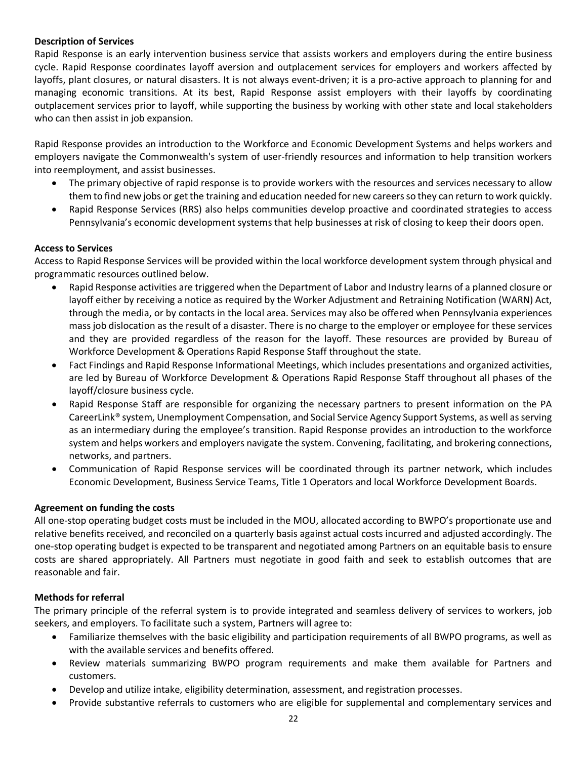**Description of Services**

Rapid Response is an early intervention business service that assists workers and employers during the entire business cycle. Rapid Response coordinates layoff aversion and outplacement services for employers and workers affected by layoffs, plant closures, or natural disasters. It is not always event-driven; it is a pro-active approach to planning for and managing economic transitions. At its best, Rapid Response assist employers with their layoffs by coordinating outplacement services prior to layoff, while supporting the business by working with other state and local stakeholders who can then assist in job expansion.

Rapid Response provides an introduction to the Workforce and Economic Development Systems and helps workers and employers navigate the Commonwealth's system of user-friendly resources and information to help transition workers into reemployment, and assist businesses.

- The primary objective of rapid response is to provide workers with the resources and services necessary to allow them to find new jobs or get the training and education needed for new careers so they can return to work quickly.
- Rapid Response Services (RRS) also helps communities develop proactive and coordinated strategies to access Pennsylvania's economic development systems that help businesses at risk of closing to keep their doors open.

**Access to Services**

Access to Rapid Response Services will be provided within the local workforce development system through physical and programmatic resources outlined below.

- Rapid Response activities are triggered when the Department of Labor and Industry learns of a planned closure or layoff either by receiving a notice as required by the Worker Adjustment and Retraining Notification (WARN) Act, through the media, or by contacts in the local area. Services may also be offered when Pennsylvania experiences mass job dislocation as the result of a disaster. There is no charge to the employer or employee for these services and they are provided regardless of the reason for the layoff. These resources are provided by Bureau of Workforce Development & Operations Rapid Response Staff throughout the state.
- Fact Findings and Rapid Response Informational Meetings, which includes presentations and organized activities, are led by Bureau of Workforce Development & Operations Rapid Response Staff throughout all phases of the layoff/closure business cycle.
- Rapid Response Staff are responsible for organizing the necessary partners to present information on the PA CareerLink® system, Unemployment Compensation, and Social Service Agency Support Systems, as well as serving as an intermediary during the employee's transition. Rapid Response provides an introduction to the workforce system and helps workers and employers navigate the system. Convening, facilitating, and brokering connections, networks, and partners.
- Communication of Rapid Response services will be coordinated through its partner network, which includes Economic Development, Business Service Teams, Title 1 Operators and local Workforce Development Boards.

**Agreement on funding the costs**

All one-stop operating budget costs must be included in the MOU, allocated according to BWPO's proportionate use and relative benefits received, and reconciled on a quarterly basis against actual costs incurred and adjusted accordingly. The one-stop operating budget is expected to be transparent and negotiated among Partners on an equitable basis to ensure costs are shared appropriately. All Partners must negotiate in good faith and seek to establish outcomes that are reasonable and fair.

**Methods for referral**

The primary principle of the referral system is to provide integrated and seamless delivery of services to workers, job seekers, and employers. To facilitate such a system, Partners will agree to:

- Familiarize themselves with the basic eligibility and participation requirements of all BWPO programs, as well as with the available services and benefits offered.
- Review materials summarizing BWPO program requirements and make them available for Partners and customers.
- Develop and utilize intake, eligibility determination, assessment, and registration processes.
- Provide substantive referrals to customers who are eligible for supplemental and complementary services and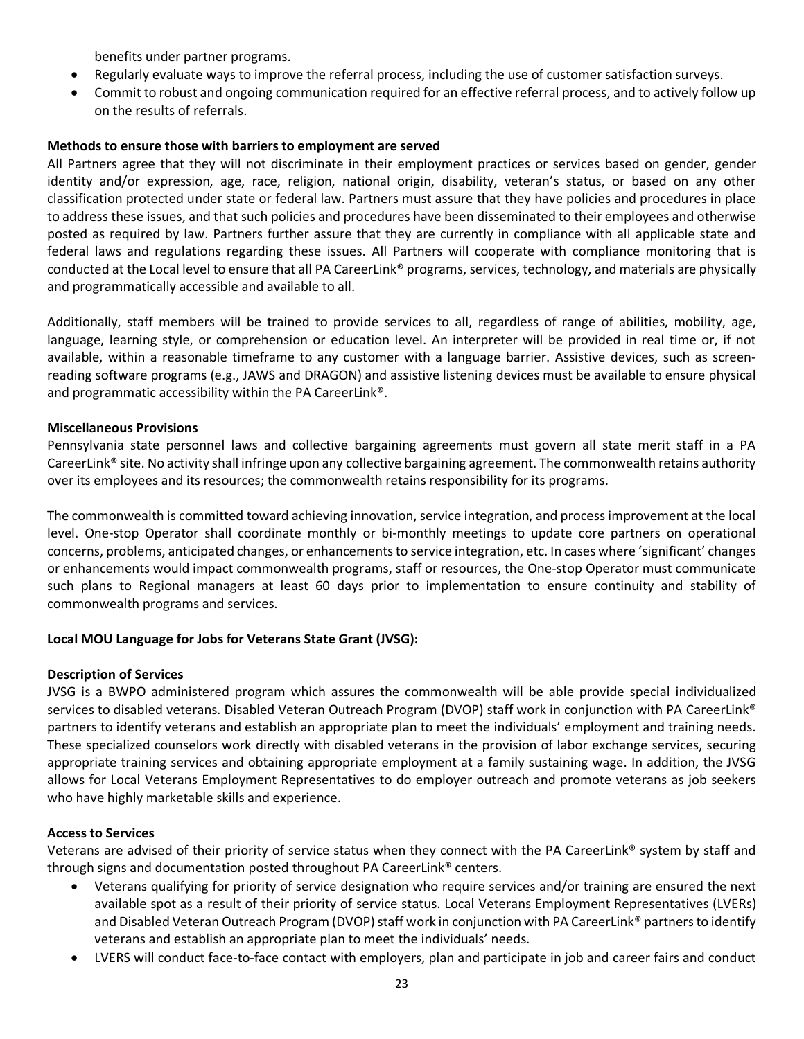benefits under partner programs.

- Regularly evaluate ways to improve the referral process, including the use of customer satisfaction surveys.
- Commit to robust and ongoing communication required for an effective referral process, and to actively follow up on the results of referrals.

**Methods to ensure those with barriers to employment are served**

All Partners agree that they will not discriminate in their employment practices or services based on gender, gender identity and/or expression, age, race, religion, national origin, disability, veteran's status, or based on any other classification protected under state or federal law. Partners must assure that they have policies and procedures in place to address these issues, and that such policies and procedures have been disseminated to their employees and otherwise posted as required by law. Partners further assure that they are currently in compliance with all applicable state and federal laws and regulations regarding these issues. All Partners will cooperate with compliance monitoring that is conducted at the Local level to ensure that all PA CareerLink® programs, services, technology, and materials are physically and programmatically accessible and available to all.

Additionally, staff members will be trained to provide services to all, regardless of range of abilities, mobility, age, language, learning style, or comprehension or education level. An interpreter will be provided in real time or, if not available, within a reasonable timeframe to any customer with a language barrier. Assistive devices, such as screen-reading software programs (e.g., JAWS and DRAGON) and assistive listening devices must be available to ensure physical and programmatic accessibility within the PA CareerLink®.

**Miscellaneous Provisions**

Pennsylvania state personnel laws and collective bargaining agreements must govern all state merit staff in a PA CareerLink® site. No activity shall infringe upon any collective bargaining agreement. The commonwealth retains authority over its employees and its resources; the commonwealth retains responsibility for its programs.

The commonwealth is committed toward achieving innovation, service integration, and process improvement at the local level. One-stop Operator shall coordinate monthly or bi-monthly meetings to update core partners on operational concerns, problems, anticipated changes, or enhancements to service integration, etc. In cases where 'significant' changes or enhancements would impact commonwealth programs, staff or resources, the One-stop Operator must communicate such plans to Regional managers at least 60 days prior to implementation to ensure continuity and stability of commonwealth programs and services.

**Local MOU Language for Jobs for Veterans State Grant (JVSG):**

**Description of Services**

JVSG is a BWPO administered program which assures the commonwealth will be able provide special individualized services to disabled veterans. Disabled Veteran Outreach Program (DVOP) staff work in conjunction with PA CareerLink® partners to identify veterans and establish an appropriate plan to meet the individuals' employment and training needs. These specialized counselors work directly with disabled veterans in the provision of labor exchange services, securing appropriate training services and obtaining appropriate employment at a family sustaining wage. In addition, the JVSG allows for Local Veterans Employment Representatives to do employer outreach and promote veterans as job seekers who have highly marketable skills and experience.

**Access to Services**

Veterans are advised of their priority of service status when they connect with the PA CareerLink® system by staff and through signs and documentation posted throughout PA CareerLink® centers.

- Veterans qualifying for priority of service designation who require services and/or training are ensured the next available spot as a result of their priority of service status. Local Veterans Employment Representatives (LVERs) and Disabled Veteran Outreach Program (DVOP) staff work in conjunction with PA CareerLink® partners to identify veterans and establish an appropriate plan to meet the individuals' needs.
- LVERS will conduct face-to-face contact with employers, plan and participate in job and career fairs and conduct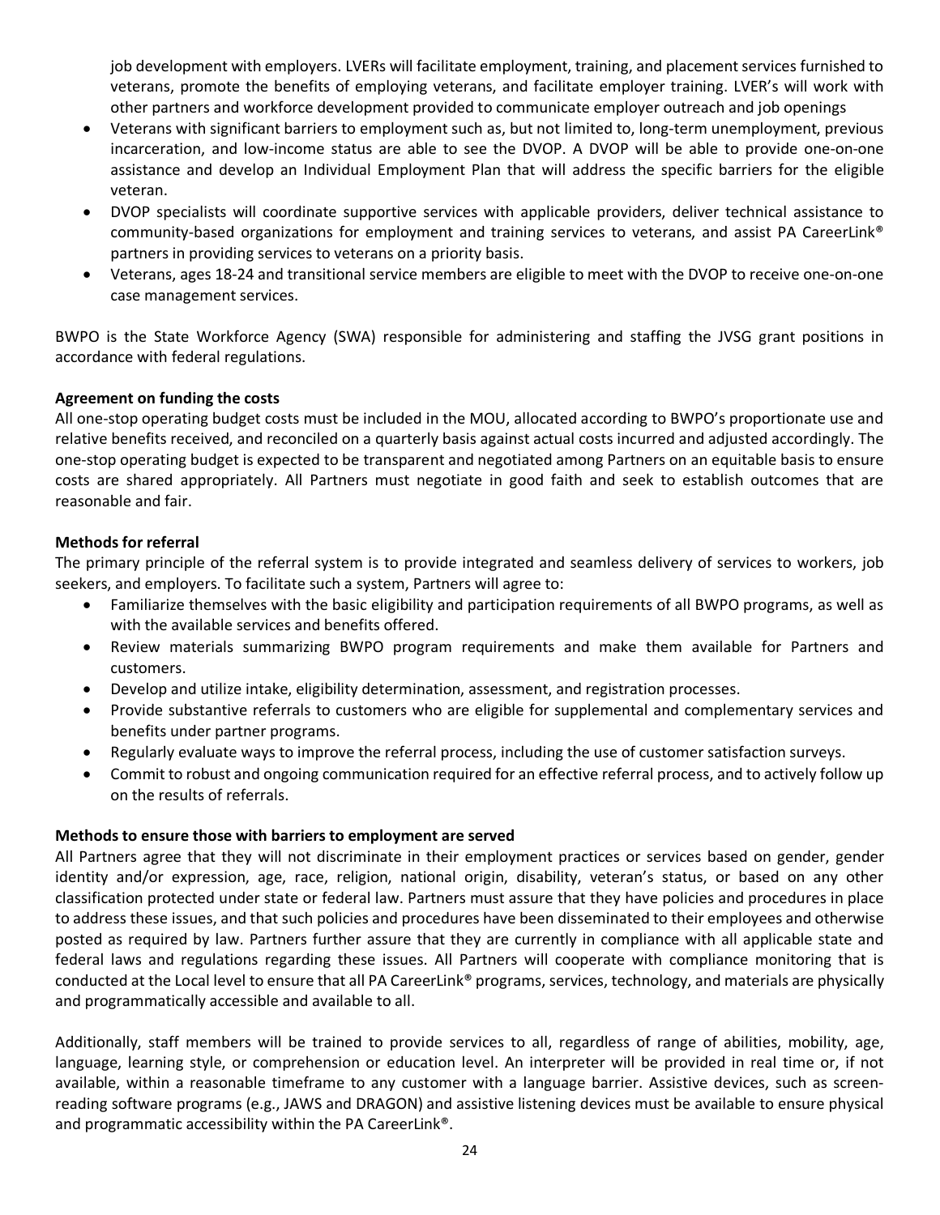job development with employers. LVERs will facilitate employment, training, and placement services furnished to veterans, promote the benefits of employing veterans, and facilitate employer training. LVER's will work with other partners and workforce development provided to communicate employer outreach and job openings

- Veterans with significant barriers to employment such as, but not limited to, long-term unemployment, previous incarceration, and low-income status are able to see the DVOP. A DVOP will be able to provide one-on-one assistance and develop an Individual Employment Plan that will address the specific barriers for the eligible veteran.
- DVOP specialists will coordinate supportive services with applicable providers, deliver technical assistance to community-based organizations for employment and training services to veterans, and assist PA CareerLink® partners in providing services to veterans on a priority basis.
- Veterans, ages 18-24 and transitional service members are eligible to meet with the DVOP to receive one-on-one case management services.

BWPO is the State Workforce Agency (SWA) responsible for administering and staffing the JVSG grant positions in accordance with federal regulations.

**Agreement on funding the costs**

All one-stop operating budget costs must be included in the MOU, allocated according to BWPO's proportionate use and relative benefits received, and reconciled on a quarterly basis against actual costs incurred and adjusted accordingly. The one-stop operating budget is expected to be transparent and negotiated among Partners on an equitable basis to ensure costs are shared appropriately. All Partners must negotiate in good faith and seek to establish outcomes that are reasonable and fair.

**Methods for referral**

The primary principle of the referral system is to provide integrated and seamless delivery of services to workers, job seekers, and employers. To facilitate such a system, Partners will agree to:

- Familiarize themselves with the basic eligibility and participation requirements of all BWPO programs, as well as with the available services and benefits offered.
- Review materials summarizing BWPO program requirements and make them available for Partners and customers.
- Develop and utilize intake, eligibility determination, assessment, and registration processes.
- Provide substantive referrals to customers who are eligible for supplemental and complementary services and benefits under partner programs.
- Regularly evaluate ways to improve the referral process, including the use of customer satisfaction surveys.
- Commit to robust and ongoing communication required for an effective referral process, and to actively follow up on the results of referrals.

**Methods to ensure those with barriers to employment are served**

All Partners agree that they will not discriminate in their employment practices or services based on gender, gender identity and/or expression, age, race, religion, national origin, disability, veteran's status, or based on any other classification protected under state or federal law. Partners must assure that they have policies and procedures in place to address these issues, and that such policies and procedures have been disseminated to their employees and otherwise posted as required by law. Partners further assure that they are currently in compliance with all applicable state and federal laws and regulations regarding these issues. All Partners will cooperate with compliance monitoring that is conducted at the Local level to ensure that all PA CareerLink® programs, services, technology, and materials are physically and programmatically accessible and available to all.

Additionally, staff members will be trained to provide services to all, regardless of range of abilities, mobility, age, language, learning style, or comprehension or education level. An interpreter will be provided in real time or, if not available, within a reasonable timeframe to any customer with a language barrier. Assistive devices, such as screen-reading software programs (e.g., JAWS and DRAGON) and assistive listening devices must be available to ensure physical and programmatic accessibility within the PA CareerLink®.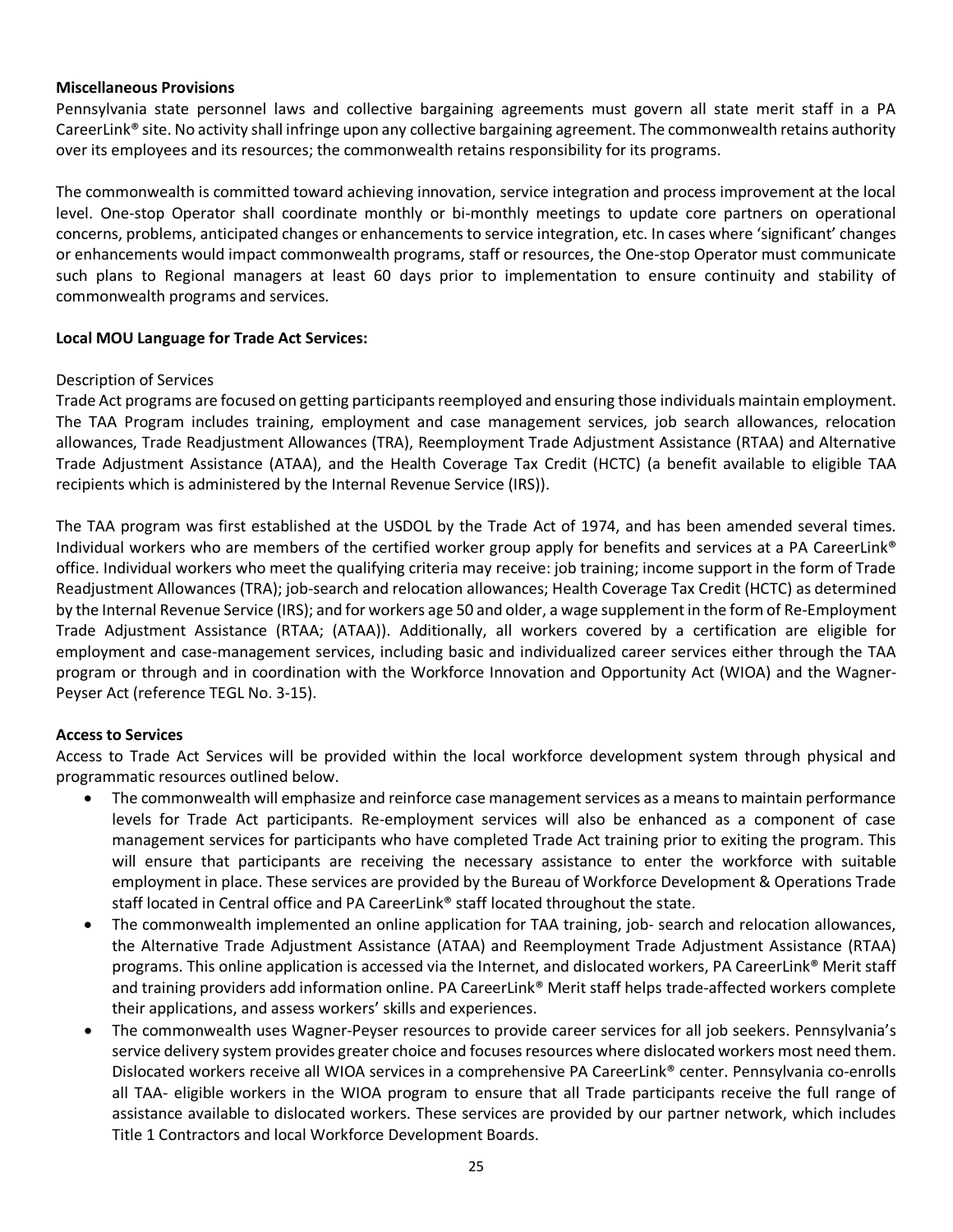**Miscellaneous Provisions**

Pennsylvania state personnel laws and collective bargaining agreements must govern all state merit staff in a PA CareerLink® site. No activity shall infringe upon any collective bargaining agreement. The commonwealth retains authority over its employees and its resources; the commonwealth retains responsibility for its programs.

The commonwealth is committed toward achieving innovation, service integration and process improvement at the local level. One-stop Operator shall coordinate monthly or bi-monthly meetings to update core partners on operational concerns, problems, anticipated changes or enhancements to service integration, etc. In cases where 'significant' changes or enhancements would impact commonwealth programs, staff or resources, the One-stop Operator must communicate such plans to Regional managers at least 60 days prior to implementation to ensure continuity and stability of commonwealth programs and services.

**Local MOU Language for Trade Act Services:**

Description of Services

Trade Act programs are focused on getting participants reemployed and ensuring those individuals maintain employment. The TAA Program includes training, employment and case management services, job search allowances, relocation allowances, Trade Readjustment Allowances (TRA), Reemployment Trade Adjustment Assistance (RTAA) and Alternative Trade Adjustment Assistance (ATAA), and the Health Coverage Tax Credit (HCTC) (a benefit available to eligible TAA recipients which is administered by the Internal Revenue Service (IRS)).

The TAA program was first established at the USDOL by the Trade Act of 1974, and has been amended several times. Individual workers who are members of the certified worker group apply for benefits and services at a PA CareerLink® office. Individual workers who meet the qualifying criteria may receive: job training; income support in the form of Trade Readjustment Allowances (TRA); job-search and relocation allowances; Health Coverage Tax Credit (HCTC) as determined by the Internal Revenue Service (IRS); and for workers age 50 and older, a wage supplement in the form of Re-Employment Trade Adjustment Assistance (RTAA; (ATAA)). Additionally, all workers covered by a certification are eligible for employment and case-management services, including basic and individualized career services either through the TAA program or through and in coordination with the Workforce Innovation and Opportunity Act (WIOA) and the Wagner-Peyser Act (reference TEGL No. 3-15).

**Access to Services**

Access to Trade Act Services will be provided within the local workforce development system through physical and programmatic resources outlined below.

- The commonwealth will emphasize and reinforce case management services as a means to maintain performance levels for Trade Act participants. Re-employment services will also be enhanced as a component of case management services for participants who have completed Trade Act training prior to exiting the program. This will ensure that participants are receiving the necessary assistance to enter the workforce with suitable employment in place. These services are provided by the Bureau of Workforce Development & Operations Trade staff located in Central office and PA CareerLink® staff located throughout the state.
- The commonwealth implemented an online application for TAA training, job- search and relocation allowances, the Alternative Trade Adjustment Assistance (ATAA) and Reemployment Trade Adjustment Assistance (RTAA) programs. This online application is accessed via the Internet, and dislocated workers, PA CareerLink® Merit staff and training providers add information online. PA CareerLink® Merit staff helps trade-affected workers complete their applications, and assess workers' skills and experiences.
- The commonwealth uses Wagner-Peyser resources to provide career services for all job seekers. Pennsylvania's service delivery system provides greater choice and focuses resources where dislocated workers most need them. Dislocated workers receive all WIOA services in a comprehensive PA CareerLink® center. Pennsylvania co-enrolls all TAA- eligible workers in the WIOA program to ensure that all Trade participants receive the full range of assistance available to dislocated workers. These services are provided by our partner network, which includes Title 1 Contractors and local Workforce Development Boards.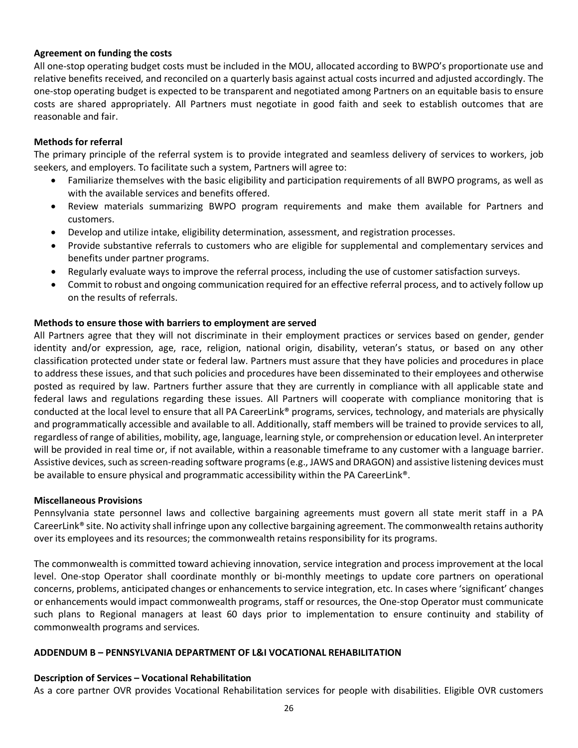**Agreement on funding the costs**

All one-stop operating budget costs must be included in the MOU, allocated according to BWPO's proportionate use and relative benefits received, and reconciled on a quarterly basis against actual costs incurred and adjusted accordingly. The one-stop operating budget is expected to be transparent and negotiated among Partners on an equitable basis to ensure costs are shared appropriately. All Partners must negotiate in good faith and seek to establish outcomes that are reasonable and fair.

**Methods for referral**

The primary principle of the referral system is to provide integrated and seamless delivery of services to workers, job seekers, and employers. To facilitate such a system, Partners will agree to:

- Familiarize themselves with the basic eligibility and participation requirements of all BWPO programs, as well as with the available services and benefits offered.
- Review materials summarizing BWPO program requirements and make them available for Partners and customers.
- Develop and utilize intake, eligibility determination, assessment, and registration processes.
- Provide substantive referrals to customers who are eligible for supplemental and complementary services and benefits under partner programs.
- Regularly evaluate ways to improve the referral process, including the use of customer satisfaction surveys.
- Commit to robust and ongoing communication required for an effective referral process, and to actively follow up on the results of referrals.

**Methods to ensure those with barriers to employment are served**

All Partners agree that they will not discriminate in their employment practices or services based on gender, gender identity and/or expression, age, race, religion, national origin, disability, veteran's status, or based on any other classification protected under state or federal law. Partners must assure that they have policies and procedures in place to address these issues, and that such policies and procedures have been disseminated to their employees and otherwise posted as required by law. Partners further assure that they are currently in compliance with all applicable state and federal laws and regulations regarding these issues. All Partners will cooperate with compliance monitoring that is conducted at the local level to ensure that all PA CareerLink® programs, services, technology, and materials are physically and programmatically accessible and available to all. Additionally, staff members will be trained to provide services to all, regardless of range of abilities, mobility, age, language, learning style, or comprehension or education level. An interpreter will be provided in real time or, if not available, within a reasonable timeframe to any customer with a language barrier. Assistive devices, such as screen-reading software programs (e.g., JAWS and DRAGON) and assistive listening devices must be available to ensure physical and programmatic accessibility within the PA CareerLink®.

**Miscellaneous Provisions**

Pennsylvania state personnel laws and collective bargaining agreements must govern all state merit staff in a PA CareerLink® site. No activity shall infringe upon any collective bargaining agreement. The commonwealth retains authority over its employees and its resources; the commonwealth retains responsibility for its programs.

The commonwealth is committed toward achieving innovation, service integration and process improvement at the local level. One-stop Operator shall coordinate monthly or bi-monthly meetings to update core partners on operational concerns, problems, anticipated changes or enhancements to service integration, etc. In cases where 'significant' changes or enhancements would impact commonwealth programs, staff or resources, the One-stop Operator must communicate such plans to Regional managers at least 60 days prior to implementation to ensure continuity and stability of commonwealth programs and services.

**ADDENDUM B – PENNSYLVANIA DEPARTMENT OF L&I VOCATIONAL REHABILITATION**

**Description of Services – Vocational Rehabilitation**

As a core partner OVR provides Vocational Rehabilitation services for people with disabilities. Eligible OVR customers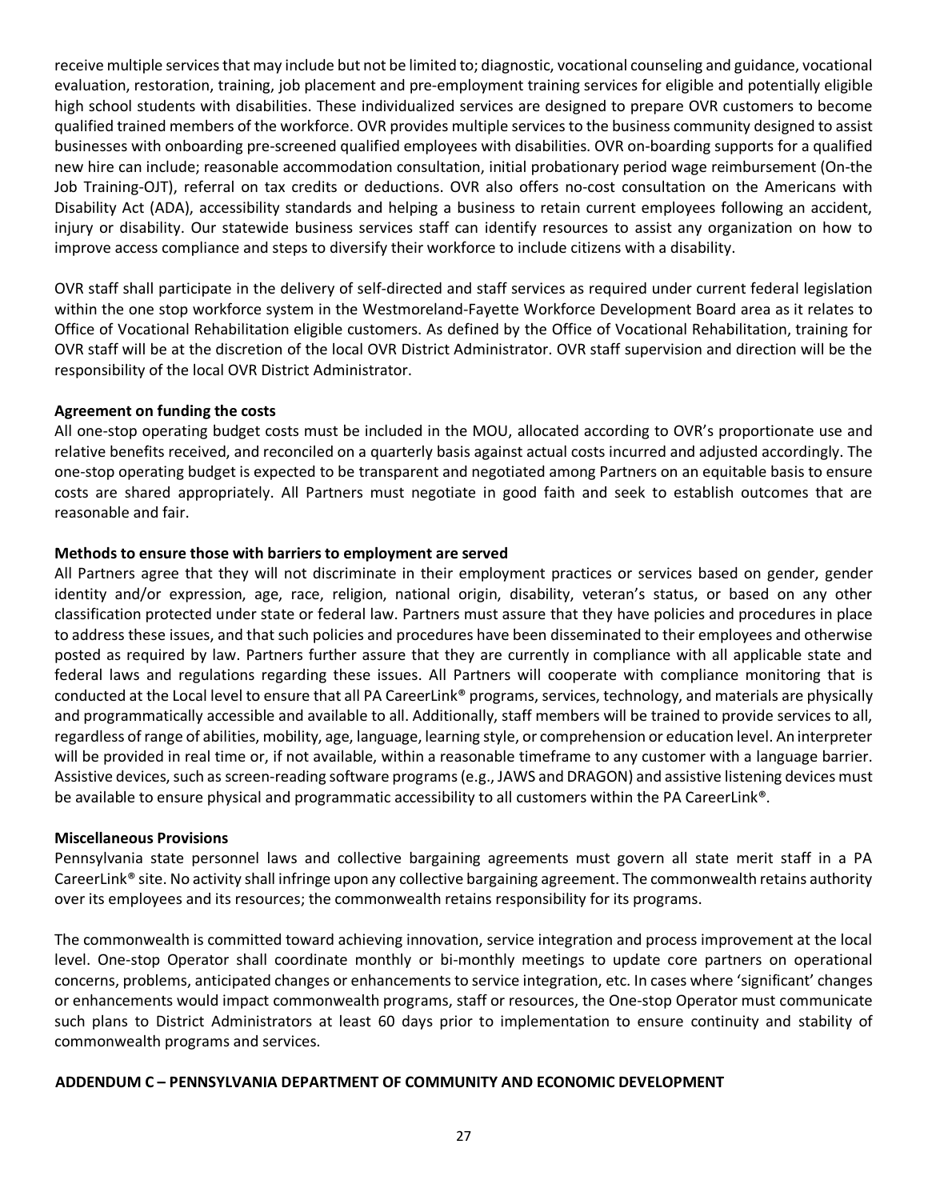receive multiple services that may include but not be limited to; diagnostic, vocational counseling and guidance, vocational evaluation, restoration, training, job placement and pre-employment training services for eligible and potentially eligible high school students with disabilities. These individualized services are designed to prepare OVR customers to become qualified trained members of the workforce. OVR provides multiple services to the business community designed to assist businesses with onboarding pre-screened qualified employees with disabilities. OVR on-boarding supports for a qualified new hire can include; reasonable accommodation consultation, initial probationary period wage reimbursement (On-the Job Training-OJT), referral on tax credits or deductions. OVR also offers no-cost consultation on the Americans with Disability Act (ADA), accessibility standards and helping a business to retain current employees following an accident, injury or disability. Our statewide business services staff can identify resources to assist any organization on how to improve access compliance and steps to diversify their workforce to include citizens with a disability.

OVR staff shall participate in the delivery of self-directed and staff services as required under current federal legislation within the one stop workforce system in the Westmoreland-Fayette Workforce Development Board area as it relates to Office of Vocational Rehabilitation eligible customers. As defined by the Office of Vocational Rehabilitation, training for OVR staff will be at the discretion of the local OVR District Administrator. OVR staff supervision and direction will be the responsibility of the local OVR District Administrator.

**Agreement on funding the costs**

All one-stop operating budget costs must be included in the MOU, allocated according to OVR's proportionate use and relative benefits received, and reconciled on a quarterly basis against actual costs incurred and adjusted accordingly. The one-stop operating budget is expected to be transparent and negotiated among Partners on an equitable basis to ensure costs are shared appropriately. All Partners must negotiate in good faith and seek to establish outcomes that are reasonable and fair.

**Methods to ensure those with barriers to employment are served**

All Partners agree that they will not discriminate in their employment practices or services based on gender, gender identity and/or expression, age, race, religion, national origin, disability, veteran's status, or based on any other classification protected under state or federal law. Partners must assure that they have policies and procedures in place to address these issues, and that such policies and procedures have been disseminated to their employees and otherwise posted as required by law. Partners further assure that they are currently in compliance with all applicable state and federal laws and regulations regarding these issues. All Partners will cooperate with compliance monitoring that is conducted at the Local level to ensure that all PA CareerLink® programs, services, technology, and materials are physically and programmatically accessible and available to all. Additionally, staff members will be trained to provide services to all, regardless of range of abilities, mobility, age, language, learning style, or comprehension or education level. An interpreter will be provided in real time or, if not available, within a reasonable timeframe to any customer with a language barrier. Assistive devices, such as screen-reading software programs (e.g., JAWS and DRAGON) and assistive listening devices must be available to ensure physical and programmatic accessibility to all customers within the PA CareerLink®.

**Miscellaneous Provisions**

Pennsylvania state personnel laws and collective bargaining agreements must govern all state merit staff in a PA CareerLink® site. No activity shall infringe upon any collective bargaining agreement. The commonwealth retains authority over its employees and its resources; the commonwealth retains responsibility for its programs.

The commonwealth is committed toward achieving innovation, service integration and process improvement at the local level. One-stop Operator shall coordinate monthly or bi-monthly meetings to update core partners on operational concerns, problems, anticipated changes or enhancements to service integration, etc. In cases where 'significant' changes or enhancements would impact commonwealth programs, staff or resources, the One-stop Operator must communicate such plans to District Administrators at least 60 days prior to implementation to ensure continuity and stability of commonwealth programs and services.

**ADDENDUM C – PENNSYLVANIA DEPARTMENT OF COMMUNITY AND ECONOMIC DEVELOPMENT**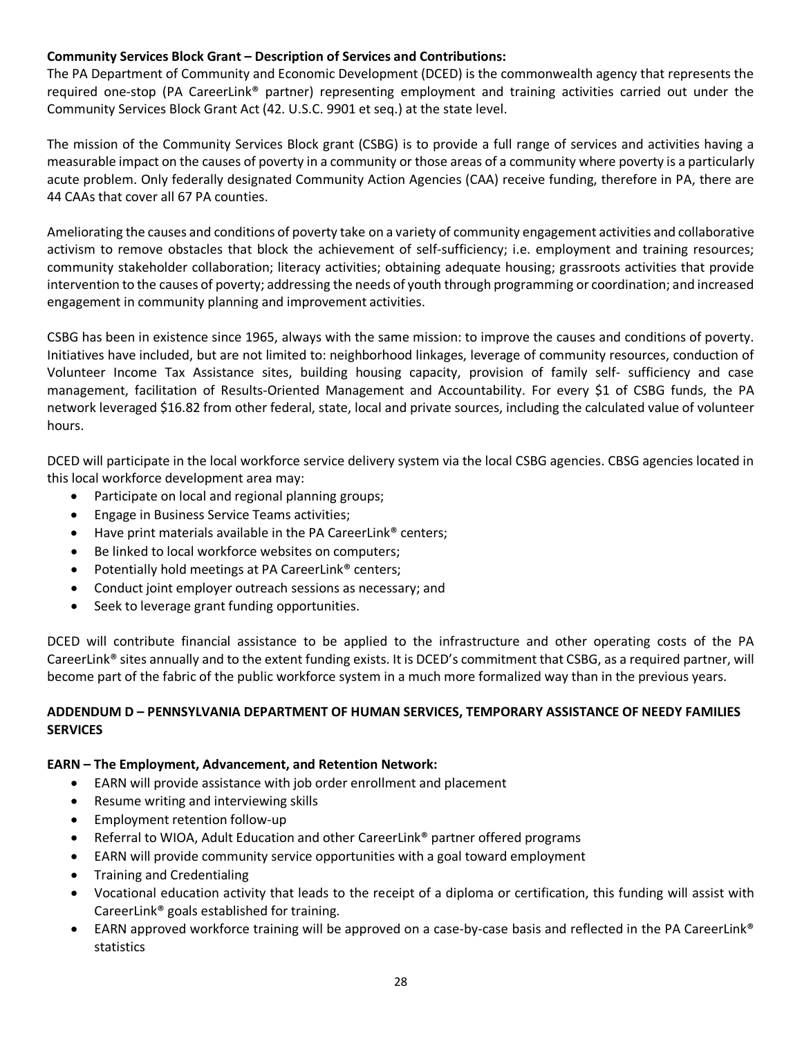**Community Services Block Grant – Description of Services and Contributions:**

The PA Department of Community and Economic Development (DCED) is the commonwealth agency that represents the required one-stop (PA CareerLink® partner) representing employment and training activities carried out under the Community Services Block Grant Act (42. U.S.C. 9901 et seq.) at the state level.

The mission of the Community Services Block grant (CSBG) is to provide a full range of services and activities having a measurable impact on the causes of poverty in a community or those areas of a community where poverty is a particularly acute problem. Only federally designated Community Action Agencies (CAA) receive funding, therefore in PA, there are 44 CAAs that cover all 67 PA counties.

Ameliorating the causes and conditions of poverty take on a variety of community engagement activities and collaborative activism to remove obstacles that block the achievement of self-sufficiency; i.e. employment and training resources; community stakeholder collaboration; literacy activities; obtaining adequate housing; grassroots activities that provide intervention to the causes of poverty; addressing the needs of youth through programming or coordination; and increased engagement in community planning and improvement activities.

CSBG has been in existence since 1965, always with the same mission: to improve the causes and conditions of poverty. Initiatives have included, but are not limited to: neighborhood linkages, leverage of community resources, conduction of Volunteer Income Tax Assistance sites, building housing capacity, provision of family self- sufficiency and case management, facilitation of Results-Oriented Management and Accountability. For every $1 of CSBG funds, the PA network leveraged $16.82 from other federal, state, local and private sources, including the calculated value of volunteer hours.

DCED will participate in the local workforce service delivery system via the local CSBG agencies. CBSG agencies located in this local workforce development area may:

- Participate on local and regional planning groups;
- Engage in Business Service Teams activities;
- Have print materials available in the PA CareerLink® centers;
- Be linked to local workforce websites on computers;
- Potentially hold meetings at PA CareerLink® centers;
- Conduct joint employer outreach sessions as necessary; and
- Seek to leverage grant funding opportunities.

DCED will contribute financial assistance to be applied to the infrastructure and other operating costs of the PA CareerLink® sites annually and to the extent funding exists. It is DCED's commitment that CSBG, as a required partner, will become part of the fabric of the public workforce system in a much more formalized way than in the previous years.

## ADDENDUM D – PENNSYLVANIA DEPARTMENT OF HUMAN SERVICES, TEMPORARY ASSISTANCE OF NEEDY FAMILIES SERVICES

**EARN – The Employment, Advancement, and Retention Network:**

- EARN will provide assistance with job order enrollment and placement
- Resume writing and interviewing skills
- Employment retention follow-up
- Referral to WIOA, Adult Education and other CareerLink® partner offered programs
- EARN will provide community service opportunities with a goal toward employment
- Training and Credentialing
- Vocational education activity that leads to the receipt of a diploma or certification, this funding will assist with CareerLink® goals established for training.
- EARN approved workforce training will be approved on a case-by-case basis and reflected in the PA CareerLink® statistics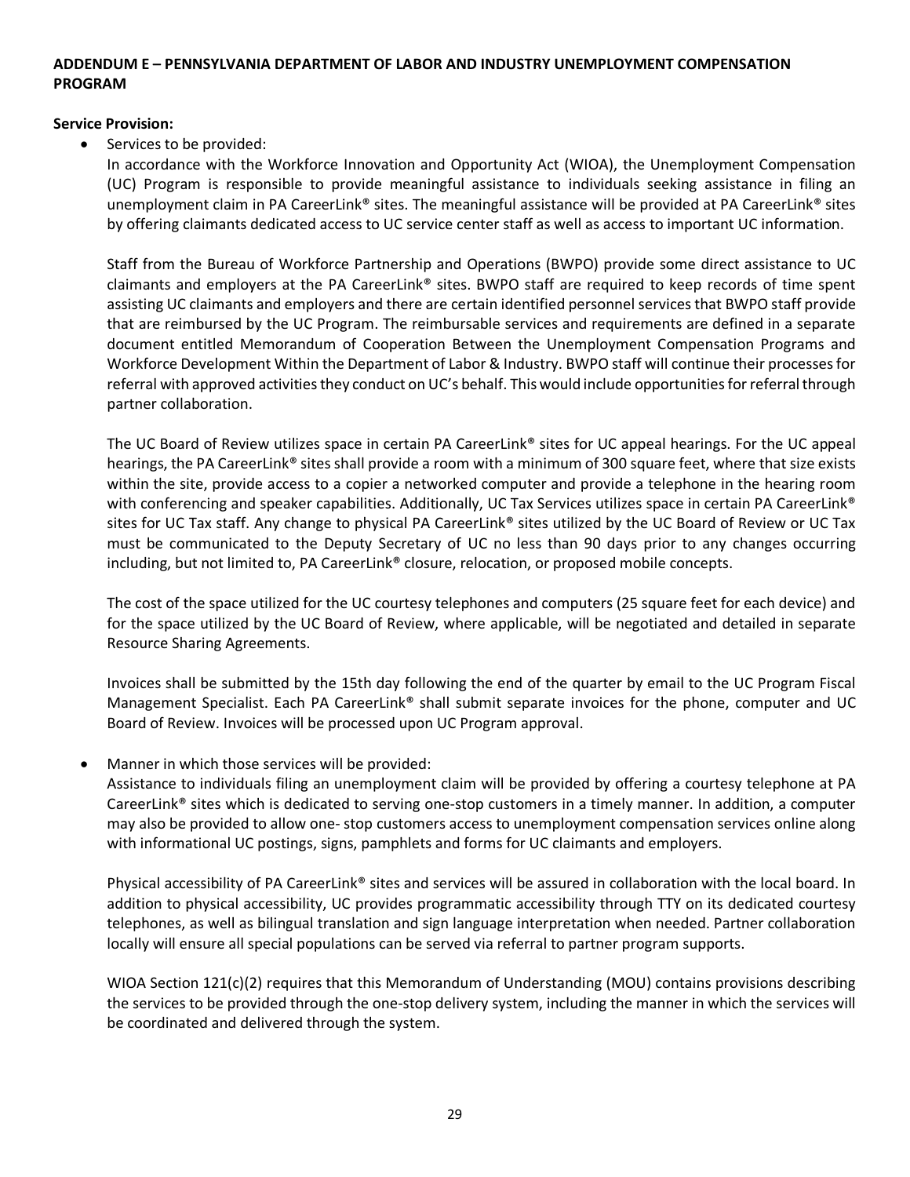**ADDENDUM E – PENNSYLVANIA DEPARTMENT OF LABOR AND INDUSTRY UNEMPLOYMENT COMPENSATION PROGRAM**

**Service Provision:**

- Services to be provided:

  In accordance with the Workforce Innovation and Opportunity Act (WIOA), the Unemployment Compensation (UC) Program is responsible to provide meaningful assistance to individuals seeking assistance in filing an unemployment claim in PA CareerLink® sites. The meaningful assistance will be provided at PA CareerLink® sites by offering claimants dedicated access to UC service center staff as well as access to important UC information.

  Staff from the Bureau of Workforce Partnership and Operations (BWPO) provide some direct assistance to UC claimants and employers at the PA CareerLink® sites. BWPO staff are required to keep records of time spent assisting UC claimants and employers and there are certain identified personnel services that BWPO staff provide that are reimbursed by the UC Program. The reimbursable services and requirements are defined in a separate document entitled Memorandum of Cooperation Between the Unemployment Compensation Programs and Workforce Development Within the Department of Labor & Industry. BWPO staff will continue their processes for referral with approved activities they conduct on UC's behalf. This would include opportunities for referral through partner collaboration.

  The UC Board of Review utilizes space in certain PA CareerLink® sites for UC appeal hearings. For the UC appeal hearings, the PA CareerLink® sites shall provide a room with a minimum of 300 square feet, where that size exists within the site, provide access to a copier a networked computer and provide a telephone in the hearing room with conferencing and speaker capabilities. Additionally, UC Tax Services utilizes space in certain PA CareerLink® sites for UC Tax staff. Any change to physical PA CareerLink® sites utilized by the UC Board of Review or UC Tax must be communicated to the Deputy Secretary of UC no less than 90 days prior to any changes occurring including, but not limited to, PA CareerLink® closure, relocation, or proposed mobile concepts.

  The cost of the space utilized for the UC courtesy telephones and computers (25 square feet for each device) and for the space utilized by the UC Board of Review, where applicable, will be negotiated and detailed in separate Resource Sharing Agreements.

  Invoices shall be submitted by the 15th day following the end of the quarter by email to the UC Program Fiscal Management Specialist. Each PA CareerLink® shall submit separate invoices for the phone, computer and UC Board of Review. Invoices will be processed upon UC Program approval.

- Manner in which those services will be provided:

  Assistance to individuals filing an unemployment claim will be provided by offering a courtesy telephone at PA CareerLink® sites which is dedicated to serving one-stop customers in a timely manner. In addition, a computer may also be provided to allow one- stop customers access to unemployment compensation services online along with informational UC postings, signs, pamphlets and forms for UC claimants and employers.

  Physical accessibility of PA CareerLink® sites and services will be assured in collaboration with the local board. In addition to physical accessibility, UC provides programmatic accessibility through TTY on its dedicated courtesy telephones, as well as bilingual translation and sign language interpretation when needed. Partner collaboration locally will ensure all special populations can be served via referral to partner program supports.

  WIOA Section 121(c)(2) requires that this Memorandum of Understanding (MOU) contains provisions describing the services to be provided through the one-stop delivery system, including the manner in which the services will be coordinated and delivered through the system.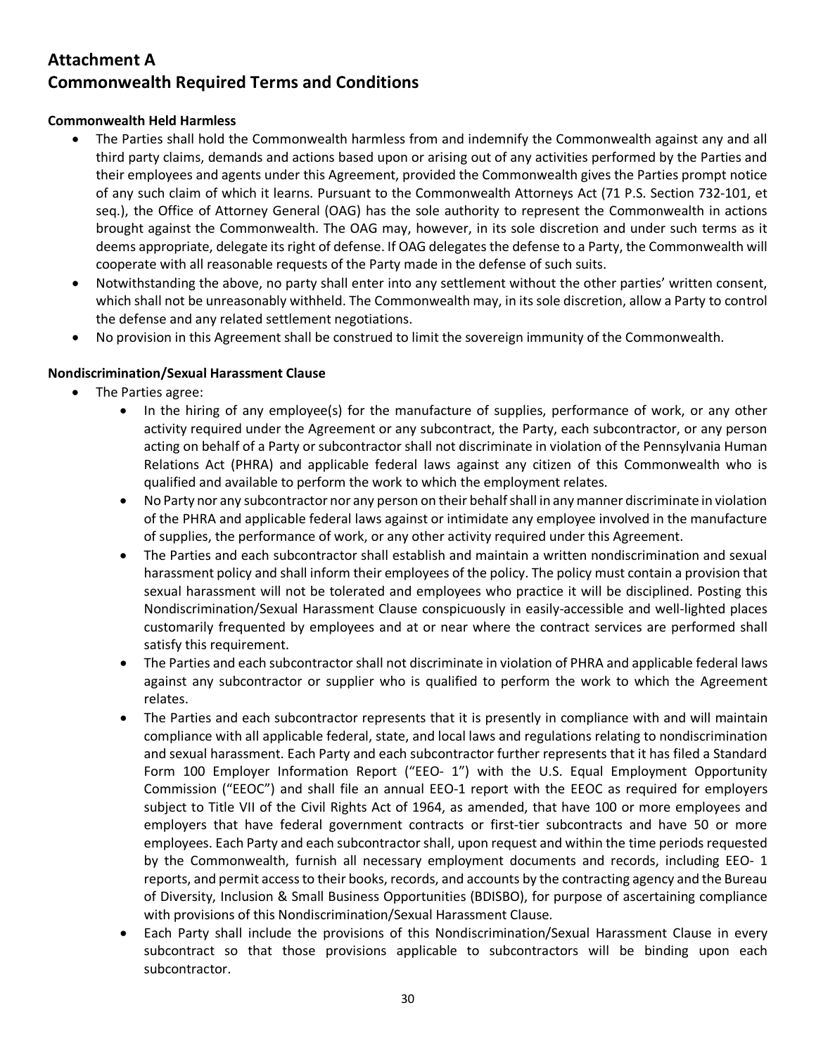# Attachment A
# Commonwealth Required Terms and Conditions

**Commonwealth Held Harmless**

- The Parties shall hold the Commonwealth harmless from and indemnify the Commonwealth against any and all third party claims, demands and actions based upon or arising out of any activities performed by the Parties and their employees and agents under this Agreement, provided the Commonwealth gives the Parties prompt notice of any such claim of which it learns. Pursuant to the Commonwealth Attorneys Act (71 P.S. Section 732-101, et seq.), the Office of Attorney General (OAG) has the sole authority to represent the Commonwealth in actions brought against the Commonwealth. The OAG may, however, in its sole discretion and under such terms as it deems appropriate, delegate its right of defense. If OAG delegates the defense to a Party, the Commonwealth will cooperate with all reasonable requests of the Party made in the defense of such suits.
- Notwithstanding the above, no party shall enter into any settlement without the other parties' written consent, which shall not be unreasonably withheld. The Commonwealth may, in its sole discretion, allow a Party to control the defense and any related settlement negotiations.
- No provision in this Agreement shall be construed to limit the sovereign immunity of the Commonwealth.

**Nondiscrimination/Sexual Harassment Clause**

- The Parties agree:
  - In the hiring of any employee(s) for the manufacture of supplies, performance of work, or any other activity required under the Agreement or any subcontract, the Party, each subcontractor, or any person acting on behalf of a Party or subcontractor shall not discriminate in violation of the Pennsylvania Human Relations Act (PHRA) and applicable federal laws against any citizen of this Commonwealth who is qualified and available to perform the work to which the employment relates.
  - No Party nor any subcontractor nor any person on their behalf shall in any manner discriminate in violation of the PHRA and applicable federal laws against or intimidate any employee involved in the manufacture of supplies, the performance of work, or any other activity required under this Agreement.
  - The Parties and each subcontractor shall establish and maintain a written nondiscrimination and sexual harassment policy and shall inform their employees of the policy. The policy must contain a provision that sexual harassment will not be tolerated and employees who practice it will be disciplined. Posting this Nondiscrimination/Sexual Harassment Clause conspicuously in easily-accessible and well-lighted places customarily frequented by employees and at or near where the contract services are performed shall satisfy this requirement.
  - The Parties and each subcontractor shall not discriminate in violation of PHRA and applicable federal laws against any subcontractor or supplier who is qualified to perform the work to which the Agreement relates.
  - The Parties and each subcontractor represents that it is presently in compliance with and will maintain compliance with all applicable federal, state, and local laws and regulations relating to nondiscrimination and sexual harassment. Each Party and each subcontractor further represents that it has filed a Standard Form 100 Employer Information Report ("EEO- 1") with the U.S. Equal Employment Opportunity Commission ("EEOC") and shall file an annual EEO-1 report with the EEOC as required for employers subject to Title VII of the Civil Rights Act of 1964, as amended, that have 100 or more employees and employers that have federal government contracts or first-tier subcontracts and have 50 or more employees. Each Party and each subcontractor shall, upon request and within the time periods requested by the Commonwealth, furnish all necessary employment documents and records, including EEO- 1 reports, and permit access to their books, records, and accounts by the contracting agency and the Bureau of Diversity, Inclusion & Small Business Opportunities (BDISBO), for purpose of ascertaining compliance with provisions of this Nondiscrimination/Sexual Harassment Clause.
  - Each Party shall include the provisions of this Nondiscrimination/Sexual Harassment Clause in every subcontract so that those provisions applicable to subcontractors will be binding upon each subcontractor.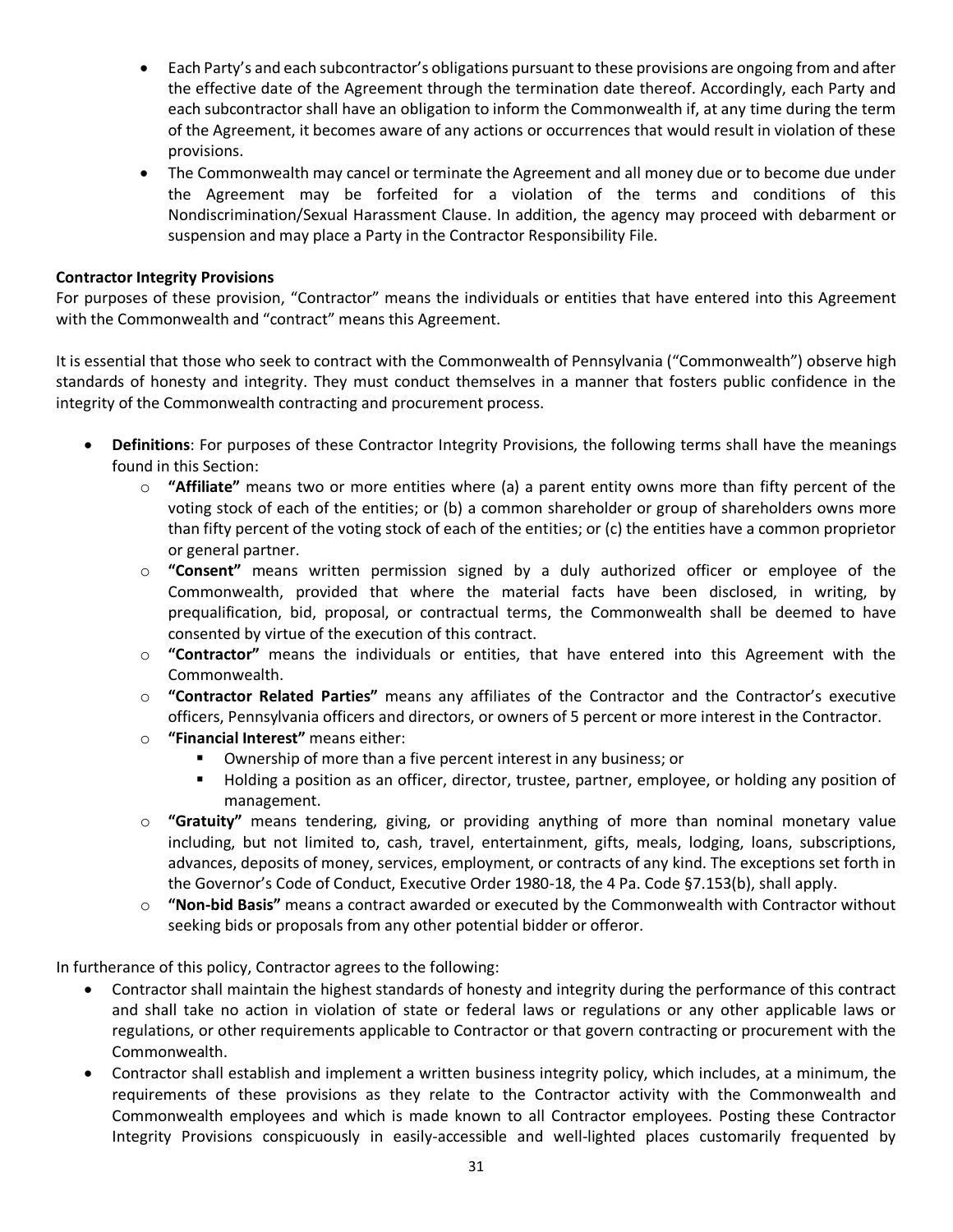- Each Party's and each subcontractor's obligations pursuant to these provisions are ongoing from and after the effective date of the Agreement through the termination date thereof. Accordingly, each Party and each subcontractor shall have an obligation to inform the Commonwealth if, at any time during the term of the Agreement, it becomes aware of any actions or occurrences that would result in violation of these provisions.
- The Commonwealth may cancel or terminate the Agreement and all money due or to become due under the Agreement may be forfeited for a violation of the terms and conditions of this Nondiscrimination/Sexual Harassment Clause. In addition, the agency may proceed with debarment or suspension and may place a Party in the Contractor Responsibility File.

**Contractor Integrity Provisions**

For purposes of these provision, "Contractor" means the individuals or entities that have entered into this Agreement with the Commonwealth and "contract" means this Agreement.

It is essential that those who seek to contract with the Commonwealth of Pennsylvania ("Commonwealth") observe high standards of honesty and integrity. They must conduct themselves in a manner that fosters public confidence in the integrity of the Commonwealth contracting and procurement process.

- **Definitions**: For purposes of these Contractor Integrity Provisions, the following terms shall have the meanings found in this Section:
  - **"Affiliate"** means two or more entities where (a) a parent entity owns more than fifty percent of the voting stock of each of the entities; or (b) a common shareholder or group of shareholders owns more than fifty percent of the voting stock of each of the entities; or (c) the entities have a common proprietor or general partner.
  - **"Consent"** means written permission signed by a duly authorized officer or employee of the Commonwealth, provided that where the material facts have been disclosed, in writing, by prequalification, bid, proposal, or contractual terms, the Commonwealth shall be deemed to have consented by virtue of the execution of this contract.
  - **"Contractor"** means the individuals or entities, that have entered into this Agreement with the Commonwealth.
  - **"Contractor Related Parties"** means any affiliates of the Contractor and the Contractor's executive officers, Pennsylvania officers and directors, or owners of 5 percent or more interest in the Contractor.
  - **"Financial Interest"** means either:
    - Ownership of more than a five percent interest in any business; or
    - Holding a position as an officer, director, trustee, partner, employee, or holding any position of management.
  - **"Gratuity"** means tendering, giving, or providing anything of more than nominal monetary value including, but not limited to, cash, travel, entertainment, gifts, meals, lodging, loans, subscriptions, advances, deposits of money, services, employment, or contracts of any kind. The exceptions set forth in the Governor's Code of Conduct, Executive Order 1980-18, the 4 Pa. Code §7.153(b), shall apply.
  - **"Non-bid Basis"** means a contract awarded or executed by the Commonwealth with Contractor without seeking bids or proposals from any other potential bidder or offeror.

In furtherance of this policy, Contractor agrees to the following:

- Contractor shall maintain the highest standards of honesty and integrity during the performance of this contract and shall take no action in violation of state or federal laws or regulations or any other applicable laws or regulations, or other requirements applicable to Contractor or that govern contracting or procurement with the Commonwealth.
- Contractor shall establish and implement a written business integrity policy, which includes, at a minimum, the requirements of these provisions as they relate to the Contractor activity with the Commonwealth and Commonwealth employees and which is made known to all Contractor employees. Posting these Contractor Integrity Provisions conspicuously in easily-accessible and well-lighted places customarily frequented by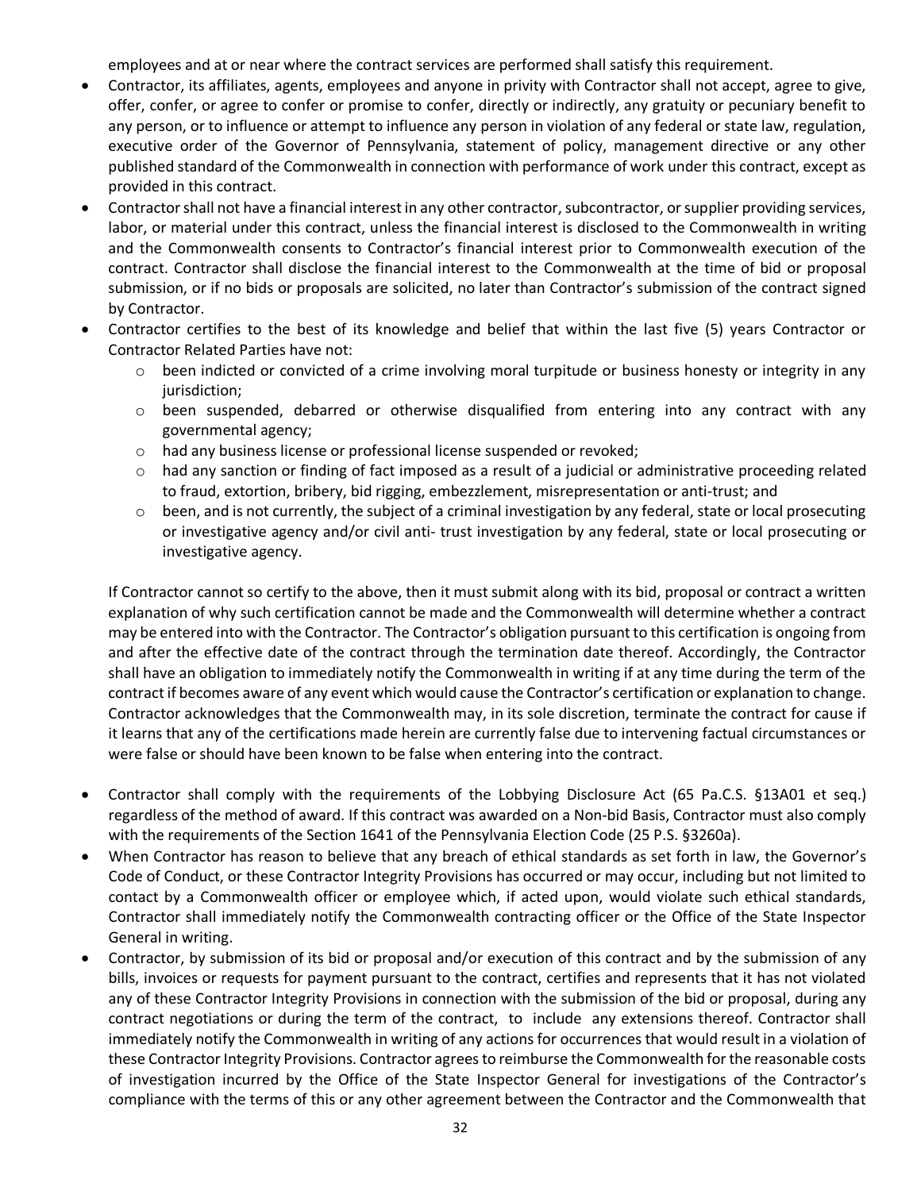employees and at or near where the contract services are performed shall satisfy this requirement.

- Contractor, its affiliates, agents, employees and anyone in privity with Contractor shall not accept, agree to give, offer, confer, or agree to confer or promise to confer, directly or indirectly, any gratuity or pecuniary benefit to any person, or to influence or attempt to influence any person in violation of any federal or state law, regulation, executive order of the Governor of Pennsylvania, statement of policy, management directive or any other published standard of the Commonwealth in connection with performance of work under this contract, except as provided in this contract.
- Contractor shall not have a financial interest in any other contractor, subcontractor, or supplier providing services, labor, or material under this contract, unless the financial interest is disclosed to the Commonwealth in writing and the Commonwealth consents to Contractor's financial interest prior to Commonwealth execution of the contract. Contractor shall disclose the financial interest to the Commonwealth at the time of bid or proposal submission, or if no bids or proposals are solicited, no later than Contractor's submission of the contract signed by Contractor.
- Contractor certifies to the best of its knowledge and belief that within the last five (5) years Contractor or Contractor Related Parties have not:
  - been indicted or convicted of a crime involving moral turpitude or business honesty or integrity in any jurisdiction;
  - been suspended, debarred or otherwise disqualified from entering into any contract with any governmental agency;
  - had any business license or professional license suspended or revoked;
  - had any sanction or finding of fact imposed as a result of a judicial or administrative proceeding related to fraud, extortion, bribery, bid rigging, embezzlement, misrepresentation or anti-trust; and
  - been, and is not currently, the subject of a criminal investigation by any federal, state or local prosecuting or investigative agency and/or civil anti- trust investigation by any federal, state or local prosecuting or investigative agency.

  If Contractor cannot so certify to the above, then it must submit along with its bid, proposal or contract a written explanation of why such certification cannot be made and the Commonwealth will determine whether a contract may be entered into with the Contractor. The Contractor's obligation pursuant to this certification is ongoing from and after the effective date of the contract through the termination date thereof. Accordingly, the Contractor shall have an obligation to immediately notify the Commonwealth in writing if at any time during the term of the contract if becomes aware of any event which would cause the Contractor's certification or explanation to change. Contractor acknowledges that the Commonwealth may, in its sole discretion, terminate the contract for cause if it learns that any of the certifications made herein are currently false due to intervening factual circumstances or were false or should have been known to be false when entering into the contract.

- Contractor shall comply with the requirements of the Lobbying Disclosure Act (65 Pa.C.S. §13A01 et seq.) regardless of the method of award. If this contract was awarded on a Non-bid Basis, Contractor must also comply with the requirements of the Section 1641 of the Pennsylvania Election Code (25 P.S. §3260a).
- When Contractor has reason to believe that any breach of ethical standards as set forth in law, the Governor's Code of Conduct, or these Contractor Integrity Provisions has occurred or may occur, including but not limited to contact by a Commonwealth officer or employee which, if acted upon, would violate such ethical standards, Contractor shall immediately notify the Commonwealth contracting officer or the Office of the State Inspector General in writing.
- Contractor, by submission of its bid or proposal and/or execution of this contract and by the submission of any bills, invoices or requests for payment pursuant to the contract, certifies and represents that it has not violated any of these Contractor Integrity Provisions in connection with the submission of the bid or proposal, during any contract negotiations or during the term of the contract, to include any extensions thereof. Contractor shall immediately notify the Commonwealth in writing of any actions for occurrences that would result in a violation of these Contractor Integrity Provisions. Contractor agrees to reimburse the Commonwealth for the reasonable costs of investigation incurred by the Office of the State Inspector General for investigations of the Contractor's compliance with the terms of this or any other agreement between the Contractor and the Commonwealth that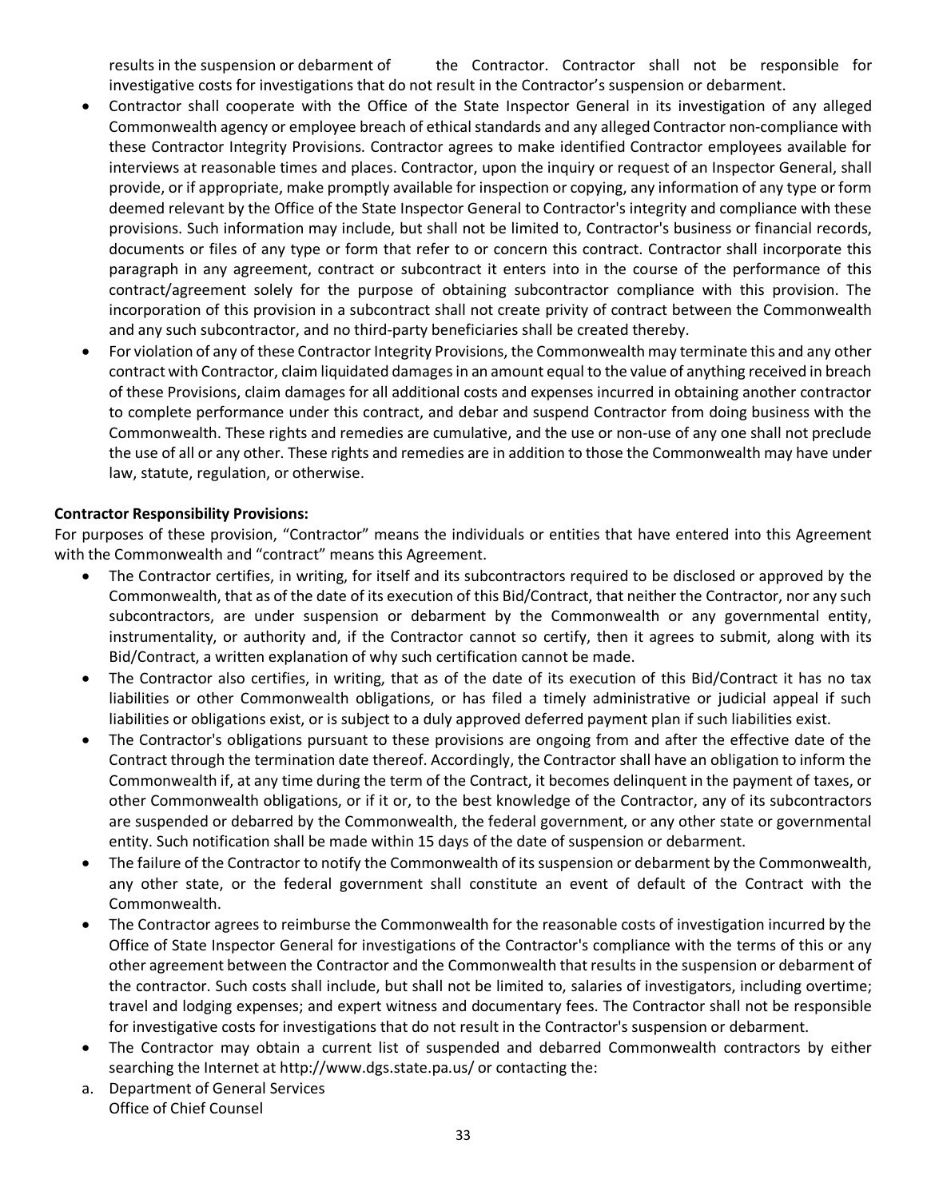results in the suspension or debarment of the Contractor. Contractor shall not be responsible for investigative costs for investigations that do not result in the Contractor's suspension or debarment.

- Contractor shall cooperate with the Office of the State Inspector General in its investigation of any alleged Commonwealth agency or employee breach of ethical standards and any alleged Contractor non-compliance with these Contractor Integrity Provisions. Contractor agrees to make identified Contractor employees available for interviews at reasonable times and places. Contractor, upon the inquiry or request of an Inspector General, shall provide, or if appropriate, make promptly available for inspection or copying, any information of any type or form deemed relevant by the Office of the State Inspector General to Contractor's integrity and compliance with these provisions. Such information may include, but shall not be limited to, Contractor's business or financial records, documents or files of any type or form that refer to or concern this contract. Contractor shall incorporate this paragraph in any agreement, contract or subcontract it enters into in the course of the performance of this contract/agreement solely for the purpose of obtaining subcontractor compliance with this provision. The incorporation of this provision in a subcontract shall not create privity of contract between the Commonwealth and any such subcontractor, and no third-party beneficiaries shall be created thereby.
- For violation of any of these Contractor Integrity Provisions, the Commonwealth may terminate this and any other contract with Contractor, claim liquidated damages in an amount equal to the value of anything received in breach of these Provisions, claim damages for all additional costs and expenses incurred in obtaining another contractor to complete performance under this contract, and debar and suspend Contractor from doing business with the Commonwealth. These rights and remedies are cumulative, and the use or non-use of any one shall not preclude the use of all or any other. These rights and remedies are in addition to those the Commonwealth may have under law, statute, regulation, or otherwise.

**Contractor Responsibility Provisions:**

For purposes of these provision, "Contractor" means the individuals or entities that have entered into this Agreement with the Commonwealth and "contract" means this Agreement.

- The Contractor certifies, in writing, for itself and its subcontractors required to be disclosed or approved by the Commonwealth, that as of the date of its execution of this Bid/Contract, that neither the Contractor, nor any such subcontractors, are under suspension or debarment by the Commonwealth or any governmental entity, instrumentality, or authority and, if the Contractor cannot so certify, then it agrees to submit, along with its Bid/Contract, a written explanation of why such certification cannot be made.
- The Contractor also certifies, in writing, that as of the date of its execution of this Bid/Contract it has no tax liabilities or other Commonwealth obligations, or has filed a timely administrative or judicial appeal if such liabilities or obligations exist, or is subject to a duly approved deferred payment plan if such liabilities exist.
- The Contractor's obligations pursuant to these provisions are ongoing from and after the effective date of the Contract through the termination date thereof. Accordingly, the Contractor shall have an obligation to inform the Commonwealth if, at any time during the term of the Contract, it becomes delinquent in the payment of taxes, or other Commonwealth obligations, or if it or, to the best knowledge of the Contractor, any of its subcontractors are suspended or debarred by the Commonwealth, the federal government, or any other state or governmental entity. Such notification shall be made within 15 days of the date of suspension or debarment.
- The failure of the Contractor to notify the Commonwealth of its suspension or debarment by the Commonwealth, any other state, or the federal government shall constitute an event of default of the Contract with the Commonwealth.
- The Contractor agrees to reimburse the Commonwealth for the reasonable costs of investigation incurred by the Office of State Inspector General for investigations of the Contractor's compliance with the terms of this or any other agreement between the Contractor and the Commonwealth that results in the suspension or debarment of the contractor. Such costs shall include, but shall not be limited to, salaries of investigators, including overtime; travel and lodging expenses; and expert witness and documentary fees. The Contractor shall not be responsible for investigative costs for investigations that do not result in the Contractor's suspension or debarment.
- The Contractor may obtain a current list of suspended and debarred Commonwealth contractors by either searching the Internet at http://www.dgs.state.pa.us/ or contacting the:

a. Department of General Services
   Office of Chief Counsel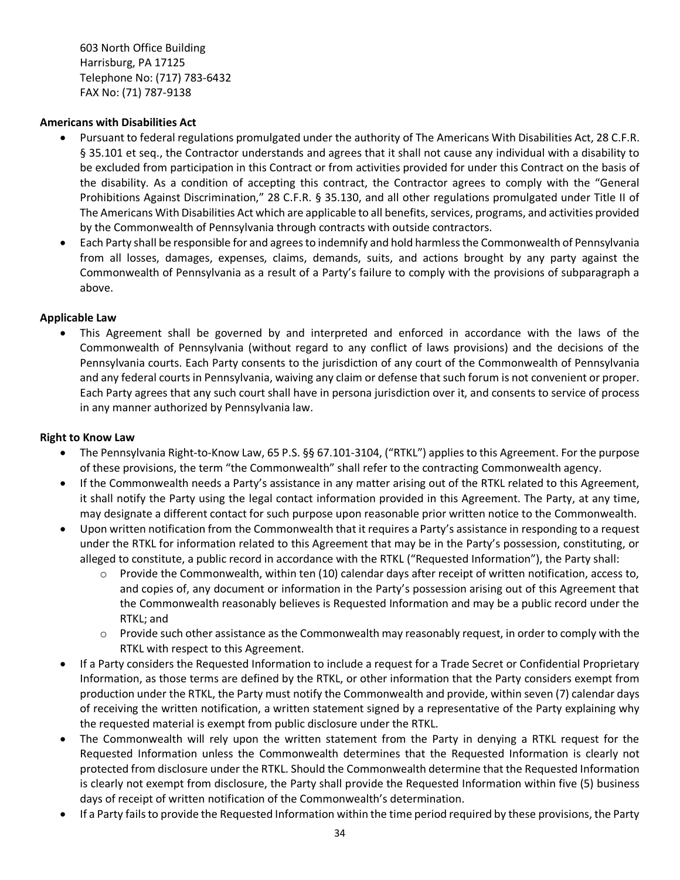603 North Office Building
Harrisburg, PA 17125
Telephone No: (717) 783-6432
FAX No: (71) 787-9138

**Americans with Disabilities Act**

- Pursuant to federal regulations promulgated under the authority of The Americans With Disabilities Act, 28 C.F.R. § 35.101 et seq., the Contractor understands and agrees that it shall not cause any individual with a disability to be excluded from participation in this Contract or from activities provided for under this Contract on the basis of the disability. As a condition of accepting this contract, the Contractor agrees to comply with the "General Prohibitions Against Discrimination," 28 C.F.R. § 35.130, and all other regulations promulgated under Title II of The Americans With Disabilities Act which are applicable to all benefits, services, programs, and activities provided by the Commonwealth of Pennsylvania through contracts with outside contractors.
- Each Party shall be responsible for and agrees to indemnify and hold harmless the Commonwealth of Pennsylvania from all losses, damages, expenses, claims, demands, suits, and actions brought by any party against the Commonwealth of Pennsylvania as a result of a Party's failure to comply with the provisions of subparagraph a above.

**Applicable Law**

- This Agreement shall be governed by and interpreted and enforced in accordance with the laws of the Commonwealth of Pennsylvania (without regard to any conflict of laws provisions) and the decisions of the Pennsylvania courts. Each Party consents to the jurisdiction of any court of the Commonwealth of Pennsylvania and any federal courts in Pennsylvania, waiving any claim or defense that such forum is not convenient or proper. Each Party agrees that any such court shall have in persona jurisdiction over it, and consents to service of process in any manner authorized by Pennsylvania law.

**Right to Know Law**

- The Pennsylvania Right-to-Know Law, 65 P.S. §§ 67.101-3104, ("RTKL") applies to this Agreement. For the purpose of these provisions, the term "the Commonwealth" shall refer to the contracting Commonwealth agency.
- If the Commonwealth needs a Party's assistance in any matter arising out of the RTKL related to this Agreement, it shall notify the Party using the legal contact information provided in this Agreement. The Party, at any time, may designate a different contact for such purpose upon reasonable prior written notice to the Commonwealth.
- Upon written notification from the Commonwealth that it requires a Party's assistance in responding to a request under the RTKL for information related to this Agreement that may be in the Party's possession, constituting, or alleged to constitute, a public record in accordance with the RTKL ("Requested Information"), the Party shall:
  - Provide the Commonwealth, within ten (10) calendar days after receipt of written notification, access to, and copies of, any document or information in the Party's possession arising out of this Agreement that the Commonwealth reasonably believes is Requested Information and may be a public record under the RTKL; and
  - Provide such other assistance as the Commonwealth may reasonably request, in order to comply with the RTKL with respect to this Agreement.
- If a Party considers the Requested Information to include a request for a Trade Secret or Confidential Proprietary Information, as those terms are defined by the RTKL, or other information that the Party considers exempt from production under the RTKL, the Party must notify the Commonwealth and provide, within seven (7) calendar days of receiving the written notification, a written statement signed by a representative of the Party explaining why the requested material is exempt from public disclosure under the RTKL.
- The Commonwealth will rely upon the written statement from the Party in denying a RTKL request for the Requested Information unless the Commonwealth determines that the Requested Information is clearly not protected from disclosure under the RTKL. Should the Commonwealth determine that the Requested Information is clearly not exempt from disclosure, the Party shall provide the Requested Information within five (5) business days of receipt of written notification of the Commonwealth's determination.
- If a Party fails to provide the Requested Information within the time period required by these provisions, the Party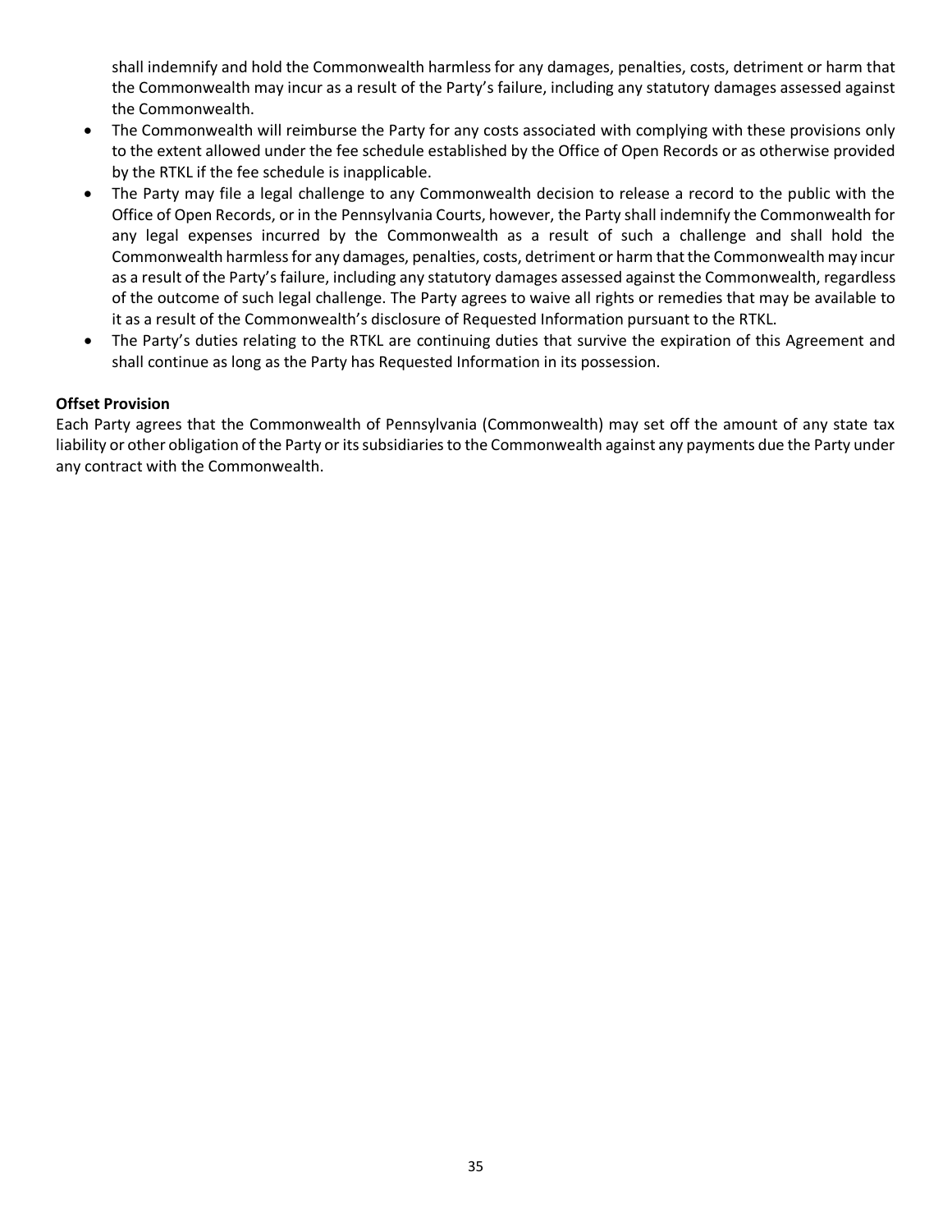shall indemnify and hold the Commonwealth harmless for any damages, penalties, costs, detriment or harm that the Commonwealth may incur as a result of the Party's failure, including any statutory damages assessed against the Commonwealth.

- The Commonwealth will reimburse the Party for any costs associated with complying with these provisions only to the extent allowed under the fee schedule established by the Office of Open Records or as otherwise provided by the RTKL if the fee schedule is inapplicable.
- The Party may file a legal challenge to any Commonwealth decision to release a record to the public with the Office of Open Records, or in the Pennsylvania Courts, however, the Party shall indemnify the Commonwealth for any legal expenses incurred by the Commonwealth as a result of such a challenge and shall hold the Commonwealth harmless for any damages, penalties, costs, detriment or harm that the Commonwealth may incur as a result of the Party's failure, including any statutory damages assessed against the Commonwealth, regardless of the outcome of such legal challenge. The Party agrees to waive all rights or remedies that may be available to it as a result of the Commonwealth's disclosure of Requested Information pursuant to the RTKL.
- The Party's duties relating to the RTKL are continuing duties that survive the expiration of this Agreement and shall continue as long as the Party has Requested Information in its possession.

**Offset Provision**

Each Party agrees that the Commonwealth of Pennsylvania (Commonwealth) may set off the amount of any state tax liability or other obligation of the Party or its subsidiaries to the Commonwealth against any payments due the Party under any contract with the Commonwealth.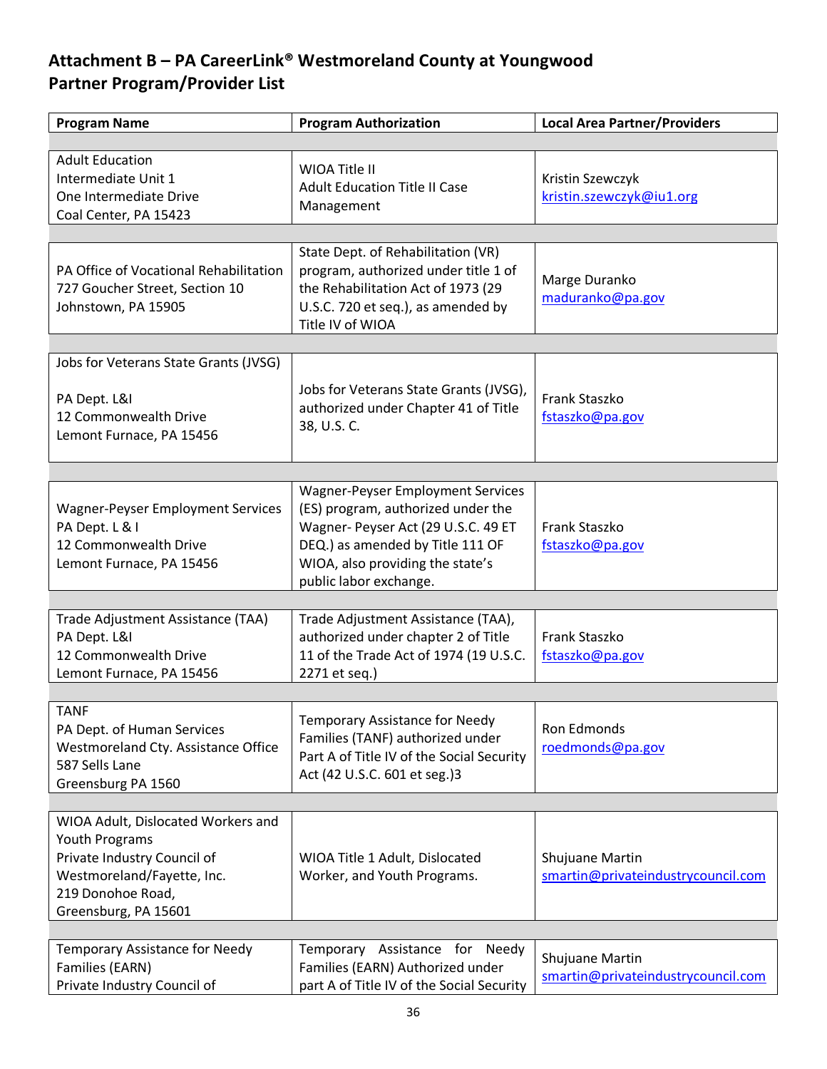## Attachment B – PA CareerLink® Westmoreland County at Youngwood Partner Program/Provider List

| Program Name | Program Authorization | Local Area Partner/Providers |
|---|---|---|
| Adult Education<br>Intermediate Unit 1<br>One Intermediate Drive<br>Coal Center, PA 15423 | WIOA Title II<br>Adult Education Title II Case Management | Kristin Szewczyk<br>kristin.szewczyk@iu1.org |
| PA Office of Vocational Rehabilitation<br>727 Goucher Street, Section 10<br>Johnstown, PA 15905 | State Dept. of Rehabilitation (VR) program, authorized under title 1 of the Rehabilitation Act of 1973 (29 U.S.C. 720 et seq.), as amended by Title IV of WIOA | Marge Duranko<br>maduranko@pa.gov |
| Jobs for Veterans State Grants (JVSG)<br><br>PA Dept. L&I<br>12 Commonwealth Drive<br>Lemont Furnace, PA 15456 | Jobs for Veterans State Grants (JVSG), authorized under Chapter 41 of Title 38, U.S. C. | Frank Staszko<br>fstaszko@pa.gov |
| Wagner-Peyser Employment Services<br>PA Dept. L & I<br>12 Commonwealth Drive<br>Lemont Furnace, PA 15456 | Wagner-Peyser Employment Services (ES) program, authorized under the Wagner- Peyser Act (29 U.S.C. 49 ET DEQ.) as amended by Title 111 OF WIOA, also providing the state's public labor exchange. | Frank Staszko<br>fstaszko@pa.gov |
| Trade Adjustment Assistance (TAA)<br>PA Dept. L&I<br>12 Commonwealth Drive<br>Lemont Furnace, PA 15456 | Trade Adjustment Assistance (TAA), authorized under chapter 2 of Title 11 of the Trade Act of 1974 (19 U.S.C. 2271 et seq.) | Frank Staszko<br>fstaszko@pa.gov |
| TANF<br>PA Dept. of Human Services<br>Westmoreland Cty. Assistance Office<br>587 Sells Lane<br>Greensburg PA 1560 | Temporary Assistance for Needy Families (TANF) authorized under Part A of Title IV of the Social Security Act (42 U.S.C. 601 et seg.)3 | Ron Edmonds<br>roedmonds@pa.gov |
| WIOA Adult, Dislocated Workers and Youth Programs<br>Private Industry Council of Westmoreland/Fayette, Inc.<br>219 Donohoe Road,<br>Greensburg, PA 15601 | WIOA Title 1 Adult, Dislocated Worker, and Youth Programs. | Shujuane Martin<br>smartin@privateindustrycouncil.com |
| Temporary Assistance for Needy Families (EARN)<br>Private Industry Council of | Temporary Assistance for Needy Families (EARN) Authorized under part A of Title IV of the Social Security | Shujuane Martin<br>smartin@privateindustrycouncil.com |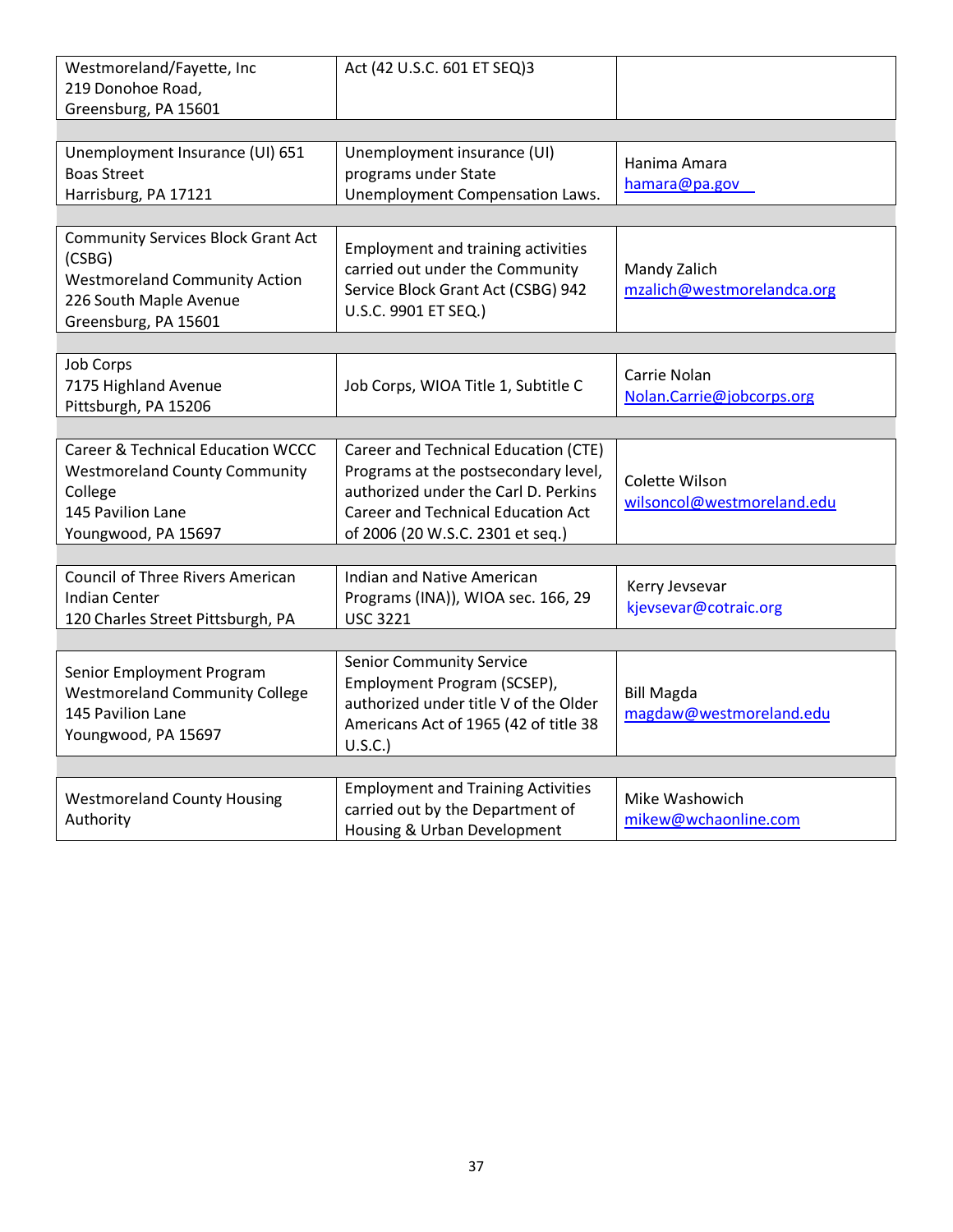| | | |
|---|---|---|
| Westmoreland/Fayette, Inc<br>219 Donohoe Road,<br>Greensburg, PA 15601 | Act (42 U.S.C. 601 ET SEQ)3 | |
| | | |
| Unemployment Insurance (UI) 651 Boas Street<br>Harrisburg, PA 17121 | Unemployment insurance (UI) programs under State Unemployment Compensation Laws. | Hanima Amara<br>hamara@pa.gov |
| | | |
| Community Services Block Grant Act (CSBG)<br>Westmoreland Community Action<br>226 South Maple Avenue<br>Greensburg, PA 15601 | Employment and training activities carried out under the Community Service Block Grant Act (CSBG) 942 U.S.C. 9901 ET SEQ.) | Mandy Zalich<br>mzalich@westmorelandca.org |
| | | |
| Job Corps<br>7175 Highland Avenue<br>Pittsburgh, PA 15206 | Job Corps, WIOA Title 1, Subtitle C | Carrie Nolan<br>Nolan.Carrie@jobcorps.org |
| | | |
| Career & Technical Education WCCC<br>Westmoreland County Community College<br>145 Pavilion Lane<br>Youngwood, PA 15697 | Career and Technical Education (CTE) Programs at the postsecondary level, authorized under the Carl D. Perkins Career and Technical Education Act of 2006 (20 W.S.C. 2301 et seq.) | Colette Wilson<br>wilsoncol@westmoreland.edu |
| | | |
| Council of Three Rivers American Indian Center<br>120 Charles Street Pittsburgh, PA | Indian and Native American Programs (INA)), WIOA sec. 166, 29 USC 3221 | Kerry Jevsevar<br>kjevsevar@cotraic.org |
| | | |
| Senior Employment Program<br>Westmoreland Community College<br>145 Pavilion Lane<br>Youngwood, PA 15697 | Senior Community Service Employment Program (SCSEP), authorized under title V of the Older Americans Act of 1965 (42 of title 38 U.S.C.) | Bill Magda<br>magdaw@westmoreland.edu |
| | | |
| Westmoreland County Housing Authority | Employment and Training Activities carried out by the Department of Housing & Urban Development | Mike Washowich<br>mikew@wchaonline.com |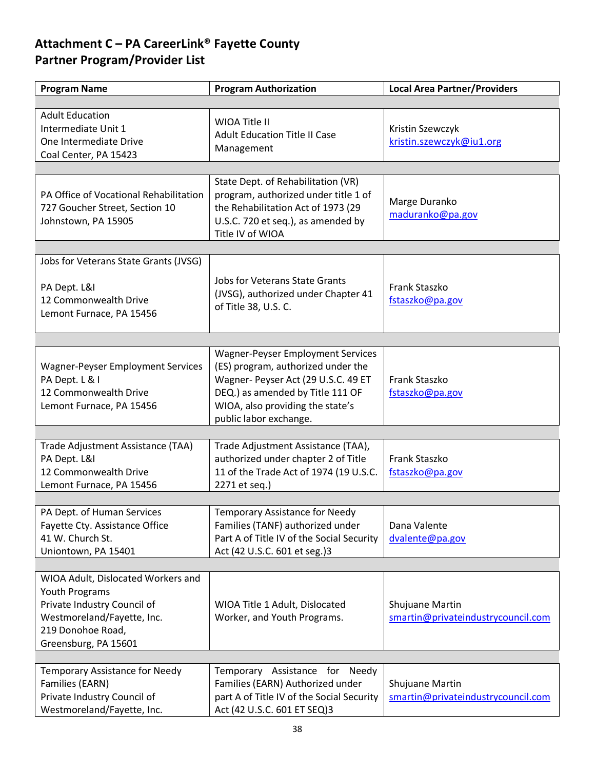# Attachment C – PA CareerLink® Fayette County
# Partner Program/Provider List

| Program Name | Program Authorization | Local Area Partner/Providers |
|---|---|---|
| Adult Education<br>Intermediate Unit 1<br>One Intermediate Drive<br>Coal Center, PA 15423 | WIOA Title II<br>Adult Education Title II Case Management | Kristin Szewczyk<br>kristin.szewczyk@iu1.org |
| PA Office of Vocational Rehabilitation<br>727 Goucher Street, Section 10<br>Johnstown, PA 15905 | State Dept. of Rehabilitation (VR) program, authorized under title 1 of the Rehabilitation Act of 1973 (29 U.S.C. 720 et seq.), as amended by Title IV of WIOA | Marge Duranko<br>maduranko@pa.gov |
| Jobs for Veterans State Grants (JVSG)<br><br>PA Dept. L&I<br>12 Commonwealth Drive<br>Lemont Furnace, PA 15456 | Jobs for Veterans State Grants (JVSG), authorized under Chapter 41 of Title 38, U.S. C. | Frank Staszko<br>fstaszko@pa.gov |
| Wagner-Peyser Employment Services<br>PA Dept. L & I<br>12 Commonwealth Drive<br>Lemont Furnace, PA 15456 | Wagner-Peyser Employment Services (ES) program, authorized under the Wagner- Peyser Act (29 U.S.C. 49 ET DEQ.) as amended by Title 111 OF WIOA, also providing the state's public labor exchange. | Frank Staszko<br>fstaszko@pa.gov |
| Trade Adjustment Assistance (TAA)<br>PA Dept. L&I<br>12 Commonwealth Drive<br>Lemont Furnace, PA 15456 | Trade Adjustment Assistance (TAA), authorized under chapter 2 of Title 11 of the Trade Act of 1974 (19 U.S.C. 2271 et seq.) | Frank Staszko<br>fstaszko@pa.gov |
| PA Dept. of Human Services<br>Fayette Cty. Assistance Office<br>41 W. Church St.<br>Uniontown, PA 15401 | Temporary Assistance for Needy Families (TANF) authorized under Part A of Title IV of the Social Security Act (42 U.S.C. 601 et seg.)3 | Dana Valente<br>dvalente@pa.gov |
| WIOA Adult, Dislocated Workers and Youth Programs<br>Private Industry Council of Westmoreland/Fayette, Inc.<br>219 Donohoe Road,<br>Greensburg, PA 15601 | WIOA Title 1 Adult, Dislocated Worker, and Youth Programs. | Shujuane Martin<br>smartin@privateindustrycouncil.com |
| Temporary Assistance for Needy Families (EARN)<br>Private Industry Council of Westmoreland/Fayette, Inc. | Temporary Assistance for Needy Families (EARN) Authorized under part A of Title IV of the Social Security Act (42 U.S.C. 601 ET SEQ)3 | Shujuane Martin<br>smartin@privateindustrycouncil.com |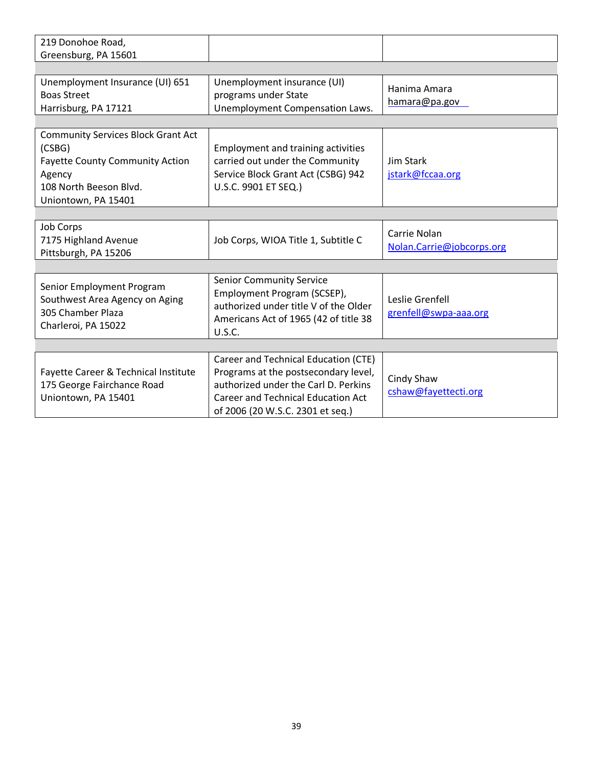| | | |
|---|---|---|
| 219 Donohoe Road,<br>Greensburg, PA 15601 | | |
| | | |
| Unemployment Insurance (UI) 651 Boas Street<br>Harrisburg, PA 17121 | Unemployment insurance (UI) programs under State Unemployment Compensation Laws. | Hanima Amara<br>hamara@pa.gov |
| | | |
| Community Services Block Grant Act (CSBG)<br>Fayette County Community Action Agency<br>108 North Beeson Blvd.<br>Uniontown, PA 15401 | Employment and training activities carried out under the Community Service Block Grant Act (CSBG) 942 U.S.C. 9901 ET SEQ.) | Jim Stark<br>jstark@fccaa.org |
| | | |
| Job Corps<br>7175 Highland Avenue<br>Pittsburgh, PA 15206 | Job Corps, WIOA Title 1, Subtitle C | Carrie Nolan<br>Nolan.Carrie@jobcorps.org |
| | | |
| Senior Employment Program<br>Southwest Area Agency on Aging<br>305 Chamber Plaza<br>Charleroi, PA 15022 | Senior Community Service Employment Program (SCSEP), authorized under title V of the Older Americans Act of 1965 (42 of title 38 U.S.C. | Leslie Grenfell<br>grenfell@swpa-aaa.org |
| | | |
| Fayette Career & Technical Institute<br>175 George Fairchance Road<br>Uniontown, PA 15401 | Career and Technical Education (CTE) Programs at the postsecondary level, authorized under the Carl D. Perkins Career and Technical Education Act of 2006 (20 W.S.C. 2301 et seq.) | Cindy Shaw<br>cshaw@fayettecti.org |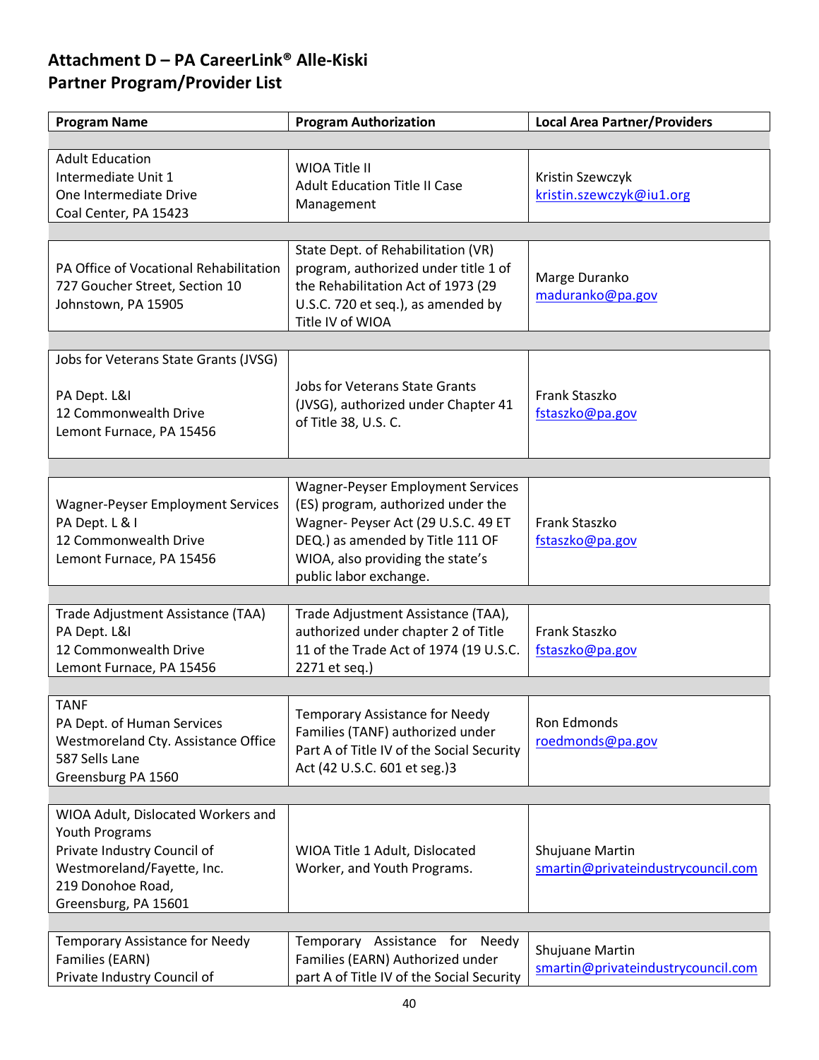# Attachment D – PA CareerLink® Alle-Kiski Partner Program/Provider List

| Program Name | Program Authorization | Local Area Partner/Providers |
|---|---|---|
| Adult Education<br>Intermediate Unit 1<br>One Intermediate Drive<br>Coal Center, PA 15423 | WIOA Title II<br>Adult Education Title II Case Management | Kristin Szewczyk<br>kristin.szewczyk@iu1.org |
| PA Office of Vocational Rehabilitation<br>727 Goucher Street, Section 10<br>Johnstown, PA 15905 | State Dept. of Rehabilitation (VR) program, authorized under title 1 of the Rehabilitation Act of 1973 (29 U.S.C. 720 et seq.), as amended by Title IV of WIOA | Marge Duranko<br>maduranko@pa.gov |
| Jobs for Veterans State Grants (JVSG)<br><br>PA Dept. L&I<br>12 Commonwealth Drive<br>Lemont Furnace, PA 15456 | Jobs for Veterans State Grants (JVSG), authorized under Chapter 41 of Title 38, U.S. C. | Frank Staszko<br>fstaszko@pa.gov |
| Wagner-Peyser Employment Services<br>PA Dept. L & I<br>12 Commonwealth Drive<br>Lemont Furnace, PA 15456 | Wagner-Peyser Employment Services (ES) program, authorized under the Wagner- Peyser Act (29 U.S.C. 49 ET DEQ.) as amended by Title 111 OF WIOA, also providing the state's public labor exchange. | Frank Staszko<br>fstaszko@pa.gov |
| Trade Adjustment Assistance (TAA)<br>PA Dept. L&I<br>12 Commonwealth Drive<br>Lemont Furnace, PA 15456 | Trade Adjustment Assistance (TAA), authorized under chapter 2 of Title 11 of the Trade Act of 1974 (19 U.S.C. 2271 et seq.) | Frank Staszko<br>fstaszko@pa.gov |
| TANF<br>PA Dept. of Human Services<br>Westmoreland Cty. Assistance Office<br>587 Sells Lane<br>Greensburg PA 1560 | Temporary Assistance for Needy Families (TANF) authorized under Part A of Title IV of the Social Security Act (42 U.S.C. 601 et seq.)3 | Ron Edmonds<br>roedmonds@pa.gov |
| WIOA Adult, Dislocated Workers and Youth Programs<br>Private Industry Council of Westmoreland/Fayette, Inc.<br>219 Donohoe Road,<br>Greensburg, PA 15601 | WIOA Title 1 Adult, Dislocated Worker, and Youth Programs. | Shujuane Martin<br>smartin@privateindustrycouncil.com |
| Temporary Assistance for Needy Families (EARN)<br>Private Industry Council of | Temporary Assistance for Needy Families (EARN) Authorized under part A of Title IV of the Social Security | Shujuane Martin<br>smartin@privateindustrycouncil.com |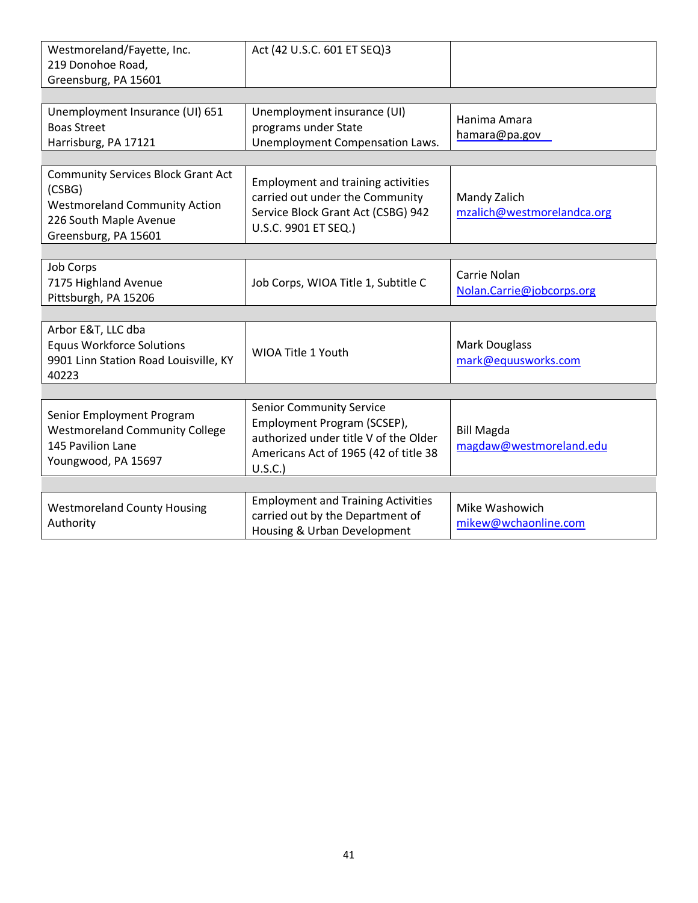| | | |
|---|---|---|
| Westmoreland/Fayette, Inc.<br>219 Donohoe Road,<br>Greensburg, PA 15601 | Act (42 U.S.C. 601 ET SEQ)3 | |
| Unemployment Insurance (UI) 651 Boas Street<br>Harrisburg, PA 17121 | Unemployment insurance (UI) programs under State Unemployment Compensation Laws. | Hanima Amara<br>hamara@pa.gov |
| Community Services Block Grant Act (CSBG)<br>Westmoreland Community Action<br>226 South Maple Avenue<br>Greensburg, PA 15601 | Employment and training activities carried out under the Community Service Block Grant Act (CSBG) 942 U.S.C. 9901 ET SEQ.) | Mandy Zalich<br>mzalich@westmorelandca.org |
| Job Corps<br>7175 Highland Avenue<br>Pittsburgh, PA 15206 | Job Corps, WIOA Title 1, Subtitle C | Carrie Nolan<br>Nolan.Carrie@jobcorps.org |
| Arbor E&T, LLC dba<br>Equus Workforce Solutions<br>9901 Linn Station Road Louisville, KY 40223 | WIOA Title 1 Youth | Mark Douglass<br>mark@equusworks.com |
| Senior Employment Program<br>Westmoreland Community College<br>145 Pavilion Lane<br>Youngwood, PA 15697 | Senior Community Service Employment Program (SCSEP), authorized under title V of the Older Americans Act of 1965 (42 of title 38 U.S.C.) | Bill Magda<br>magdaw@westmoreland.edu |
| Westmoreland County Housing Authority | Employment and Training Activities carried out by the Department of Housing & Urban Development | Mike Washowich<br>mikew@wchaonline.com |